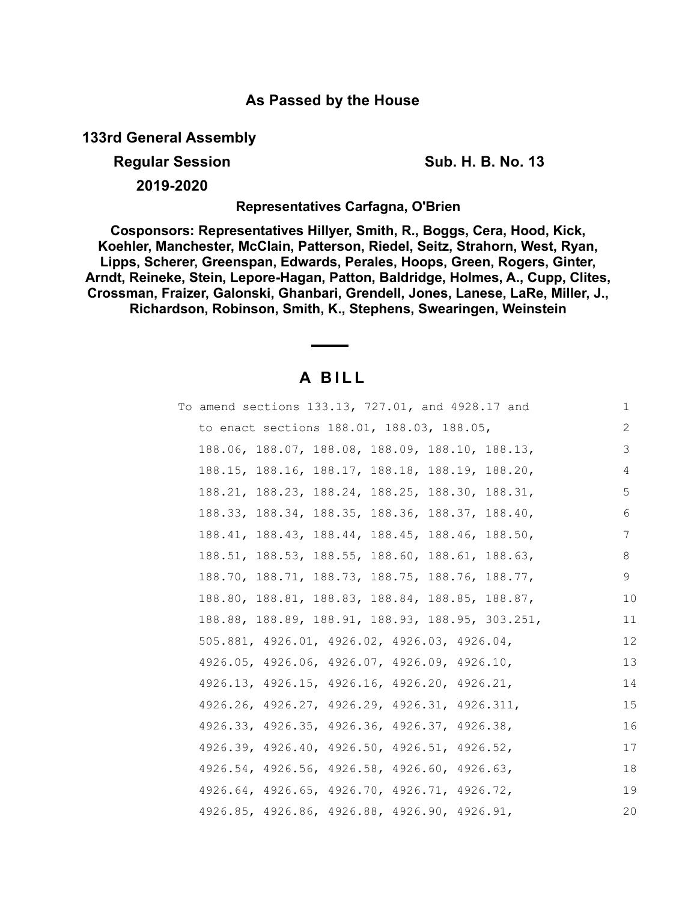**As Passed by the House**

**133rd General Assembly**

**Regular Session** **Sub. H. B. No. 13**

**2019-2020**

**Representatives Carfagna, O'Brien**

**Cosponsors: Representatives Hillyer, Smith, R., Boggs, Cera, Hood, Kick, Koehler, Manchester, McClain, Patterson, Riedel, Seitz, Strahorn, West, Ryan, Lipps, Scherer, Greenspan, Edwards, Perales, Hoops, Green, Rogers, Ginter, Arndt, Reineke, Stein, Lepore-Hagan, Patton, Baldridge, Holmes, A., Cupp, Clites, Crossman, Fraizer, Galonski, Ghanbari, Grendell, Jones, Lanese, LaRe, Miller, J., Richardson, Robinson, Smith, K., Stephens, Swearingen, Weinstein**

# A BILL

To amend sections 133.13, 727.01, and 4928.17 and to enact sections 188.01, 188.03, 188.05, 188.06, 188.07, 188.08, 188.09, 188.10, 188.13, 188.15, 188.16, 188.17, 188.18, 188.19, 188.20, 188.21, 188.23, 188.24, 188.25, 188.30, 188.31, 188.33, 188.34, 188.35, 188.36, 188.37, 188.40, 188.41, 188.43, 188.44, 188.45, 188.46, 188.50, 188.51, 188.53, 188.55, 188.60, 188.61, 188.63, 188.70, 188.71, 188.73, 188.75, 188.76, 188.77, 188.80, 188.81, 188.83, 188.84, 188.85, 188.87, 188.88, 188.89, 188.91, 188.93, 188.95, 303.251, 505.881, 4926.01, 4926.02, 4926.03, 4926.04, 4926.05, 4926.06, 4926.07, 4926.09, 4926.10, 4926.13, 4926.15, 4926.16, 4926.20, 4926.21, 4926.26, 4926.27, 4926.29, 4926.31, 4926.311, 4926.33, 4926.35, 4926.36, 4926.37, 4926.38, 4926.39, 4926.40, 4926.50, 4926.51, 4926.52, 4926.54, 4926.56, 4926.58, 4926.60, 4926.63, 4926.64, 4926.65, 4926.70, 4926.71, 4926.72, 4926.85, 4926.86, 4926.88, 4926.90, 4926.91,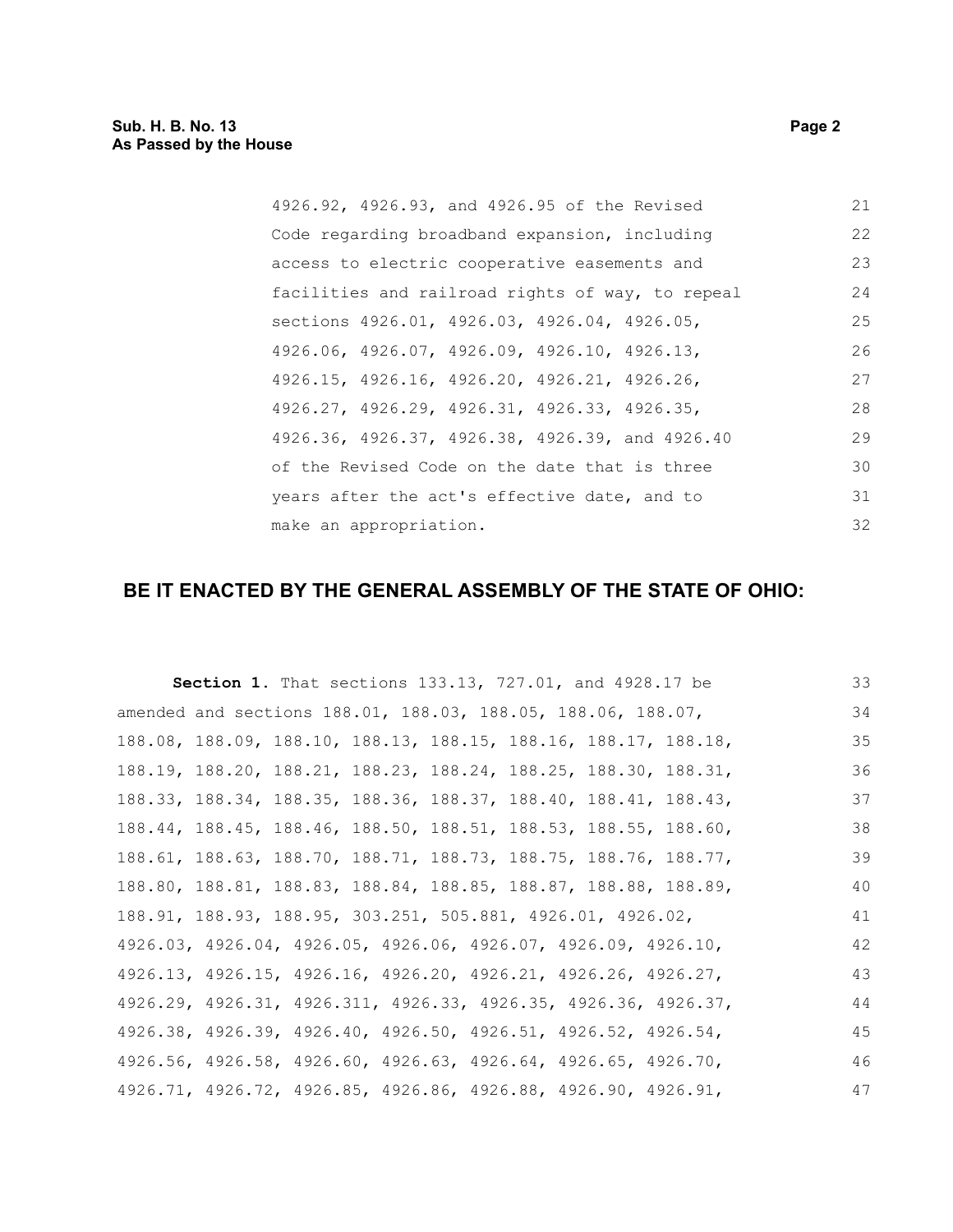4926.92, 4926.93, and 4926.95 of the Revised Code regarding broadband expansion, including access to electric cooperative easements and facilities and railroad rights of way, to repeal sections 4926.01, 4926.03, 4926.04, 4926.05, 4926.06, 4926.07, 4926.09, 4926.10, 4926.13, 4926.15, 4926.16, 4926.20, 4926.21, 4926.26, 4926.27, 4926.29, 4926.31, 4926.33, 4926.35, 4926.36, 4926.37, 4926.38, 4926.39, and 4926.40 of the Revised Code on the date that is three years after the act's effective date, and to make an appropriation.

## BE IT ENACTED BY THE GENERAL ASSEMBLY OF THE STATE OF OHIO:

**Section 1.** That sections 133.13, 727.01, and 4928.17 be amended and sections 188.01, 188.03, 188.05, 188.06, 188.07, 188.08, 188.09, 188.10, 188.13, 188.15, 188.16, 188.17, 188.18, 188.19, 188.20, 188.21, 188.23, 188.24, 188.25, 188.30, 188.31, 188.33, 188.34, 188.35, 188.36, 188.37, 188.40, 188.41, 188.43, 188.44, 188.45, 188.46, 188.50, 188.51, 188.53, 188.55, 188.60, 188.61, 188.63, 188.70, 188.71, 188.73, 188.75, 188.76, 188.77, 188.80, 188.81, 188.83, 188.84, 188.85, 188.87, 188.88, 188.89, 188.91, 188.93, 188.95, 303.251, 505.881, 4926.01, 4926.02, 4926.03, 4926.04, 4926.05, 4926.06, 4926.07, 4926.09, 4926.10, 4926.13, 4926.15, 4926.16, 4926.20, 4926.21, 4926.26, 4926.27, 4926.29, 4926.31, 4926.311, 4926.33, 4926.35, 4926.36, 4926.37, 4926.38, 4926.39, 4926.40, 4926.50, 4926.51, 4926.52, 4926.54, 4926.56, 4926.58, 4926.60, 4926.63, 4926.64, 4926.65, 4926.70, 4926.71, 4926.72, 4926.85, 4926.86, 4926.88, 4926.90, 4926.91,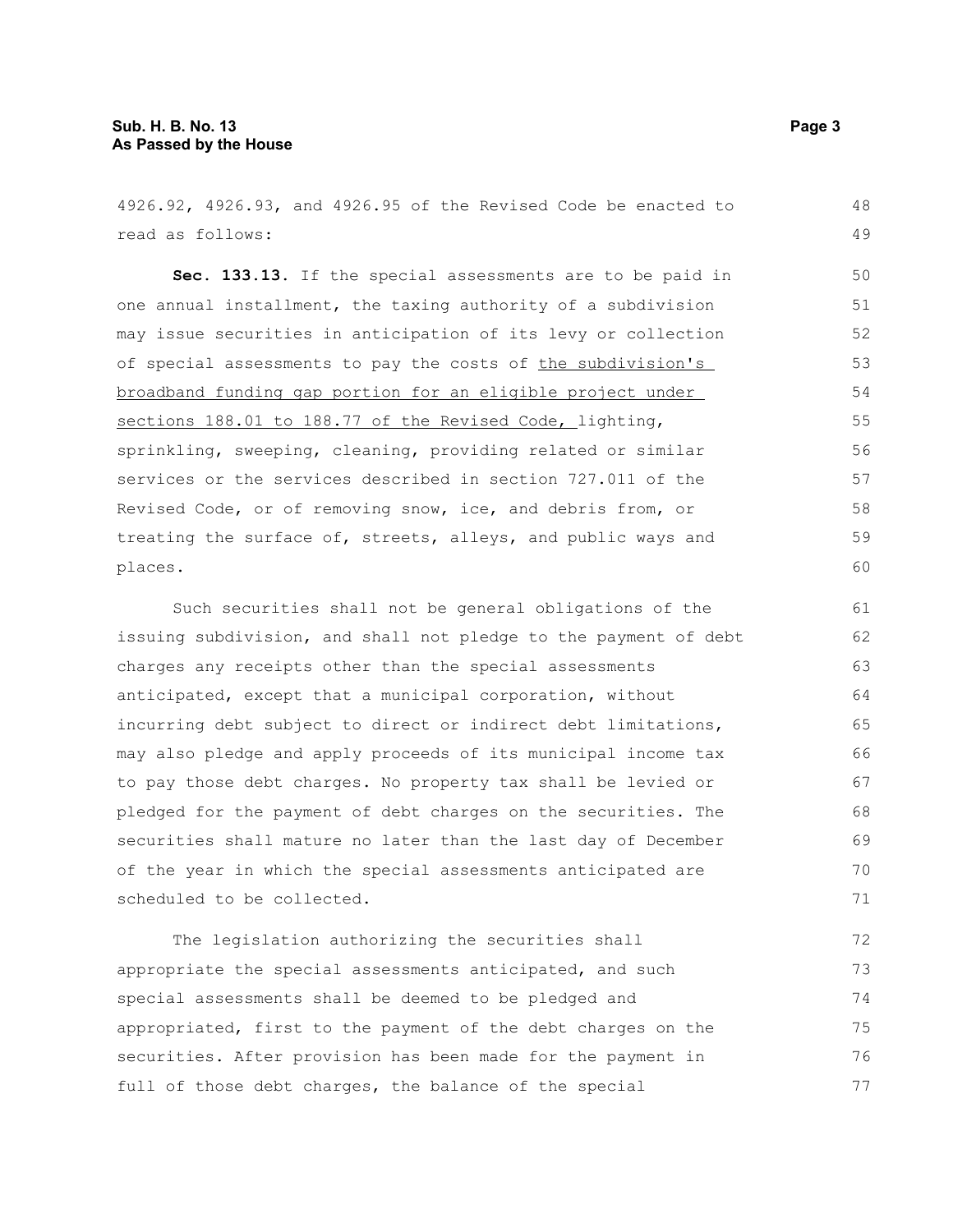4926.92, 4926.93, and 4926.95 of the Revised Code be enacted to read as follows:

**Sec. 133.13.** If the special assessments are to be paid in one annual installment, the taxing authority of a subdivision may issue securities in anticipation of its levy or collection of special assessments to pay the costs of <u>the subdivision's broadband funding gap portion for an eligible project under sections 188.01 to 188.77 of the Revised Code,</u> lighting, sprinkling, sweeping, cleaning, providing related or similar services or the services described in section 727.011 of the Revised Code, or of removing snow, ice, and debris from, or treating the surface of, streets, alleys, and public ways and places.

Such securities shall not be general obligations of the issuing subdivision, and shall not pledge to the payment of debt charges any receipts other than the special assessments anticipated, except that a municipal corporation, without incurring debt subject to direct or indirect debt limitations, may also pledge and apply proceeds of its municipal income tax to pay those debt charges. No property tax shall be levied or pledged for the payment of debt charges on the securities. The securities shall mature no later than the last day of December of the year in which the special assessments anticipated are scheduled to be collected.

The legislation authorizing the securities shall appropriate the special assessments anticipated, and such special assessments shall be deemed to be pledged and appropriated, first to the payment of the debt charges on the securities. After provision has been made for the payment in full of those debt charges, the balance of the special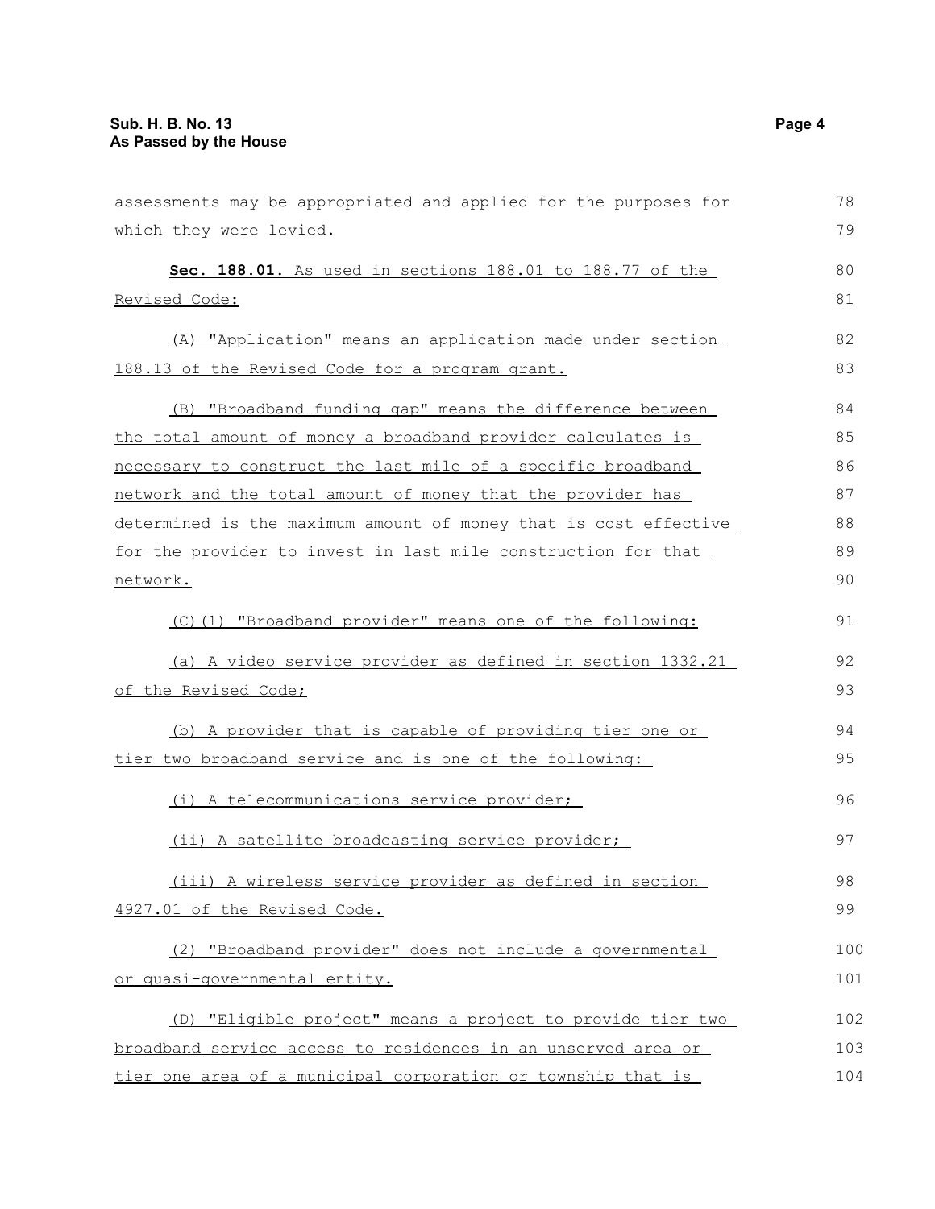assessments may be appropriated and applied for the purposes for which they were levied.

**Sec. 188.01.** As used in sections 188.01 to 188.77 of the Revised Code:

(A) "Application" means an application made under section 188.13 of the Revised Code for a program grant.

(B) "Broadband funding gap" means the difference between the total amount of money a broadband provider calculates is necessary to construct the last mile of a specific broadband network and the total amount of money that the provider has determined is the maximum amount of money that is cost effective for the provider to invest in last mile construction for that network.

(C)(1) "Broadband provider" means one of the following:

(a) A video service provider as defined in section 1332.21 of the Revised Code;

(b) A provider that is capable of providing tier one or tier two broadband service and is one of the following:

(i) A telecommunications service provider;

(ii) A satellite broadcasting service provider;

(iii) A wireless service provider as defined in section 4927.01 of the Revised Code.

(2) "Broadband provider" does not include a governmental or quasi-governmental entity.

(D) "Eligible project" means a project to provide tier two broadband service access to residences in an unserved area or tier one area of a municipal corporation or township that is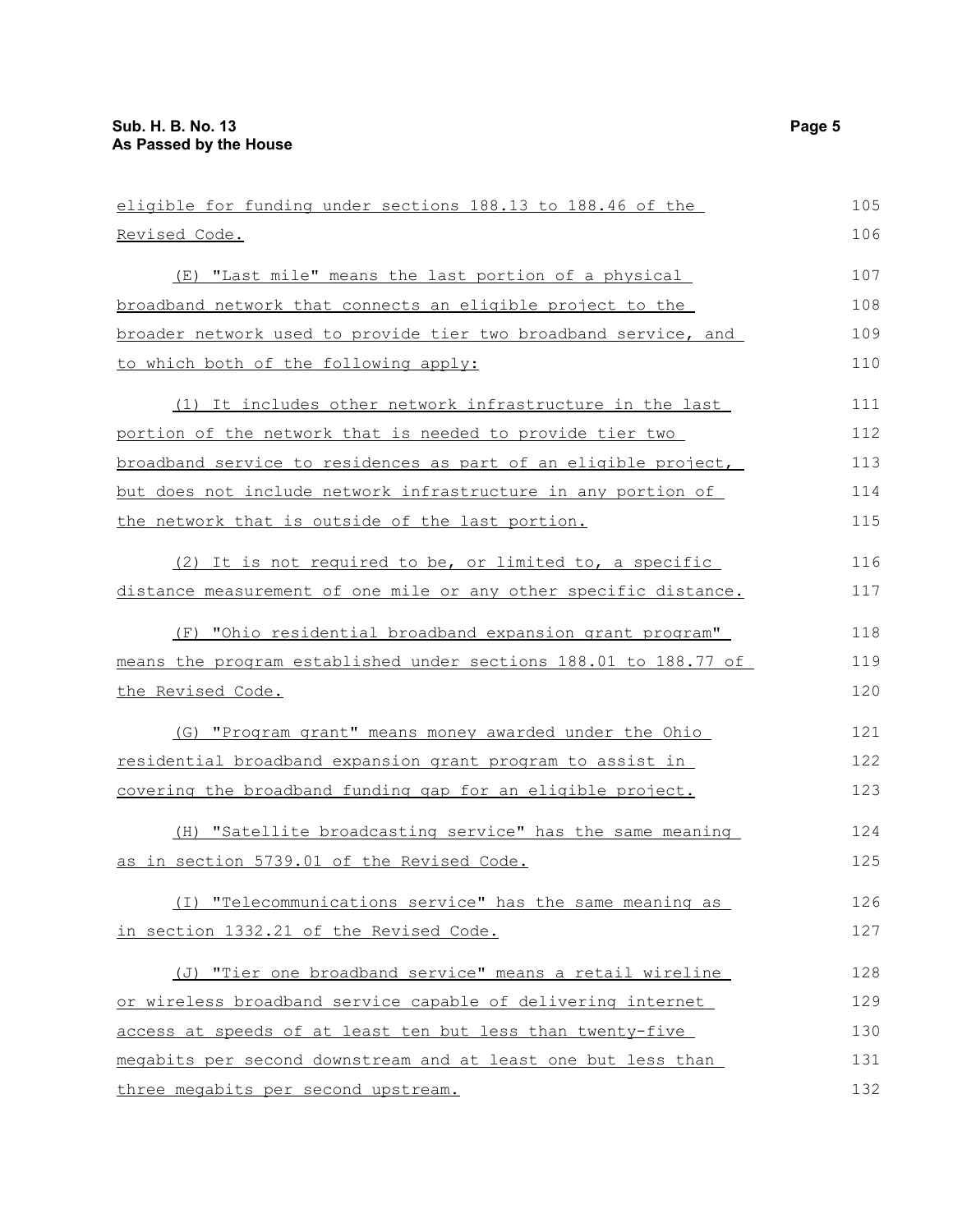eligible for funding under sections 188.13 to 188.46 of the Revised Code.

(E) "Last mile" means the last portion of a physical broadband network that connects an eligible project to the broader network used to provide tier two broadband service, and to which both of the following apply:

(1) It includes other network infrastructure in the last portion of the network that is needed to provide tier two broadband service to residences as part of an eligible project, but does not include network infrastructure in any portion of the network that is outside of the last portion.

(2) It is not required to be, or limited to, a specific distance measurement of one mile or any other specific distance.

(F) "Ohio residential broadband expansion grant program" means the program established under sections 188.01 to 188.77 of the Revised Code.

(G) "Program grant" means money awarded under the Ohio residential broadband expansion grant program to assist in covering the broadband funding gap for an eligible project.

(H) "Satellite broadcasting service" has the same meaning as in section 5739.01 of the Revised Code.

(I) "Telecommunications service" has the same meaning as in section 1332.21 of the Revised Code.

(J) "Tier one broadband service" means a retail wireline or wireless broadband service capable of delivering internet access at speeds of at least ten but less than twenty-five megabits per second downstream and at least one but less than three megabits per second upstream.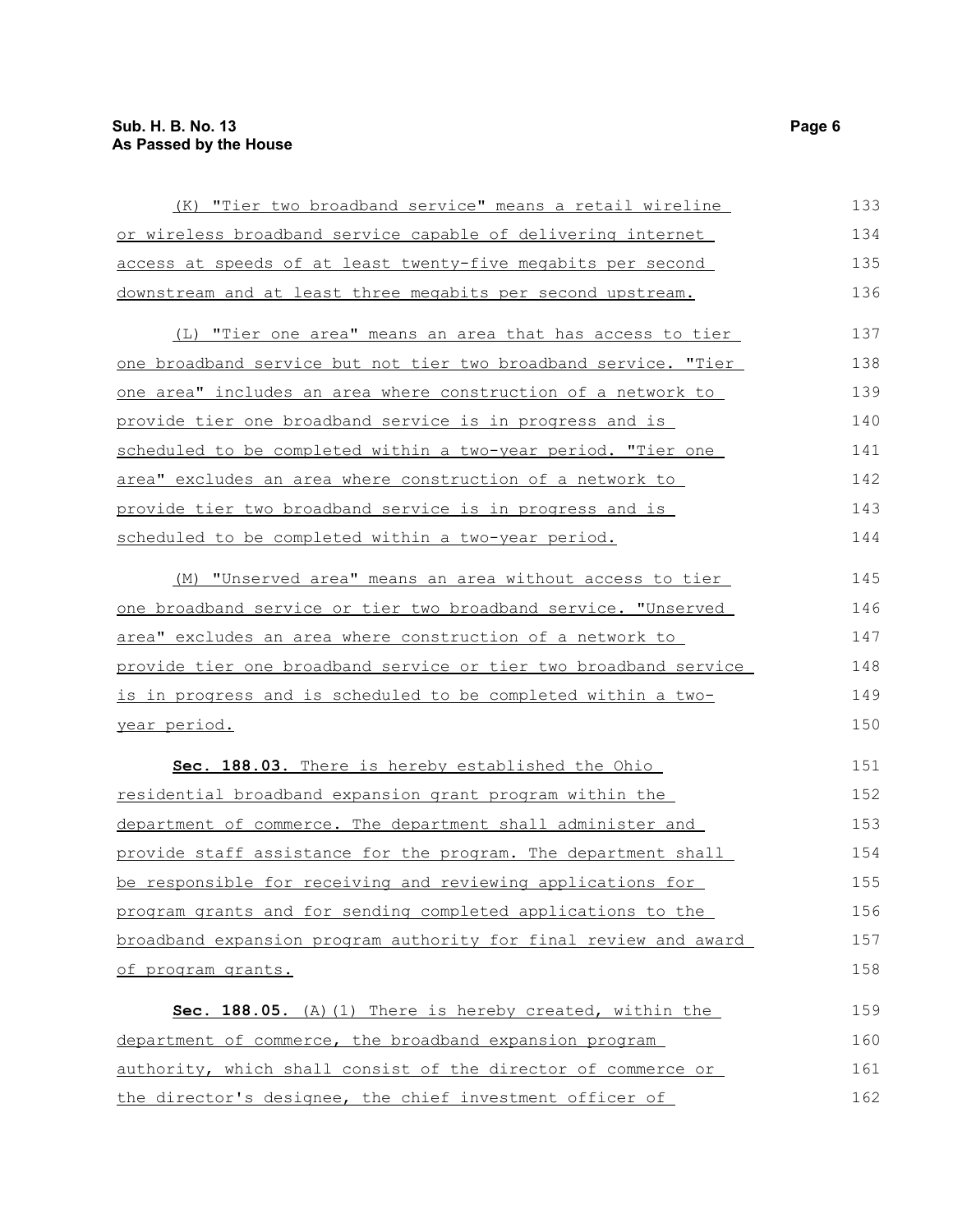(K) "Tier two broadband service" means a retail wireline or wireless broadband service capable of delivering internet access at speeds of at least twenty-five megabits per second downstream and at least three megabits per second upstream.

(L) "Tier one area" means an area that has access to tier one broadband service but not tier two broadband service. "Tier one area" includes an area where construction of a network to provide tier one broadband service is in progress and is scheduled to be completed within a two-year period. "Tier one area" excludes an area where construction of a network to provide tier two broadband service is in progress and is scheduled to be completed within a two-year period.

(M) "Unserved area" means an area without access to tier one broadband service or tier two broadband service. "Unserved area" excludes an area where construction of a network to provide tier one broadband service or tier two broadband service is in progress and is scheduled to be completed within a two-year period.

**Sec. 188.03.** There is hereby established the Ohio residential broadband expansion grant program within the department of commerce. The department shall administer and provide staff assistance for the program. The department shall be responsible for receiving and reviewing applications for program grants and for sending completed applications to the broadband expansion program authority for final review and award of program grants.

**Sec. 188.05.** (A)(1) There is hereby created, within the department of commerce, the broadband expansion program authority, which shall consist of the director of commerce or the director's designee, the chief investment officer of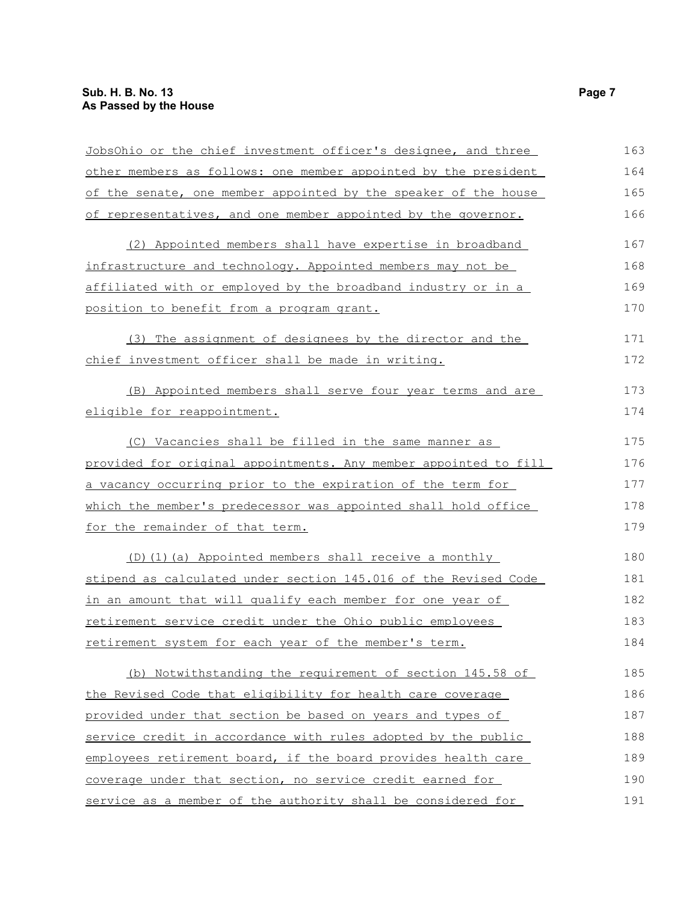JobsOhio or the chief investment officer's designee, and three other members as follows: one member appointed by the president of the senate, one member appointed by the speaker of the house of representatives, and one member appointed by the governor.

(2) Appointed members shall have expertise in broadband infrastructure and technology. Appointed members may not be affiliated with or employed by the broadband industry or in a position to benefit from a program grant.

(3) The assignment of designees by the director and the chief investment officer shall be made in writing.

(B) Appointed members shall serve four year terms and are eligible for reappointment.

(C) Vacancies shall be filled in the same manner as provided for original appointments. Any member appointed to fill a vacancy occurring prior to the expiration of the term for which the member's predecessor was appointed shall hold office for the remainder of that term.

(D)(1)(a) Appointed members shall receive a monthly stipend as calculated under section 145.016 of the Revised Code in an amount that will qualify each member for one year of retirement service credit under the Ohio public employees retirement system for each year of the member's term.

(b) Notwithstanding the requirement of section 145.58 of the Revised Code that eligibility for health care coverage provided under that section be based on years and types of service credit in accordance with rules adopted by the public employees retirement board, if the board provides health care coverage under that section, no service credit earned for service as a member of the authority shall be considered for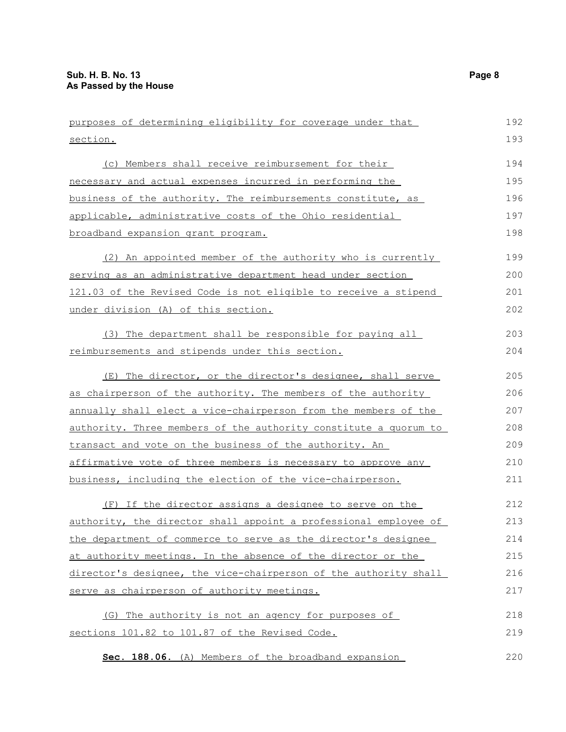purposes of determining eligibility for coverage under that section.

(c) Members shall receive reimbursement for their necessary and actual expenses incurred in performing the business of the authority. The reimbursements constitute, as applicable, administrative costs of the Ohio residential broadband expansion grant program.

(2) An appointed member of the authority who is currently serving as an administrative department head under section 121.03 of the Revised Code is not eligible to receive a stipend under division (A) of this section.

(3) The department shall be responsible for paying all reimbursements and stipends under this section.

(E) The director, or the director's designee, shall serve as chairperson of the authority. The members of the authority annually shall elect a vice-chairperson from the members of the authority. Three members of the authority constitute a quorum to transact and vote on the business of the authority. An affirmative vote of three members is necessary to approve any business, including the election of the vice-chairperson.

(F) If the director assigns a designee to serve on the authority, the director shall appoint a professional employee of the department of commerce to serve as the director's designee at authority meetings. In the absence of the director or the director's designee, the vice-chairperson of the authority shall serve as chairperson of authority meetings.

(G) The authority is not an agency for purposes of sections 101.82 to 101.87 of the Revised Code.

**Sec. 188.06.** (A) Members of the broadband expansion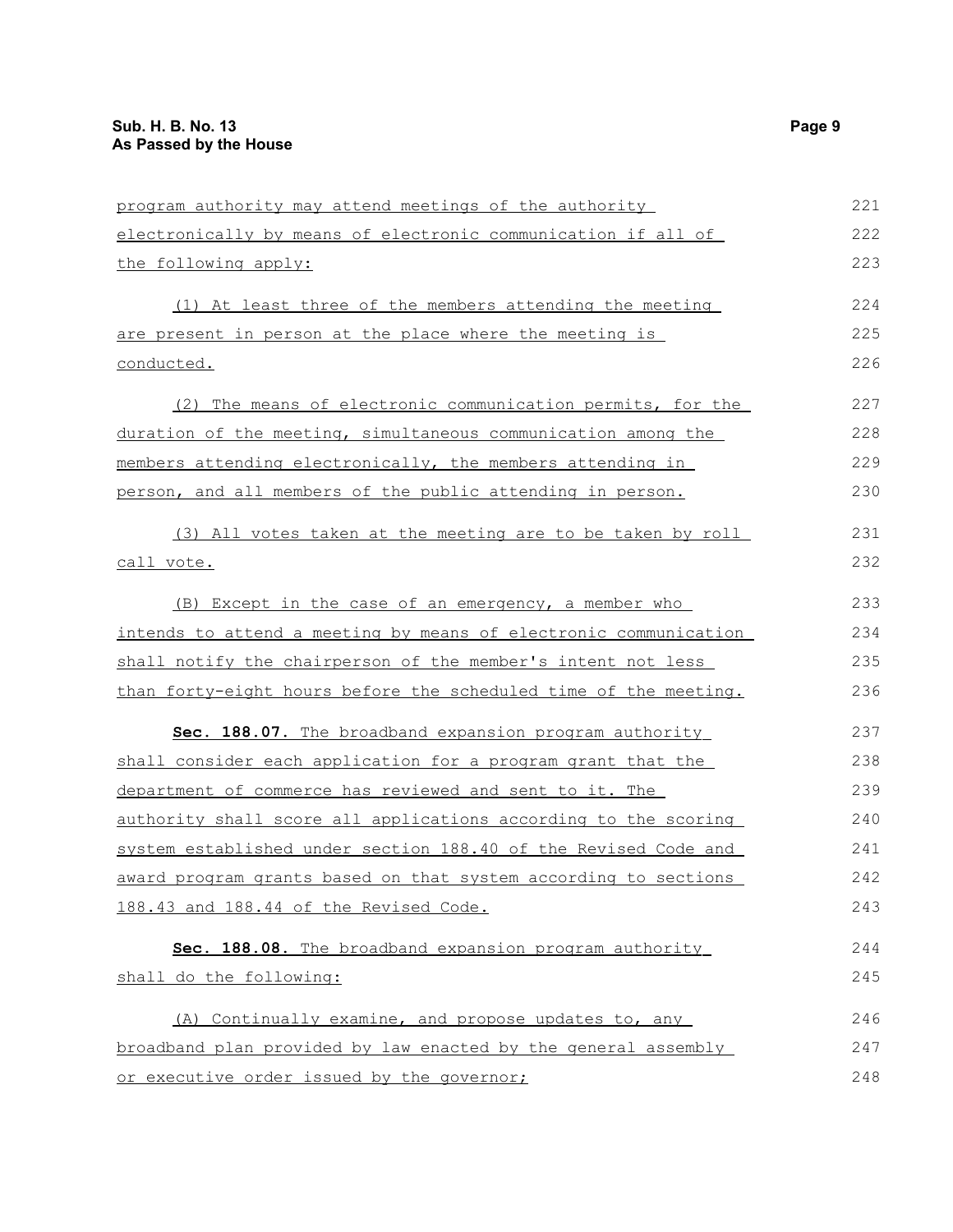program authority may attend meetings of the authority electronically by means of electronic communication if all of the following apply:

(1) At least three of the members attending the meeting are present in person at the place where the meeting is conducted.

(2) The means of electronic communication permits, for the duration of the meeting, simultaneous communication among the members attending electronically, the members attending in person, and all members of the public attending in person.

(3) All votes taken at the meeting are to be taken by roll call vote.

(B) Except in the case of an emergency, a member who intends to attend a meeting by means of electronic communication shall notify the chairperson of the member's intent not less than forty-eight hours before the scheduled time of the meeting.

**Sec. 188.07.** The broadband expansion program authority shall consider each application for a program grant that the department of commerce has reviewed and sent to it. The authority shall score all applications according to the scoring system established under section 188.40 of the Revised Code and award program grants based on that system according to sections 188.43 and 188.44 of the Revised Code.

**Sec. 188.08.** The broadband expansion program authority shall do the following:

(A) Continually examine, and propose updates to, any broadband plan provided by law enacted by the general assembly or executive order issued by the governor;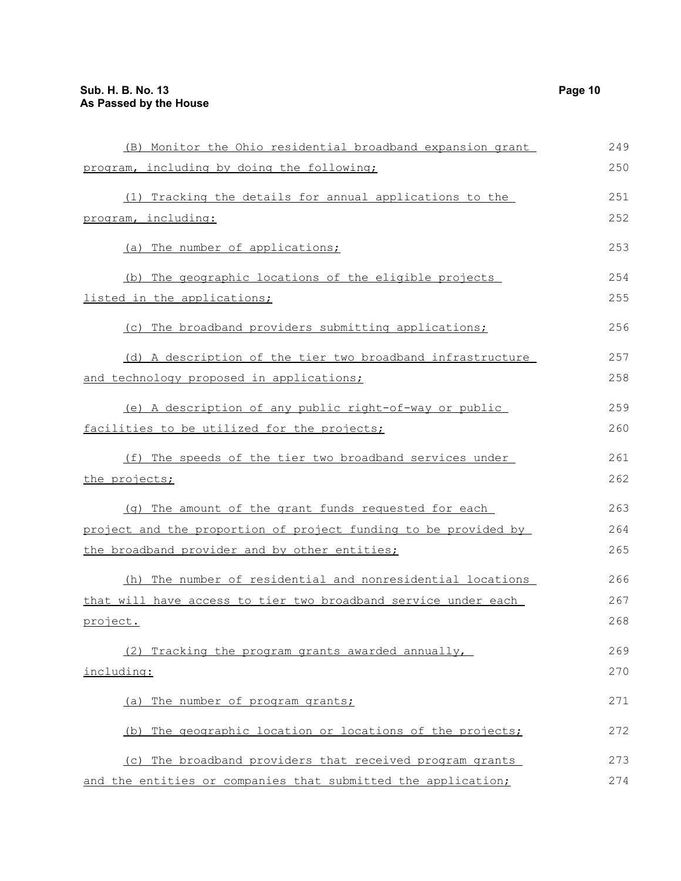(B) Monitor the Ohio residential broadband expansion grant program, including by doing the following;

(1) Tracking the details for annual applications to the program, including:

(a) The number of applications;

(b) The geographic locations of the eligible projects listed in the applications;

(c) The broadband providers submitting applications;

(d) A description of the tier two broadband infrastructure and technology proposed in applications;

(e) A description of any public right-of-way or public facilities to be utilized for the projects;

(f) The speeds of the tier two broadband services under the projects;

(g) The amount of the grant funds requested for each project and the proportion of project funding to be provided by the broadband provider and by other entities;

(h) The number of residential and nonresidential locations that will have access to tier two broadband service under each project.

(2) Tracking the program grants awarded annually, including:

(a) The number of program grants;

(b) The geographic location or locations of the projects;

(c) The broadband providers that received program grants and the entities or companies that submitted the application;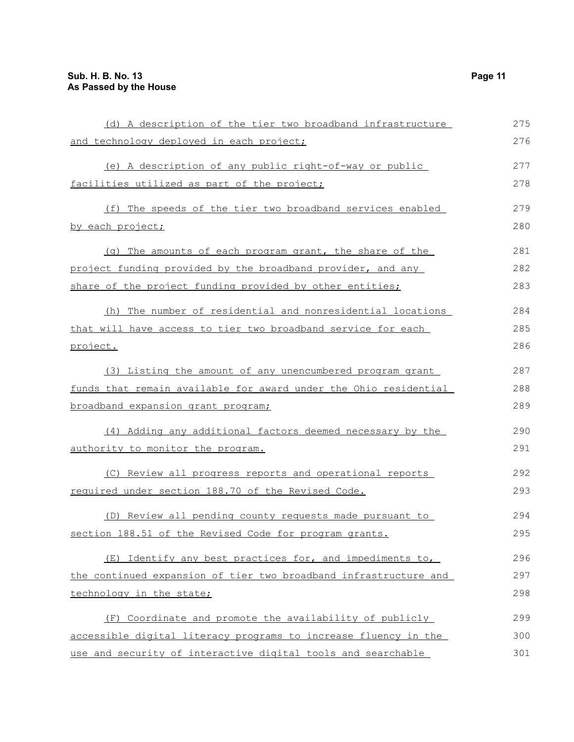(d) A description of the tier two broadband infrastructure and technology deployed in each project;

(e) A description of any public right-of-way or public facilities utilized as part of the project;

(f) The speeds of the tier two broadband services enabled by each project;

(g) The amounts of each program grant, the share of the project funding provided by the broadband provider, and any share of the project funding provided by other entities;

(h) The number of residential and nonresidential locations that will have access to tier two broadband service for each project.

(3) Listing the amount of any unencumbered program grant funds that remain available for award under the Ohio residential broadband expansion grant program;

(4) Adding any additional factors deemed necessary by the authority to monitor the program.

(C) Review all progress reports and operational reports required under section 188.70 of the Revised Code.

(D) Review all pending county requests made pursuant to section 188.51 of the Revised Code for program grants.

(E) Identify any best practices for, and impediments to, the continued expansion of tier two broadband infrastructure and technology in the state;

(F) Coordinate and promote the availability of publicly accessible digital literacy programs to increase fluency in the use and security of interactive digital tools and searchable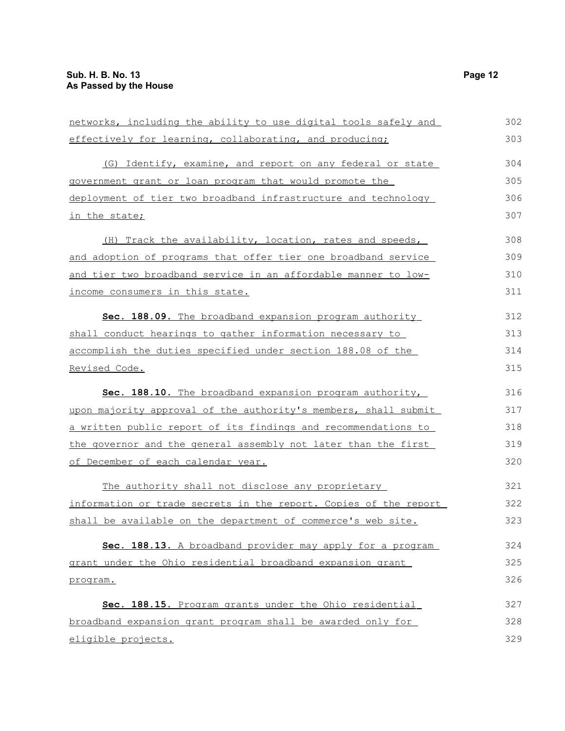networks, including the ability to use digital tools safely and effectively for learning, collaborating, and producing;

(G) Identify, examine, and report on any federal or state government grant or loan program that would promote the deployment of tier two broadband infrastructure and technology in the state;

(H) Track the availability, location, rates and speeds, and adoption of programs that offer tier one broadband service and tier two broadband service in an affordable manner to low-income consumers in this state.

**Sec. 188.09.** The broadband expansion program authority shall conduct hearings to gather information necessary to accomplish the duties specified under section 188.08 of the Revised Code.

**Sec. 188.10.** The broadband expansion program authority, upon majority approval of the authority's members, shall submit a written public report of its findings and recommendations to the governor and the general assembly not later than the first of December of each calendar year.

The authority shall not disclose any proprietary information or trade secrets in the report. Copies of the report shall be available on the department of commerce's web site.

**Sec. 188.13.** A broadband provider may apply for a program grant under the Ohio residential broadband expansion grant program.

**Sec. 188.15.** Program grants under the Ohio residential broadband expansion grant program shall be awarded only for eligible projects.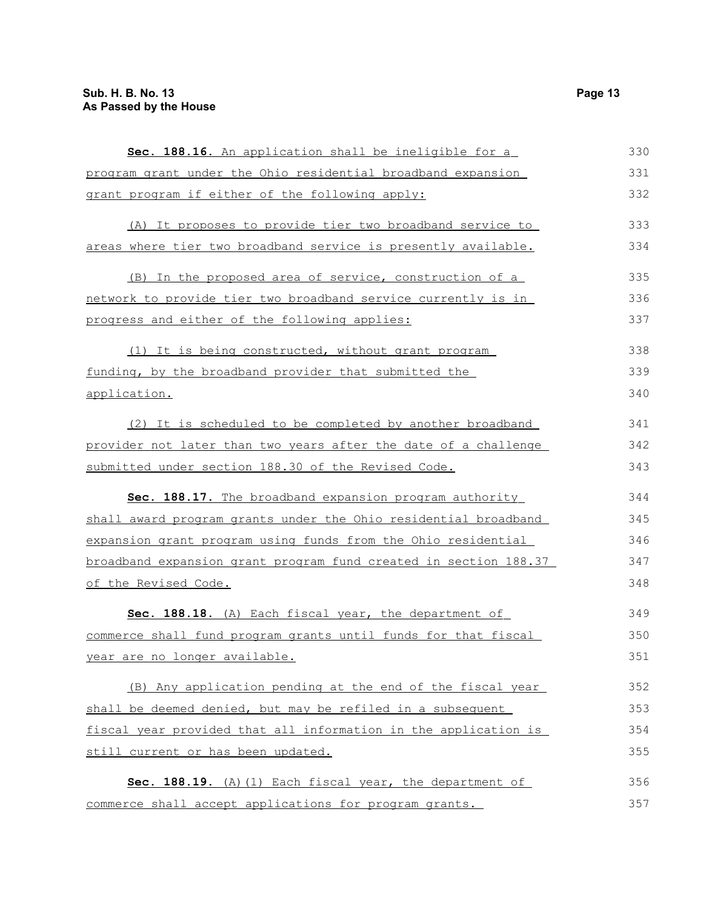**Sec. 188.16.** An application shall be ineligible for a program grant under the Ohio residential broadband expansion grant program if either of the following apply:

(A) It proposes to provide tier two broadband service to areas where tier two broadband service is presently available.

(B) In the proposed area of service, construction of a network to provide tier two broadband service currently is in progress and either of the following applies:

(1) It is being constructed, without grant program funding, by the broadband provider that submitted the application.

(2) It is scheduled to be completed by another broadband provider not later than two years after the date of a challenge submitted under section 188.30 of the Revised Code.

**Sec. 188.17.** The broadband expansion program authority shall award program grants under the Ohio residential broadband expansion grant program using funds from the Ohio residential broadband expansion grant program fund created in section 188.37 of the Revised Code.

**Sec. 188.18.** (A) Each fiscal year, the department of commerce shall fund program grants until funds for that fiscal year are no longer available.

(B) Any application pending at the end of the fiscal year shall be deemed denied, but may be refiled in a subsequent fiscal year provided that all information in the application is still current or has been updated.

**Sec. 188.19.** (A)(1) Each fiscal year, the department of commerce shall accept applications for program grants.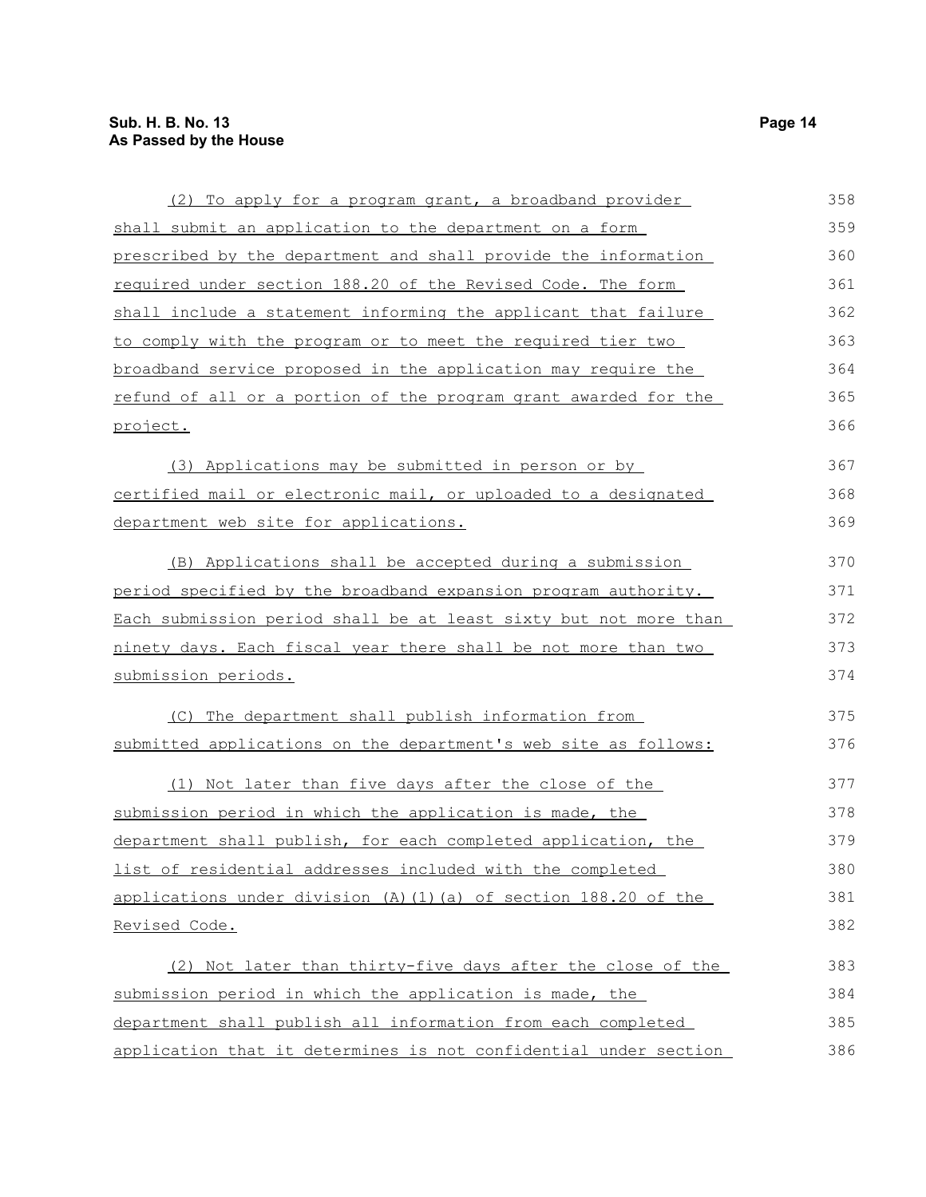(2) To apply for a program grant, a broadband provider shall submit an application to the department on a form prescribed by the department and shall provide the information required under section 188.20 of the Revised Code. The form shall include a statement informing the applicant that failure to comply with the program or to meet the required tier two broadband service proposed in the application may require the refund of all or a portion of the program grant awarded for the project.

(3) Applications may be submitted in person or by certified mail or electronic mail, or uploaded to a designated department web site for applications.

(B) Applications shall be accepted during a submission period specified by the broadband expansion program authority. Each submission period shall be at least sixty but not more than ninety days. Each fiscal year there shall be not more than two submission periods.

(C) The department shall publish information from submitted applications on the department's web site as follows:

(1) Not later than five days after the close of the submission period in which the application is made, the department shall publish, for each completed application, the list of residential addresses included with the completed applications under division (A)(1)(a) of section 188.20 of the Revised Code.

(2) Not later than thirty-five days after the close of the submission period in which the application is made, the department shall publish all information from each completed application that it determines is not confidential under section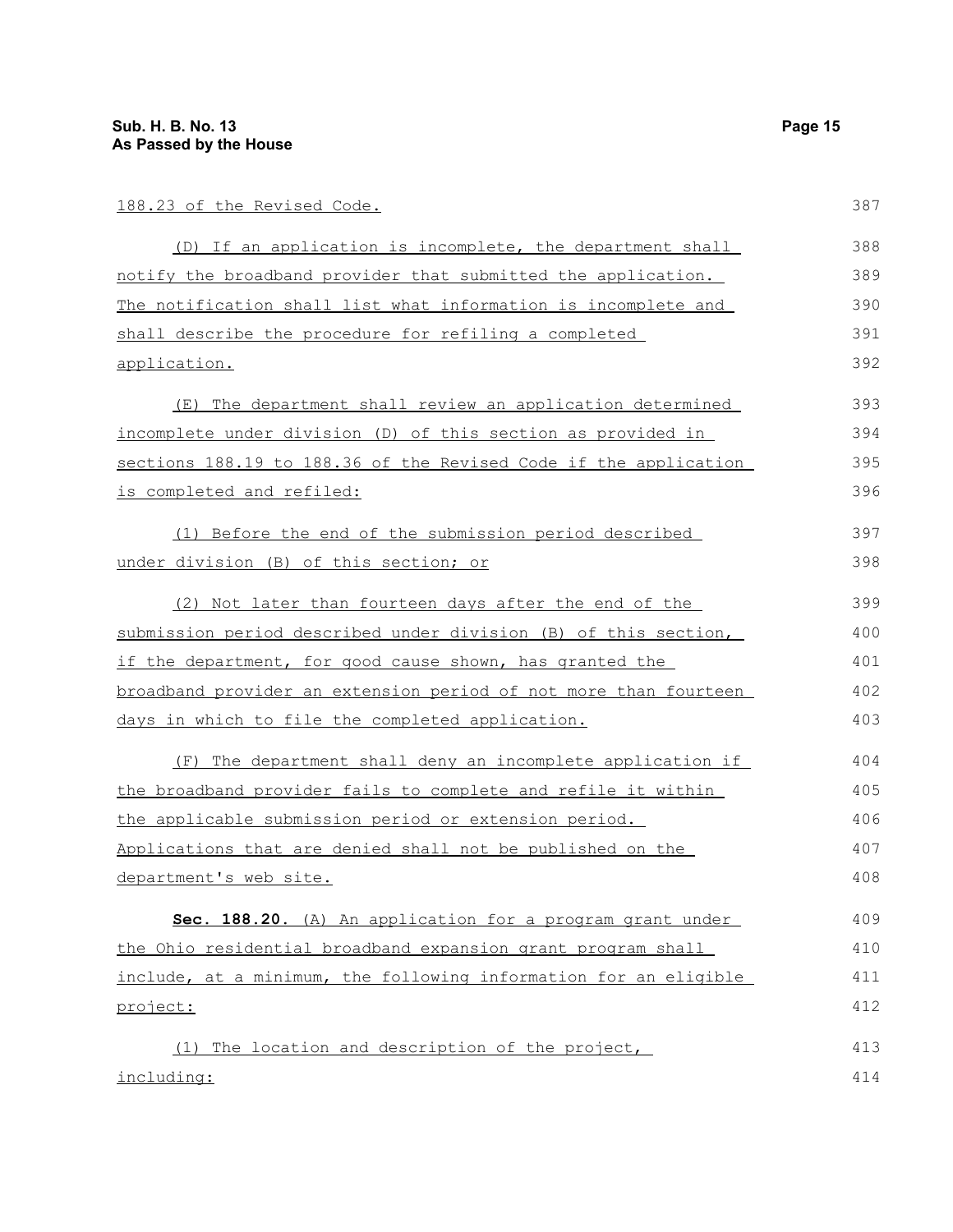188.23 of the Revised Code.

(D) If an application is incomplete, the department shall notify the broadband provider that submitted the application. The notification shall list what information is incomplete and shall describe the procedure for refiling a completed application.

(E) The department shall review an application determined incomplete under division (D) of this section as provided in sections 188.19 to 188.36 of the Revised Code if the application is completed and refiled:

(1) Before the end of the submission period described under division (B) of this section; or

(2) Not later than fourteen days after the end of the submission period described under division (B) of this section, if the department, for good cause shown, has granted the broadband provider an extension period of not more than fourteen days in which to file the completed application.

(F) The department shall deny an incomplete application if the broadband provider fails to complete and refile it within the applicable submission period or extension period. Applications that are denied shall not be published on the department's web site.

**Sec. 188.20.** (A) An application for a program grant under the Ohio residential broadband expansion grant program shall include, at a minimum, the following information for an eligible project:

(1) The location and description of the project, including: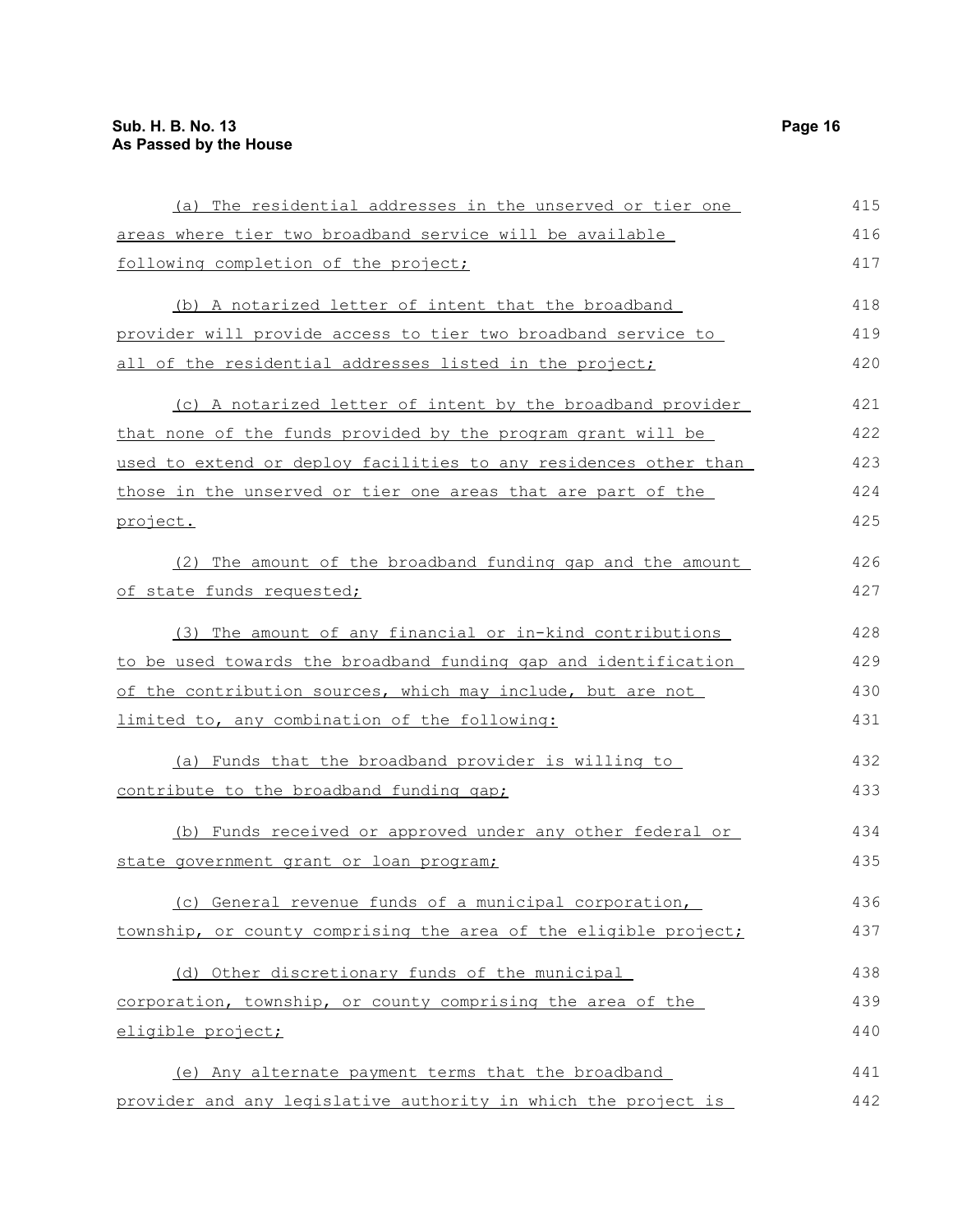(a) The residential addresses in the unserved or tier one areas where tier two broadband service will be available following completion of the project;

(b) A notarized letter of intent that the broadband provider will provide access to tier two broadband service to all of the residential addresses listed in the project;

(c) A notarized letter of intent by the broadband provider that none of the funds provided by the program grant will be used to extend or deploy facilities to any residences other than those in the unserved or tier one areas that are part of the project.

(2) The amount of the broadband funding gap and the amount of state funds requested;

(3) The amount of any financial or in-kind contributions to be used towards the broadband funding gap and identification of the contribution sources, which may include, but are not limited to, any combination of the following:

(a) Funds that the broadband provider is willing to contribute to the broadband funding gap;

(b) Funds received or approved under any other federal or state government grant or loan program;

(c) General revenue funds of a municipal corporation, township, or county comprising the area of the eligible project;

(d) Other discretionary funds of the municipal corporation, township, or county comprising the area of the eligible project;

(e) Any alternate payment terms that the broadband provider and any legislative authority in which the project is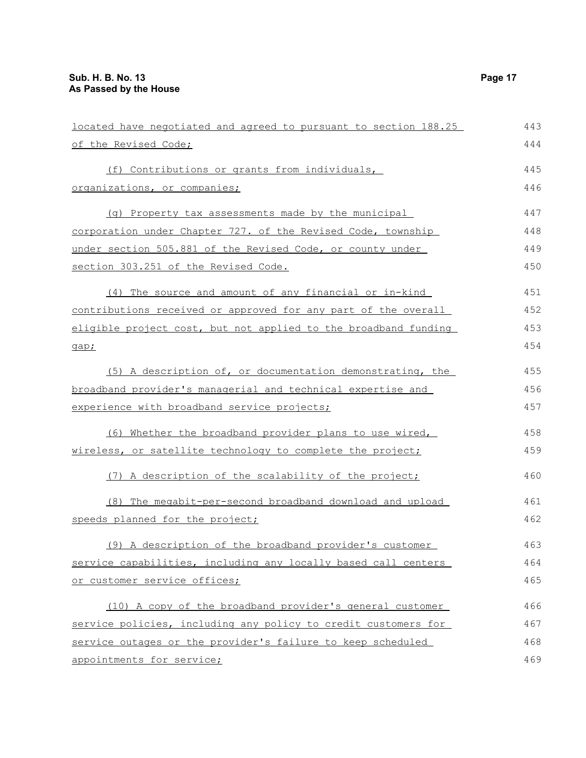located have negotiated and agreed to pursuant to section 188.25 of the Revised Code;

(f) Contributions or grants from individuals, organizations, or companies;

(g) Property tax assessments made by the municipal corporation under Chapter 727. of the Revised Code, township under section 505.881 of the Revised Code, or county under section 303.251 of the Revised Code.

(4) The source and amount of any financial or in-kind contributions received or approved for any part of the overall eligible project cost, but not applied to the broadband funding gap;

(5) A description of, or documentation demonstrating, the broadband provider's managerial and technical expertise and experience with broadband service projects;

(6) Whether the broadband provider plans to use wired, wireless, or satellite technology to complete the project;

(7) A description of the scalability of the project;

(8) The megabit-per-second broadband download and upload speeds planned for the project;

(9) A description of the broadband provider's customer service capabilities, including any locally based call centers or customer service offices;

(10) A copy of the broadband provider's general customer service policies, including any policy to credit customers for service outages or the provider's failure to keep scheduled appointments for service;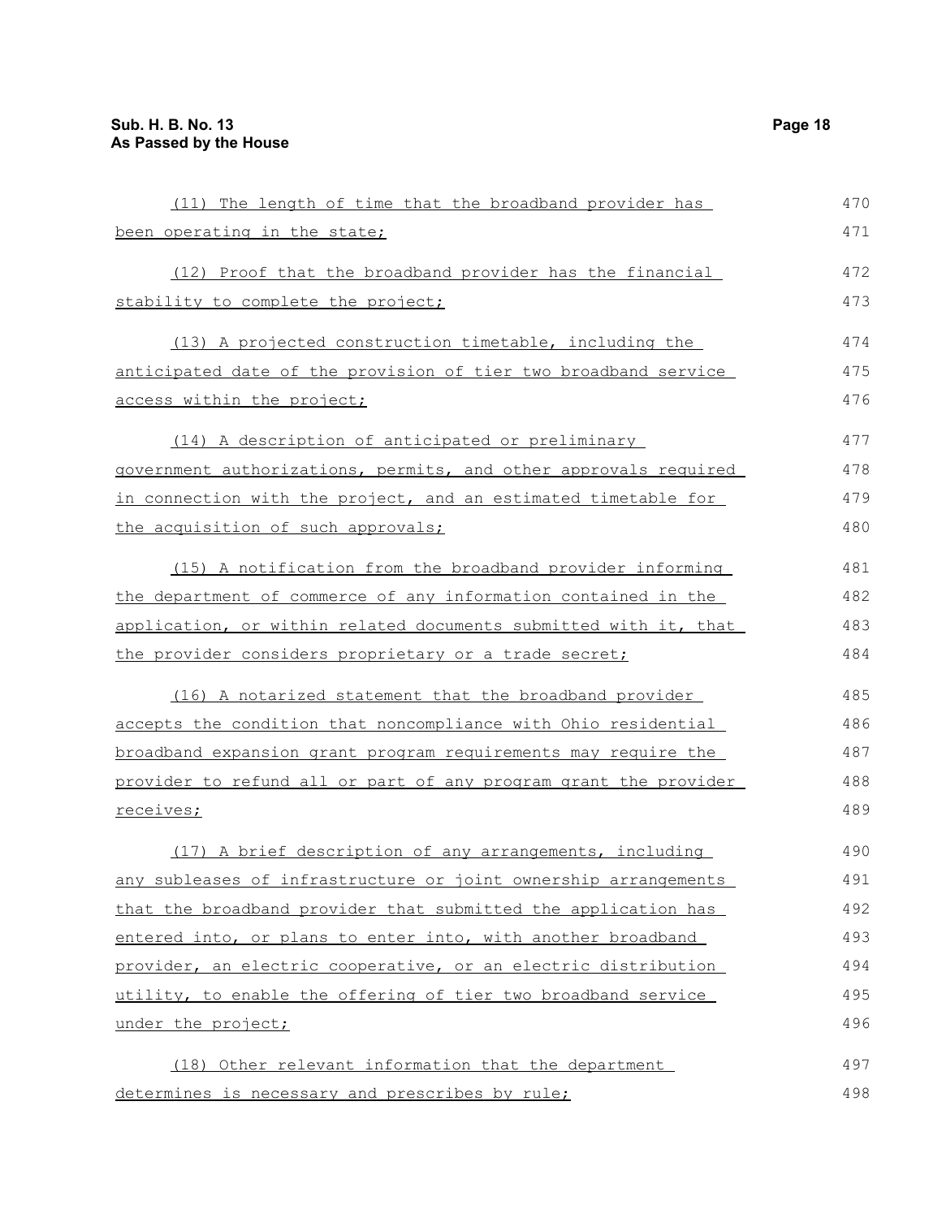(11) The length of time that the broadband provider has been operating in the state;

(12) Proof that the broadband provider has the financial stability to complete the project;

(13) A projected construction timetable, including the anticipated date of the provision of tier two broadband service access within the project;

(14) A description of anticipated or preliminary government authorizations, permits, and other approvals required in connection with the project, and an estimated timetable for the acquisition of such approvals;

(15) A notification from the broadband provider informing the department of commerce of any information contained in the application, or within related documents submitted with it, that the provider considers proprietary or a trade secret;

(16) A notarized statement that the broadband provider accepts the condition that noncompliance with Ohio residential broadband expansion grant program requirements may require the provider to refund all or part of any program grant the provider receives;

(17) A brief description of any arrangements, including any subleases of infrastructure or joint ownership arrangements that the broadband provider that submitted the application has entered into, or plans to enter into, with another broadband provider, an electric cooperative, or an electric distribution utility, to enable the offering of tier two broadband service under the project;

(18) Other relevant information that the department determines is necessary and prescribes by rule;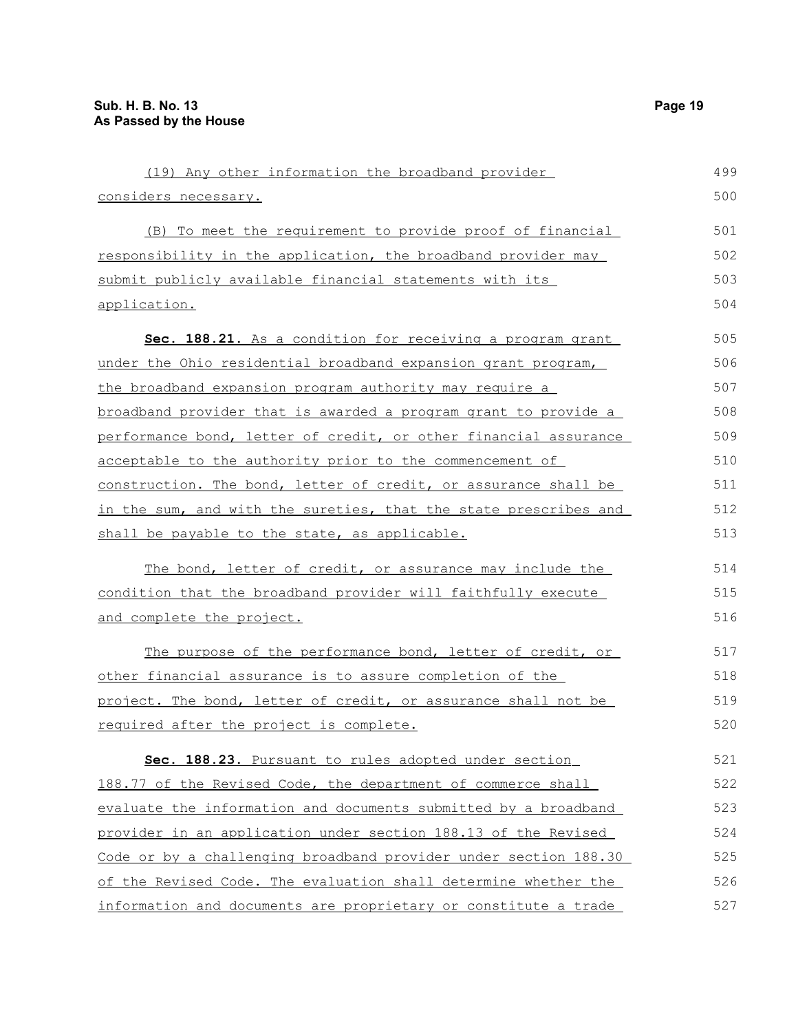(19) Any other information the broadband provider considers necessary.

(B) To meet the requirement to provide proof of financial responsibility in the application, the broadband provider may submit publicly available financial statements with its application.

**Sec. 188.21.** As a condition for receiving a program grant under the Ohio residential broadband expansion grant program, the broadband expansion program authority may require a broadband provider that is awarded a program grant to provide a performance bond, letter of credit, or other financial assurance acceptable to the authority prior to the commencement of construction. The bond, letter of credit, or assurance shall be in the sum, and with the sureties, that the state prescribes and shall be payable to the state, as applicable.

The bond, letter of credit, or assurance may include the condition that the broadband provider will faithfully execute and complete the project.

The purpose of the performance bond, letter of credit, or other financial assurance is to assure completion of the project. The bond, letter of credit, or assurance shall not be required after the project is complete.

**Sec. 188.23.** Pursuant to rules adopted under section 188.77 of the Revised Code, the department of commerce shall evaluate the information and documents submitted by a broadband provider in an application under section 188.13 of the Revised Code or by a challenging broadband provider under section 188.30 of the Revised Code. The evaluation shall determine whether the information and documents are proprietary or constitute a trade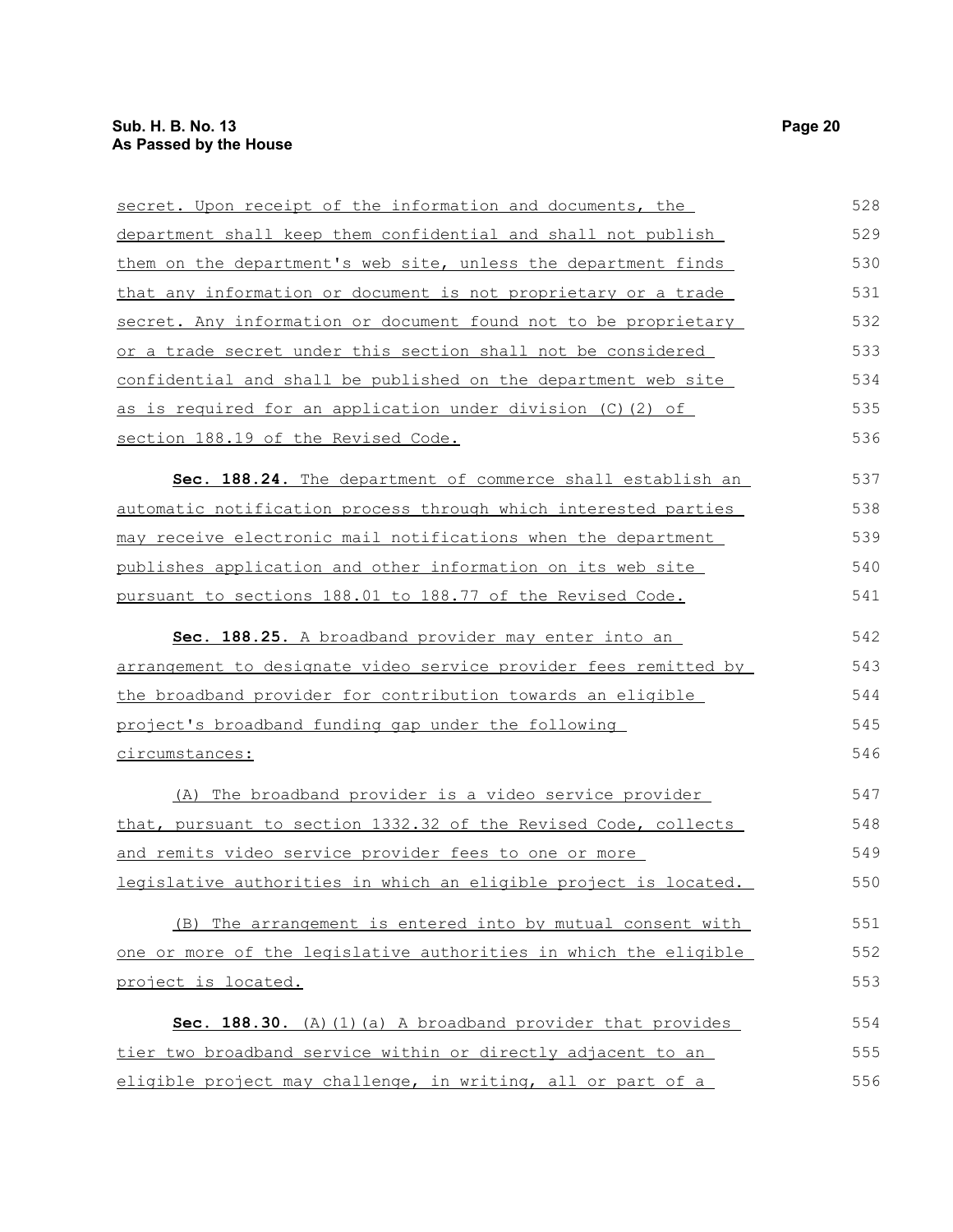secret. Upon receipt of the information and documents, the department shall keep them confidential and shall not publish them on the department's web site, unless the department finds that any information or document is not proprietary or a trade secret. Any information or document found not to be proprietary or a trade secret under this section shall not be considered confidential and shall be published on the department web site as is required for an application under division (C)(2) of section 188.19 of the Revised Code.

**Sec. 188.24.** The department of commerce shall establish an automatic notification process through which interested parties may receive electronic mail notifications when the department publishes application and other information on its web site pursuant to sections 188.01 to 188.77 of the Revised Code.

**Sec. 188.25.** A broadband provider may enter into an arrangement to designate video service provider fees remitted by the broadband provider for contribution towards an eligible project's broadband funding gap under the following circumstances:

(A) The broadband provider is a video service provider that, pursuant to section 1332.32 of the Revised Code, collects and remits video service provider fees to one or more legislative authorities in which an eligible project is located.

(B) The arrangement is entered into by mutual consent with one or more of the legislative authorities in which the eligible project is located.

**Sec. 188.30.** (A)(1)(a) A broadband provider that provides tier two broadband service within or directly adjacent to an eligible project may challenge, in writing, all or part of a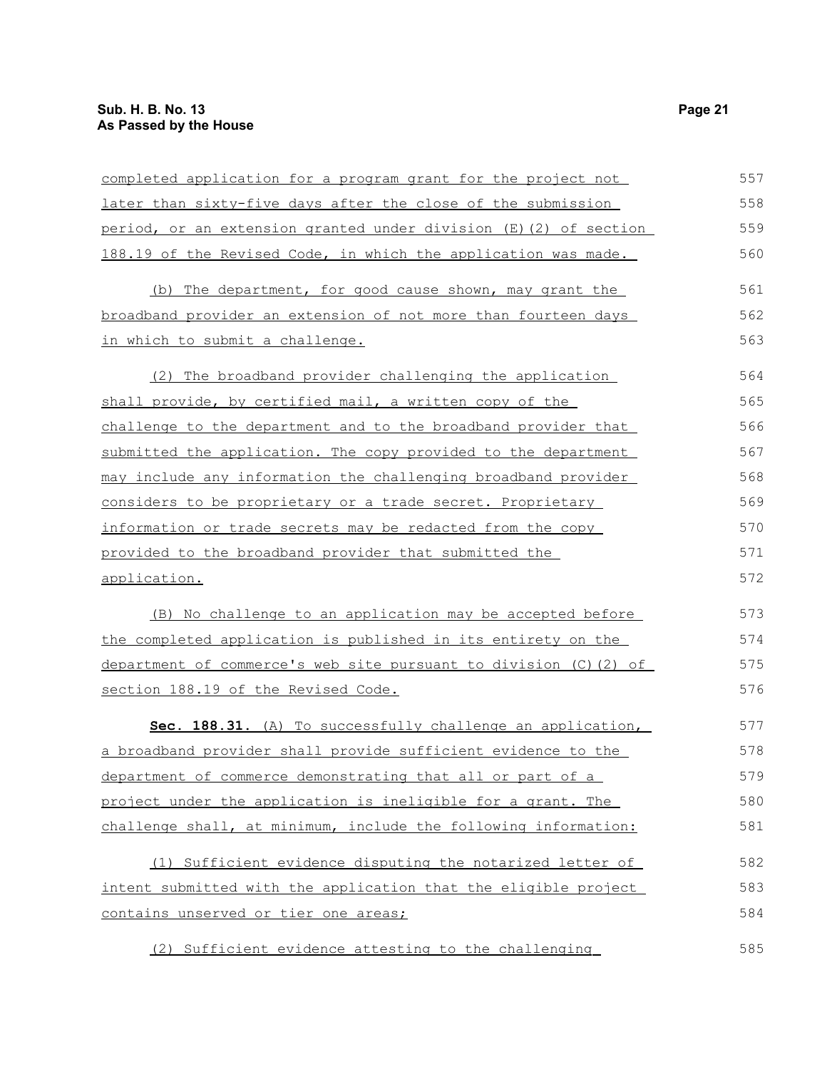completed application for a program grant for the project not later than sixty-five days after the close of the submission period, or an extension granted under division (E)(2) of section 188.19 of the Revised Code, in which the application was made.

(b) The department, for good cause shown, may grant the broadband provider an extension of not more than fourteen days in which to submit a challenge.

(2) The broadband provider challenging the application shall provide, by certified mail, a written copy of the challenge to the department and to the broadband provider that submitted the application. The copy provided to the department may include any information the challenging broadband provider considers to be proprietary or a trade secret. Proprietary information or trade secrets may be redacted from the copy provided to the broadband provider that submitted the application.

(B) No challenge to an application may be accepted before the completed application is published in its entirety on the department of commerce's web site pursuant to division (C)(2) of section 188.19 of the Revised Code.

**Sec. 188.31.** (A) To successfully challenge an application, a broadband provider shall provide sufficient evidence to the department of commerce demonstrating that all or part of a project under the application is ineligible for a grant. The challenge shall, at minimum, include the following information:

(1) Sufficient evidence disputing the notarized letter of intent submitted with the application that the eligible project contains unserved or tier one areas;

(2) Sufficient evidence attesting to the challenging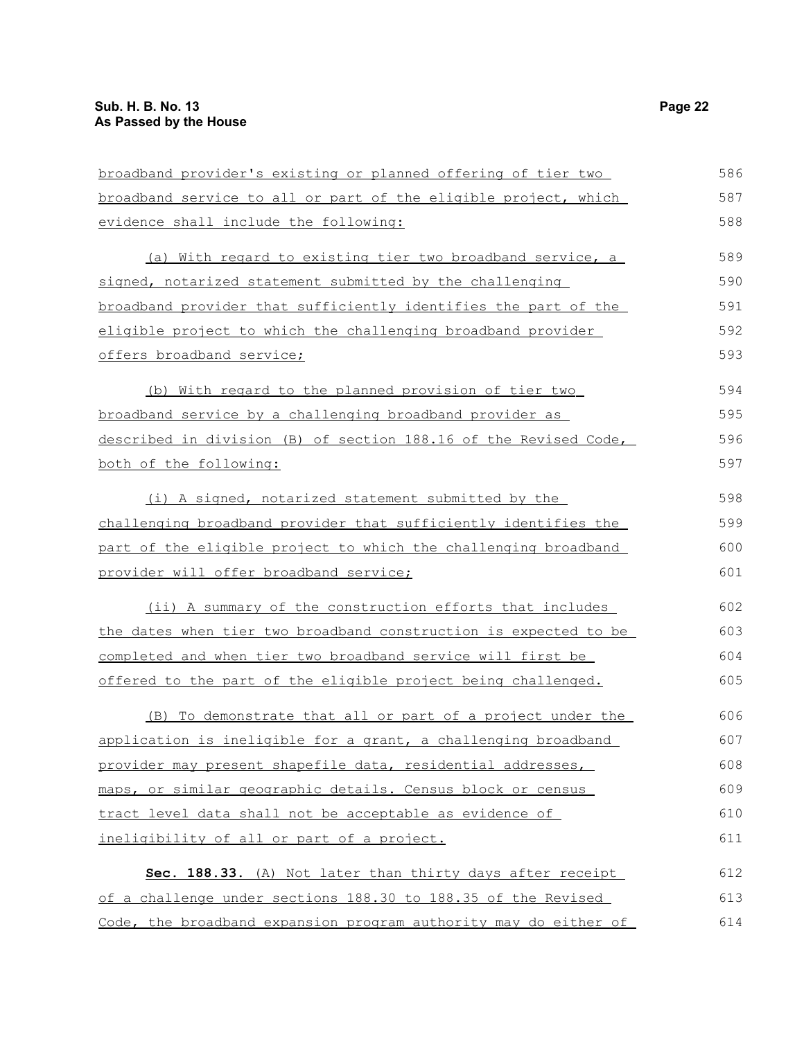broadband provider's existing or planned offering of tier two broadband service to all or part of the eligible project, which evidence shall include the following:

(a) With regard to existing tier two broadband service, a signed, notarized statement submitted by the challenging broadband provider that sufficiently identifies the part of the eligible project to which the challenging broadband provider offers broadband service;

(b) With regard to the planned provision of tier two broadband service by a challenging broadband provider as described in division (B) of section 188.16 of the Revised Code, both of the following:

(i) A signed, notarized statement submitted by the challenging broadband provider that sufficiently identifies the part of the eligible project to which the challenging broadband provider will offer broadband service;

(ii) A summary of the construction efforts that includes the dates when tier two broadband construction is expected to be completed and when tier two broadband service will first be offered to the part of the eligible project being challenged.

(B) To demonstrate that all or part of a project under the application is ineligible for a grant, a challenging broadband provider may present shapefile data, residential addresses, maps, or similar geographic details. Census block or census tract level data shall not be acceptable as evidence of ineligibility of all or part of a project.

**Sec. 188.33.** (A) Not later than thirty days after receipt of a challenge under sections 188.30 to 188.35 of the Revised Code, the broadband expansion program authority may do either of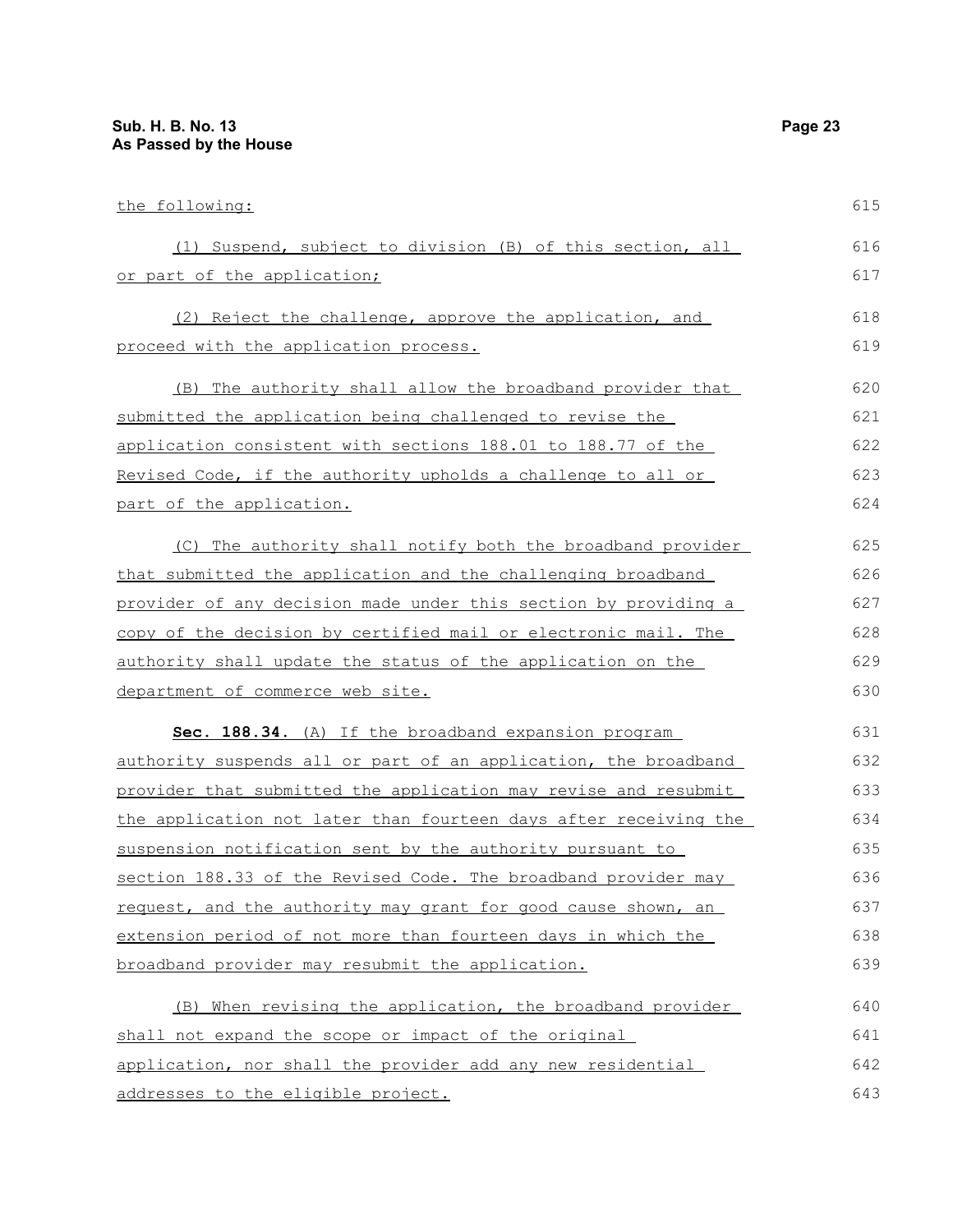the following:

(1) Suspend, subject to division (B) of this section, all or part of the application;

(2) Reject the challenge, approve the application, and proceed with the application process.

(B) The authority shall allow the broadband provider that submitted the application being challenged to revise the application consistent with sections 188.01 to 188.77 of the Revised Code, if the authority upholds a challenge to all or part of the application.

(C) The authority shall notify both the broadband provider that submitted the application and the challenging broadband provider of any decision made under this section by providing a copy of the decision by certified mail or electronic mail. The authority shall update the status of the application on the department of commerce web site.

**Sec. 188.34.** (A) If the broadband expansion program authority suspends all or part of an application, the broadband provider that submitted the application may revise and resubmit the application not later than fourteen days after receiving the suspension notification sent by the authority pursuant to section 188.33 of the Revised Code. The broadband provider may request, and the authority may grant for good cause shown, an extension period of not more than fourteen days in which the broadband provider may resubmit the application.

(B) When revising the application, the broadband provider shall not expand the scope or impact of the original application, nor shall the provider add any new residential addresses to the eligible project.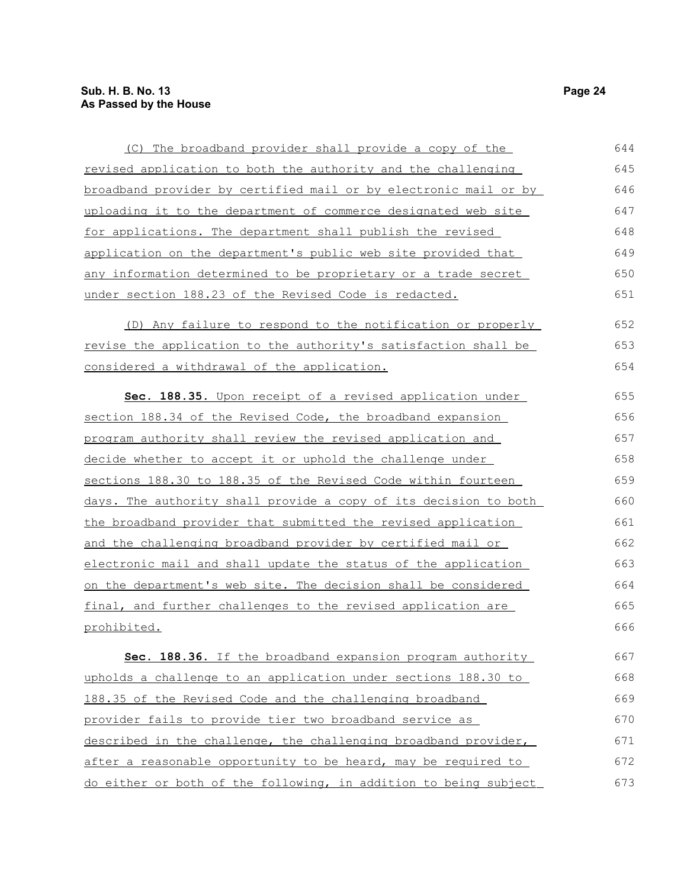(C) The broadband provider shall provide a copy of the revised application to both the authority and the challenging broadband provider by certified mail or by electronic mail or by uploading it to the department of commerce designated web site for applications. The department shall publish the revised application on the department's public web site provided that any information determined to be proprietary or a trade secret under section 188.23 of the Revised Code is redacted.

(D) Any failure to respond to the notification or properly revise the application to the authority's satisfaction shall be considered a withdrawal of the application.

**Sec. 188.35.** Upon receipt of a revised application under section 188.34 of the Revised Code, the broadband expansion program authority shall review the revised application and decide whether to accept it or uphold the challenge under sections 188.30 to 188.35 of the Revised Code within fourteen days. The authority shall provide a copy of its decision to both the broadband provider that submitted the revised application and the challenging broadband provider by certified mail or electronic mail and shall update the status of the application on the department's web site. The decision shall be considered final, and further challenges to the revised application are prohibited.

**Sec. 188.36.** If the broadband expansion program authority upholds a challenge to an application under sections 188.30 to 188.35 of the Revised Code and the challenging broadband provider fails to provide tier two broadband service as described in the challenge, the challenging broadband provider, after a reasonable opportunity to be heard, may be required to do either or both of the following, in addition to being subject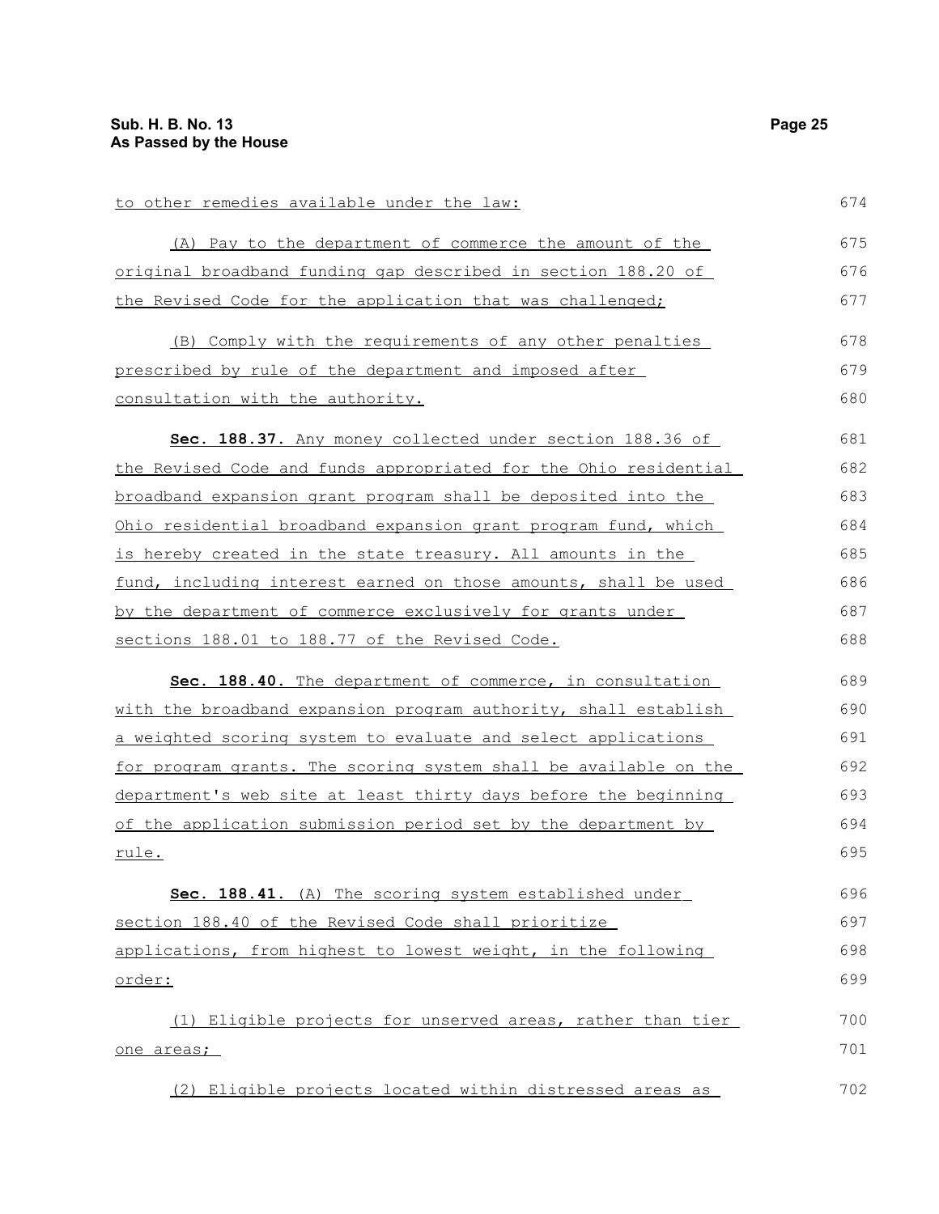to other remedies available under the law:

(A) Pay to the department of commerce the amount of the original broadband funding gap described in section 188.20 of the Revised Code for the application that was challenged;

(B) Comply with the requirements of any other penalties prescribed by rule of the department and imposed after consultation with the authority.

**Sec. 188.37.** Any money collected under section 188.36 of the Revised Code and funds appropriated for the Ohio residential broadband expansion grant program shall be deposited into the Ohio residential broadband expansion grant program fund, which is hereby created in the state treasury. All amounts in the fund, including interest earned on those amounts, shall be used by the department of commerce exclusively for grants under sections 188.01 to 188.77 of the Revised Code.

**Sec. 188.40.** The department of commerce, in consultation with the broadband expansion program authority, shall establish a weighted scoring system to evaluate and select applications for program grants. The scoring system shall be available on the department's web site at least thirty days before the beginning of the application submission period set by the department by rule.

**Sec. 188.41.** (A) The scoring system established under section 188.40 of the Revised Code shall prioritize applications, from highest to lowest weight, in the following order:

(1) Eligible projects for unserved areas, rather than tier one areas;

(2) Eligible projects located within distressed areas as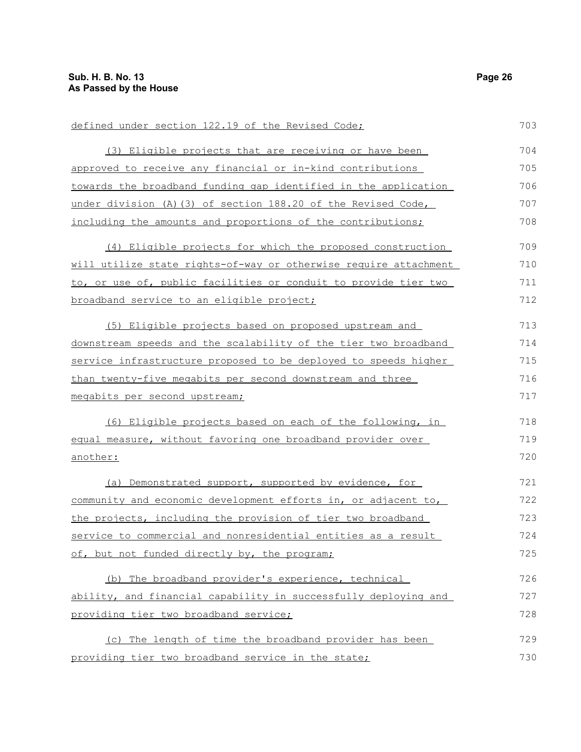defined under section 122.19 of the Revised Code;

(3) Eligible projects that are receiving or have been approved to receive any financial or in-kind contributions towards the broadband funding gap identified in the application under division (A)(3) of section 188.20 of the Revised Code, including the amounts and proportions of the contributions;

(4) Eligible projects for which the proposed construction will utilize state rights-of-way or otherwise require attachment to, or use of, public facilities or conduit to provide tier two broadband service to an eligible project;

(5) Eligible projects based on proposed upstream and downstream speeds and the scalability of the tier two broadband service infrastructure proposed to be deployed to speeds higher than twenty-five megabits per second downstream and three megabits per second upstream;

(6) Eligible projects based on each of the following, in equal measure, without favoring one broadband provider over another:

(a) Demonstrated support, supported by evidence, for community and economic development efforts in, or adjacent to, the projects, including the provision of tier two broadband service to commercial and nonresidential entities as a result of, but not funded directly by, the program;

(b) The broadband provider's experience, technical ability, and financial capability in successfully deploying and providing tier two broadband service;

(c) The length of time the broadband provider has been providing tier two broadband service in the state;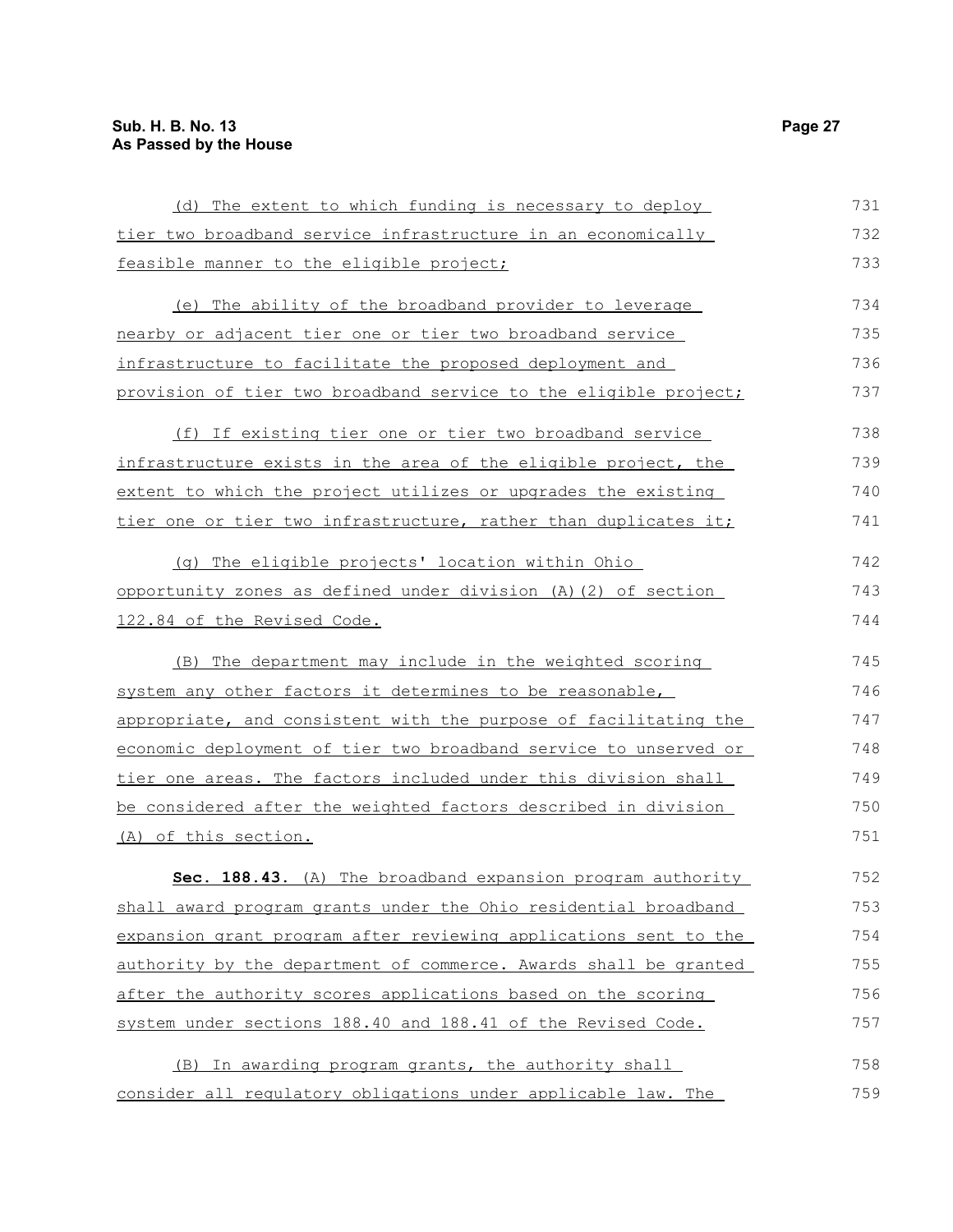(d) The extent to which funding is necessary to deploy tier two broadband service infrastructure in an economically feasible manner to the eligible project;

(e) The ability of the broadband provider to leverage nearby or adjacent tier one or tier two broadband service infrastructure to facilitate the proposed deployment and provision of tier two broadband service to the eligible project;

(f) If existing tier one or tier two broadband service infrastructure exists in the area of the eligible project, the extent to which the project utilizes or upgrades the existing tier one or tier two infrastructure, rather than duplicates it;

(g) The eligible projects' location within Ohio opportunity zones as defined under division (A)(2) of section 122.84 of the Revised Code.

(B) The department may include in the weighted scoring system any other factors it determines to be reasonable, appropriate, and consistent with the purpose of facilitating the economic deployment of tier two broadband service to unserved or tier one areas. The factors included under this division shall be considered after the weighted factors described in division (A) of this section.

**Sec. 188.43.** (A) The broadband expansion program authority shall award program grants under the Ohio residential broadband expansion grant program after reviewing applications sent to the authority by the department of commerce. Awards shall be granted after the authority scores applications based on the scoring system under sections 188.40 and 188.41 of the Revised Code.

(B) In awarding program grants, the authority shall consider all regulatory obligations under applicable law. The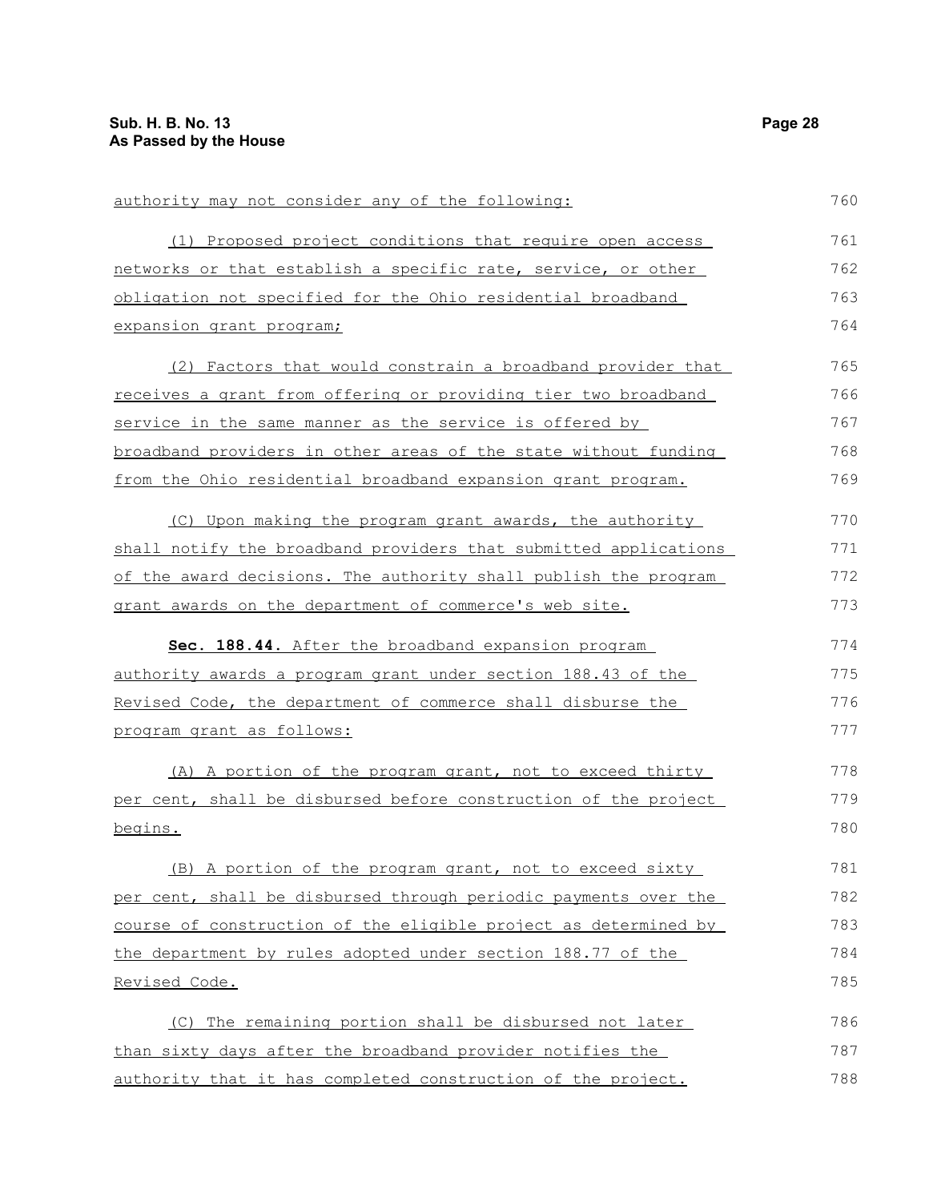authority may not consider any of the following:

(1) Proposed project conditions that require open access networks or that establish a specific rate, service, or other obligation not specified for the Ohio residential broadband expansion grant program;

(2) Factors that would constrain a broadband provider that receives a grant from offering or providing tier two broadband service in the same manner as the service is offered by broadband providers in other areas of the state without funding from the Ohio residential broadband expansion grant program.

(C) Upon making the program grant awards, the authority shall notify the broadband providers that submitted applications of the award decisions. The authority shall publish the program grant awards on the department of commerce's web site.

**Sec. 188.44.** After the broadband expansion program authority awards a program grant under section 188.43 of the Revised Code, the department of commerce shall disburse the program grant as follows:

(A) A portion of the program grant, not to exceed thirty per cent, shall be disbursed before construction of the project begins.

(B) A portion of the program grant, not to exceed sixty per cent, shall be disbursed through periodic payments over the course of construction of the eligible project as determined by the department by rules adopted under section 188.77 of the Revised Code.

(C) The remaining portion shall be disbursed not later than sixty days after the broadband provider notifies the authority that it has completed construction of the project.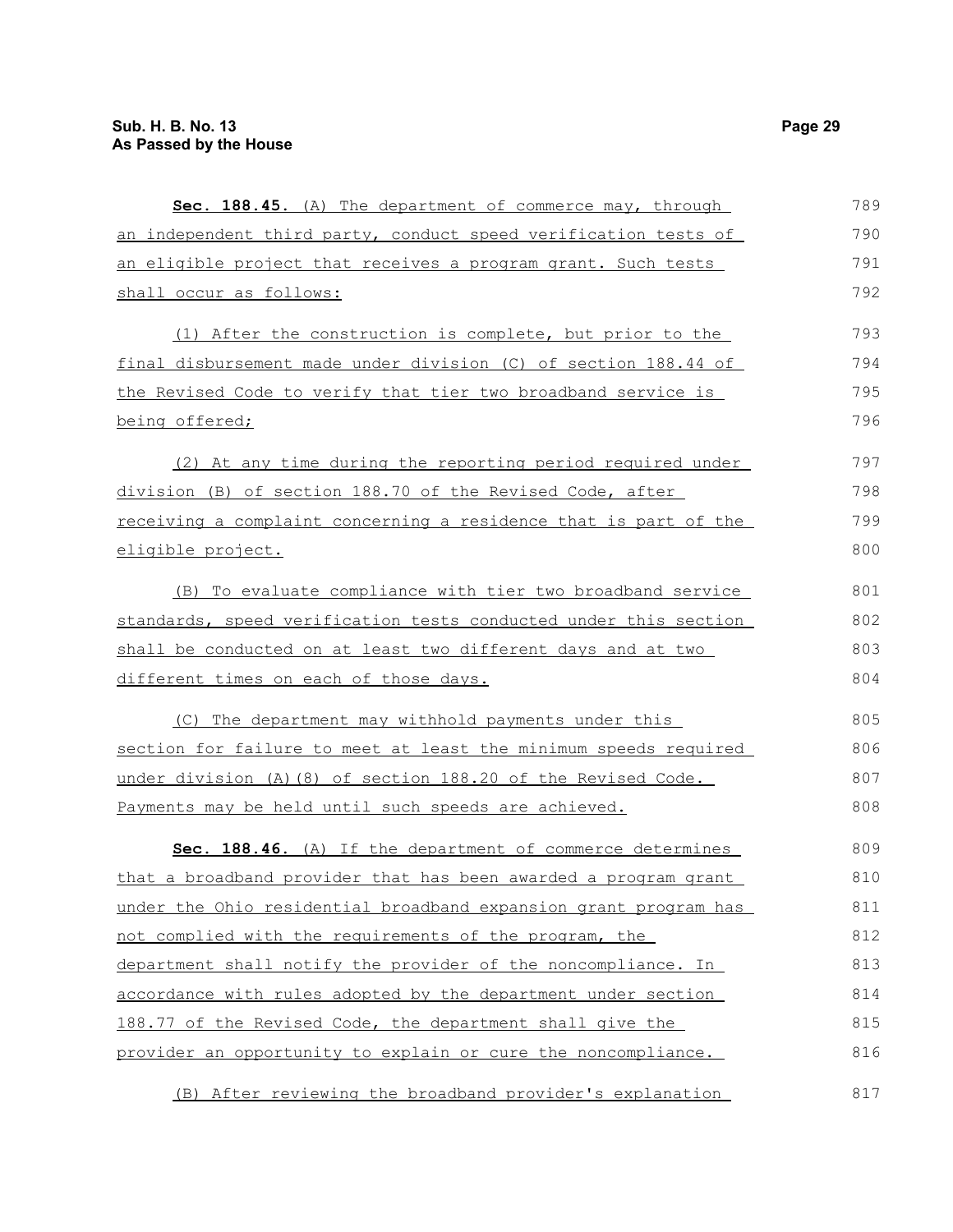**Sec. 188.45.** (A) The department of commerce may, through an independent third party, conduct speed verification tests of an eligible project that receives a program grant. Such tests shall occur as follows:

(1) After the construction is complete, but prior to the final disbursement made under division (C) of section 188.44 of the Revised Code to verify that tier two broadband service is being offered;

(2) At any time during the reporting period required under division (B) of section 188.70 of the Revised Code, after receiving a complaint concerning a residence that is part of the eligible project.

(B) To evaluate compliance with tier two broadband service standards, speed verification tests conducted under this section shall be conducted on at least two different days and at two different times on each of those days.

(C) The department may withhold payments under this section for failure to meet at least the minimum speeds required under division (A)(8) of section 188.20 of the Revised Code. Payments may be held until such speeds are achieved.

**Sec. 188.46.** (A) If the department of commerce determines that a broadband provider that has been awarded a program grant under the Ohio residential broadband expansion grant program has not complied with the requirements of the program, the department shall notify the provider of the noncompliance. In accordance with rules adopted by the department under section 188.77 of the Revised Code, the department shall give the provider an opportunity to explain or cure the noncompliance.

(B) After reviewing the broadband provider's explanation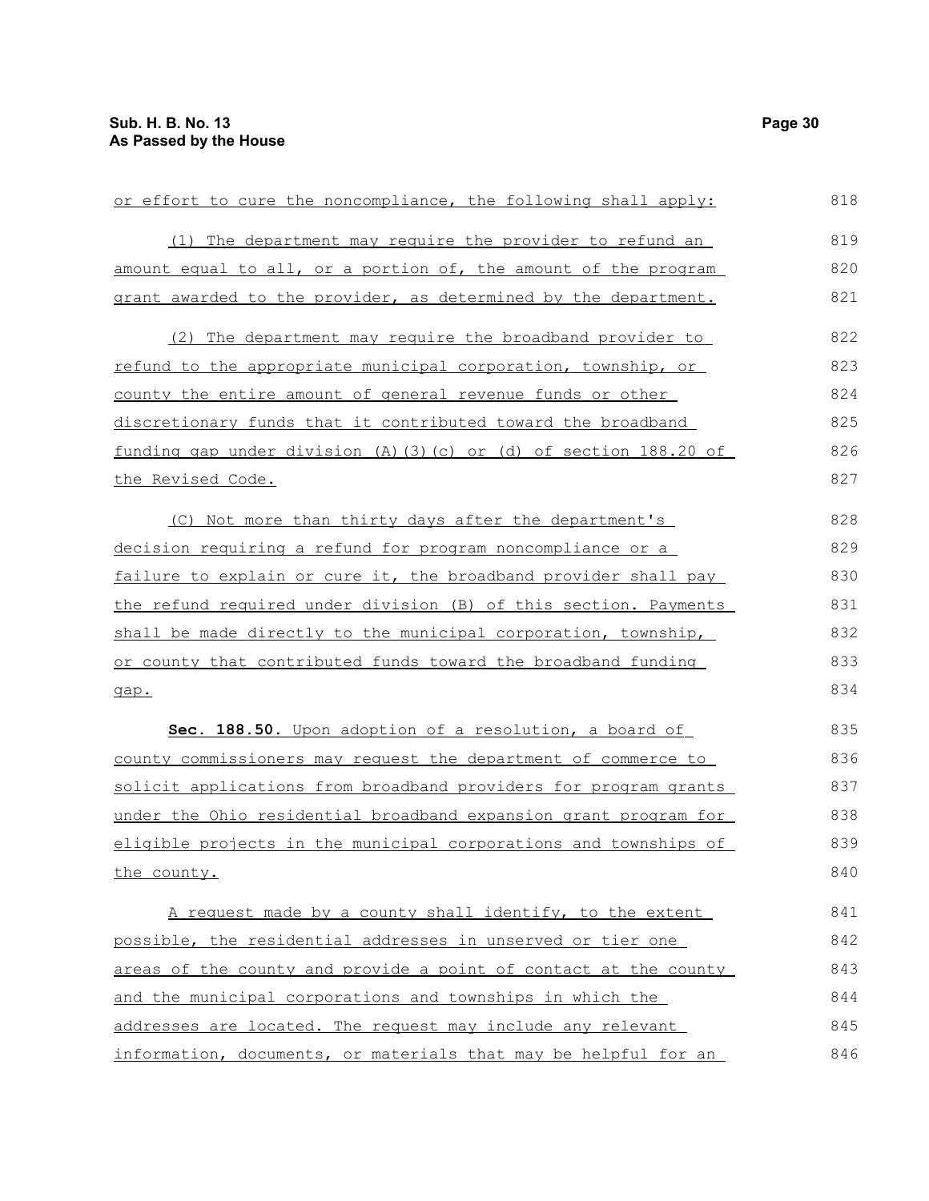or effort to cure the noncompliance, the following shall apply:

(1) The department may require the provider to refund an amount equal to all, or a portion of, the amount of the program grant awarded to the provider, as determined by the department.

(2) The department may require the broadband provider to refund to the appropriate municipal corporation, township, or county the entire amount of general revenue funds or other discretionary funds that it contributed toward the broadband funding gap under division (A)(3)(c) or (d) of section 188.20 of the Revised Code.

(C) Not more than thirty days after the department's decision requiring a refund for program noncompliance or a failure to explain or cure it, the broadband provider shall pay the refund required under division (B) of this section. Payments shall be made directly to the municipal corporation, township, or county that contributed funds toward the broadband funding gap.

**Sec. 188.50.** Upon adoption of a resolution, a board of county commissioners may request the department of commerce to solicit applications from broadband providers for program grants under the Ohio residential broadband expansion grant program for eligible projects in the municipal corporations and townships of the county.

A request made by a county shall identify, to the extent possible, the residential addresses in unserved or tier one areas of the county and provide a point of contact at the county and the municipal corporations and townships in which the addresses are located. The request may include any relevant information, documents, or materials that may be helpful for an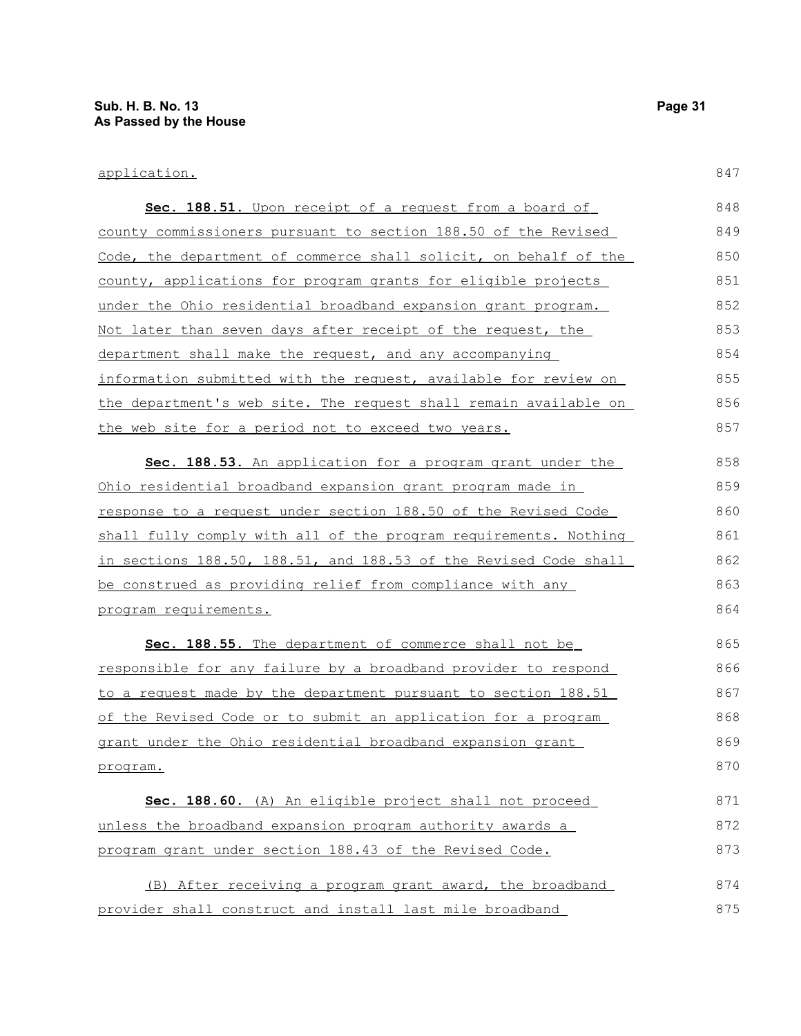application.

**Sec. 188.51.** Upon receipt of a request from a board of county commissioners pursuant to section 188.50 of the Revised Code, the department of commerce shall solicit, on behalf of the county, applications for program grants for eligible projects under the Ohio residential broadband expansion grant program. Not later than seven days after receipt of the request, the department shall make the request, and any accompanying information submitted with the request, available for review on the department's web site. The request shall remain available on the web site for a period not to exceed two years.

**Sec. 188.53.** An application for a program grant under the Ohio residential broadband expansion grant program made in response to a request under section 188.50 of the Revised Code shall fully comply with all of the program requirements. Nothing in sections 188.50, 188.51, and 188.53 of the Revised Code shall be construed as providing relief from compliance with any program requirements.

**Sec. 188.55.** The department of commerce shall not be responsible for any failure by a broadband provider to respond to a request made by the department pursuant to section 188.51 of the Revised Code or to submit an application for a program grant under the Ohio residential broadband expansion grant program.

**Sec. 188.60.** (A) An eligible project shall not proceed unless the broadband expansion program authority awards a program grant under section 188.43 of the Revised Code.

(B) After receiving a program grant award, the broadband provider shall construct and install last mile broadband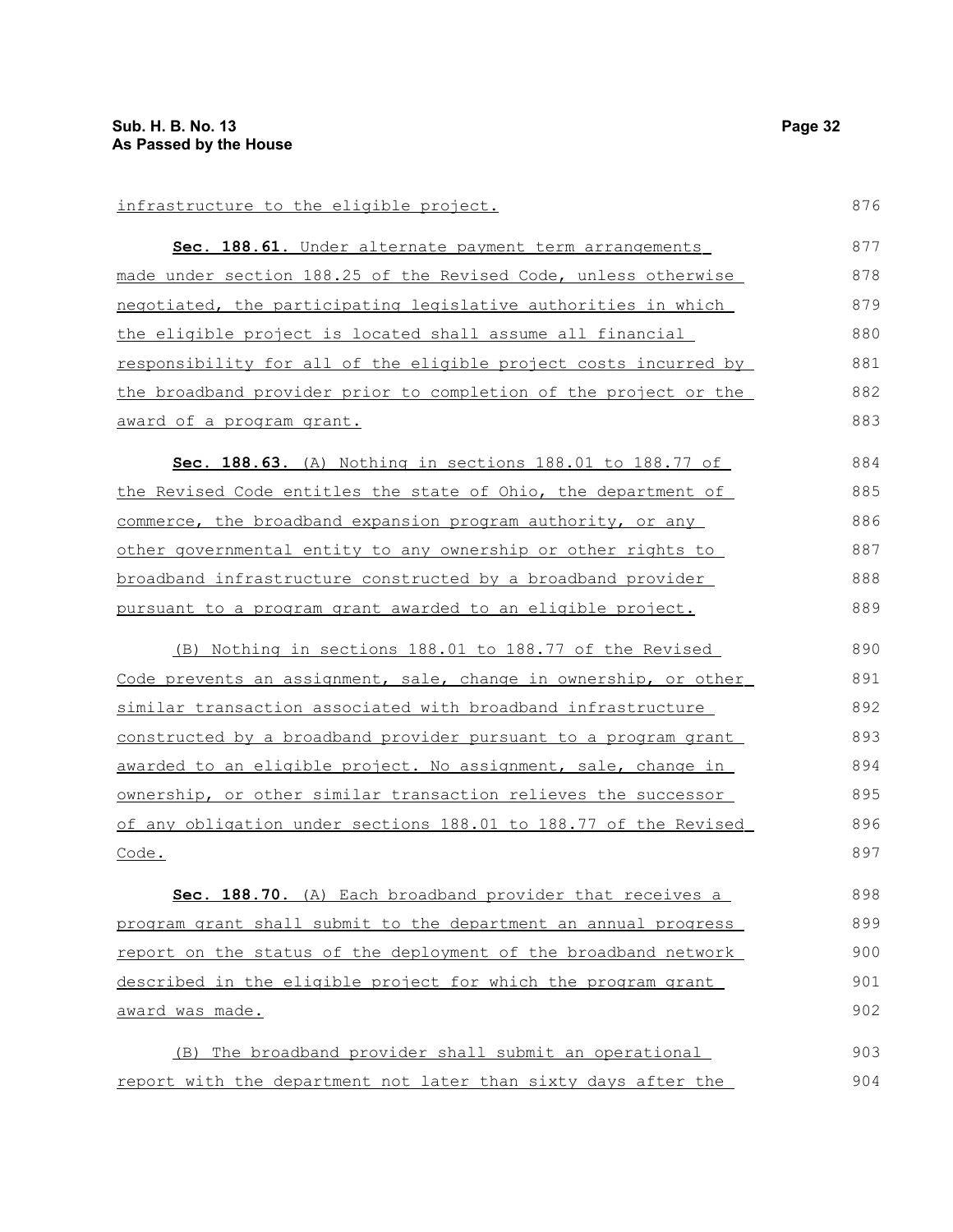infrastructure to the eligible project.

**Sec. 188.61.** Under alternate payment term arrangements made under section 188.25 of the Revised Code, unless otherwise negotiated, the participating legislative authorities in which the eligible project is located shall assume all financial responsibility for all of the eligible project costs incurred by the broadband provider prior to completion of the project or the award of a program grant.

**Sec. 188.63.** (A) Nothing in sections 188.01 to 188.77 of the Revised Code entitles the state of Ohio, the department of commerce, the broadband expansion program authority, or any other governmental entity to any ownership or other rights to broadband infrastructure constructed by a broadband provider pursuant to a program grant awarded to an eligible project.

(B) Nothing in sections 188.01 to 188.77 of the Revised Code prevents an assignment, sale, change in ownership, or other similar transaction associated with broadband infrastructure constructed by a broadband provider pursuant to a program grant awarded to an eligible project. No assignment, sale, change in ownership, or other similar transaction relieves the successor of any obligation under sections 188.01 to 188.77 of the Revised Code.

**Sec. 188.70.** (A) Each broadband provider that receives a program grant shall submit to the department an annual progress report on the status of the deployment of the broadband network described in the eligible project for which the program grant award was made.

(B) The broadband provider shall submit an operational report with the department not later than sixty days after the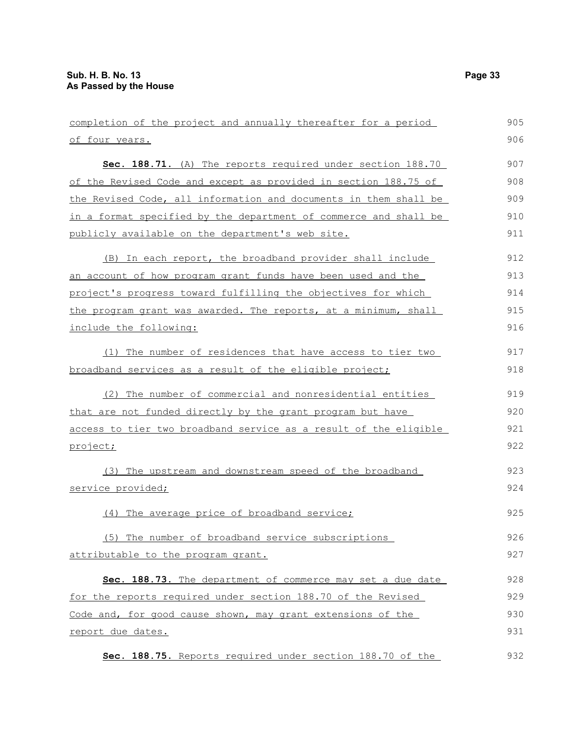completion of the project and annually thereafter for a period of four years.

**Sec. 188.71.** (A) The reports required under section 188.70 of the Revised Code and except as provided in section 188.75 of the Revised Code, all information and documents in them shall be in a format specified by the department of commerce and shall be publicly available on the department's web site.

(B) In each report, the broadband provider shall include an account of how program grant funds have been used and the project's progress toward fulfilling the objectives for which the program grant was awarded. The reports, at a minimum, shall include the following:

(1) The number of residences that have access to tier two broadband services as a result of the eligible project;

(2) The number of commercial and nonresidential entities that are not funded directly by the grant program but have access to tier two broadband service as a result of the eligible project;

(3) The upstream and downstream speed of the broadband service provided;

(4) The average price of broadband service;

(5) The number of broadband service subscriptions attributable to the program grant.

**Sec. 188.73.** The department of commerce may set a due date for the reports required under section 188.70 of the Revised Code and, for good cause shown, may grant extensions of the report due dates.

**Sec. 188.75.** Reports required under section 188.70 of the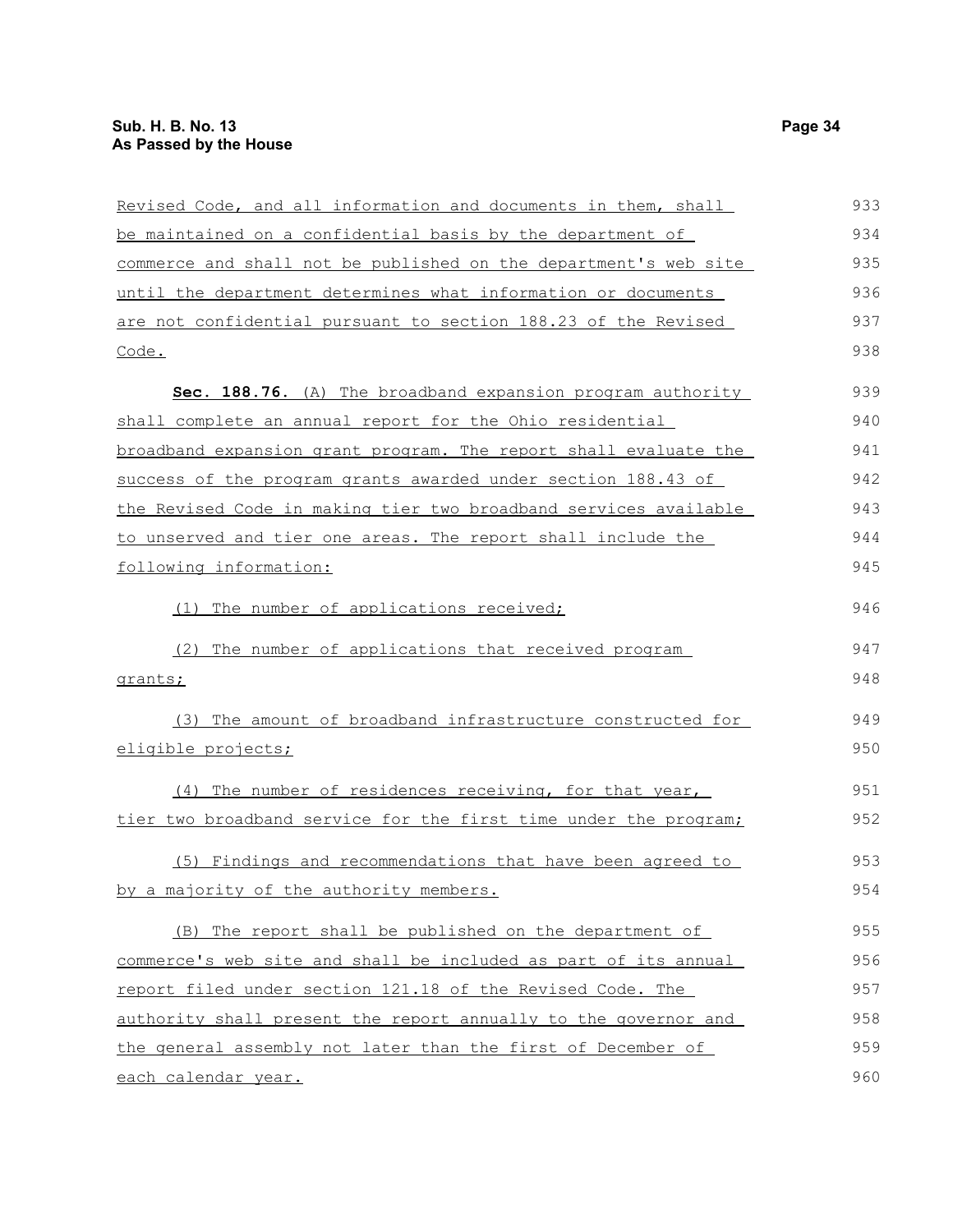Revised Code, and all information and documents in them, shall be maintained on a confidential basis by the department of commerce and shall not be published on the department's web site until the department determines what information or documents are not confidential pursuant to section 188.23 of the Revised Code.

**Sec. 188.76.** (A) The broadband expansion program authority shall complete an annual report for the Ohio residential broadband expansion grant program. The report shall evaluate the success of the program grants awarded under section 188.43 of the Revised Code in making tier two broadband services available to unserved and tier one areas. The report shall include the following information:

(1) The number of applications received;

(2) The number of applications that received program grants;

(3) The amount of broadband infrastructure constructed for eligible projects;

(4) The number of residences receiving, for that year, tier two broadband service for the first time under the program;

(5) Findings and recommendations that have been agreed to by a majority of the authority members.

(B) The report shall be published on the department of commerce's web site and shall be included as part of its annual report filed under section 121.18 of the Revised Code. The authority shall present the report annually to the governor and the general assembly not later than the first of December of each calendar year.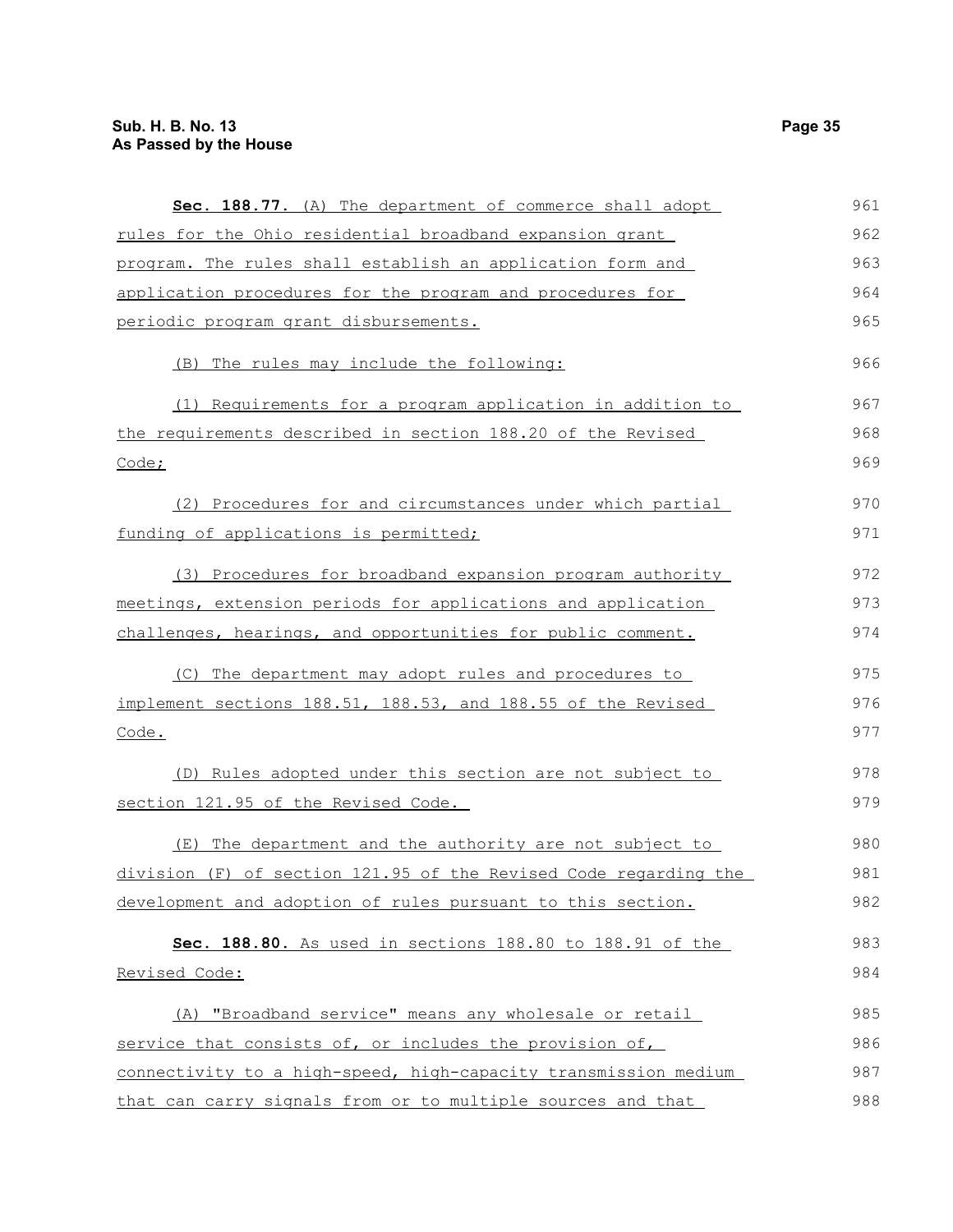**Sec. 188.77.** (A) The department of commerce shall adopt rules for the Ohio residential broadband expansion grant program. The rules shall establish an application form and application procedures for the program and procedures for periodic program grant disbursements.

(B) The rules may include the following:

(1) Requirements for a program application in addition to the requirements described in section 188.20 of the Revised Code;

(2) Procedures for and circumstances under which partial funding of applications is permitted;

(3) Procedures for broadband expansion program authority meetings, extension periods for applications and application challenges, hearings, and opportunities for public comment.

(C) The department may adopt rules and procedures to implement sections 188.51, 188.53, and 188.55 of the Revised Code.

(D) Rules adopted under this section are not subject to section 121.95 of the Revised Code.

(E) The department and the authority are not subject to division (F) of section 121.95 of the Revised Code regarding the development and adoption of rules pursuant to this section.

**Sec. 188.80.** As used in sections 188.80 to 188.91 of the Revised Code:

(A) "Broadband service" means any wholesale or retail service that consists of, or includes the provision of, connectivity to a high-speed, high-capacity transmission medium that can carry signals from or to multiple sources and that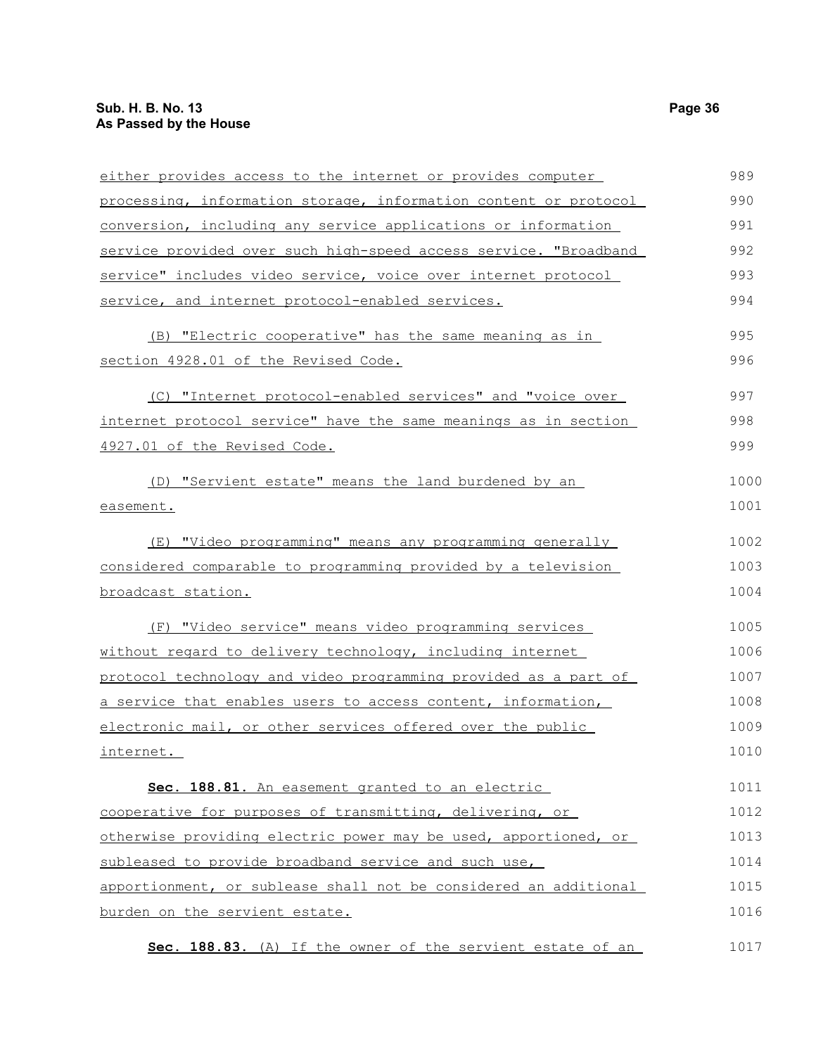either provides access to the internet or provides computer processing, information storage, information content or protocol conversion, including any service applications or information service provided over such high-speed access service. "Broadband service" includes video service, voice over internet protocol service, and internet protocol-enabled services.

(B) "Electric cooperative" has the same meaning as in section 4928.01 of the Revised Code.

(C) "Internet protocol-enabled services" and "voice over internet protocol service" have the same meanings as in section 4927.01 of the Revised Code.

(D) "Servient estate" means the land burdened by an easement.

(E) "Video programming" means any programming generally considered comparable to programming provided by a television broadcast station.

(F) "Video service" means video programming services without regard to delivery technology, including internet protocol technology and video programming provided as a part of a service that enables users to access content, information, electronic mail, or other services offered over the public internet.

**Sec. 188.81.** An easement granted to an electric cooperative for purposes of transmitting, delivering, or otherwise providing electric power may be used, apportioned, or subleased to provide broadband service and such use, apportionment, or sublease shall not be considered an additional burden on the servient estate.

**Sec. 188.83.** (A) If the owner of the servient estate of an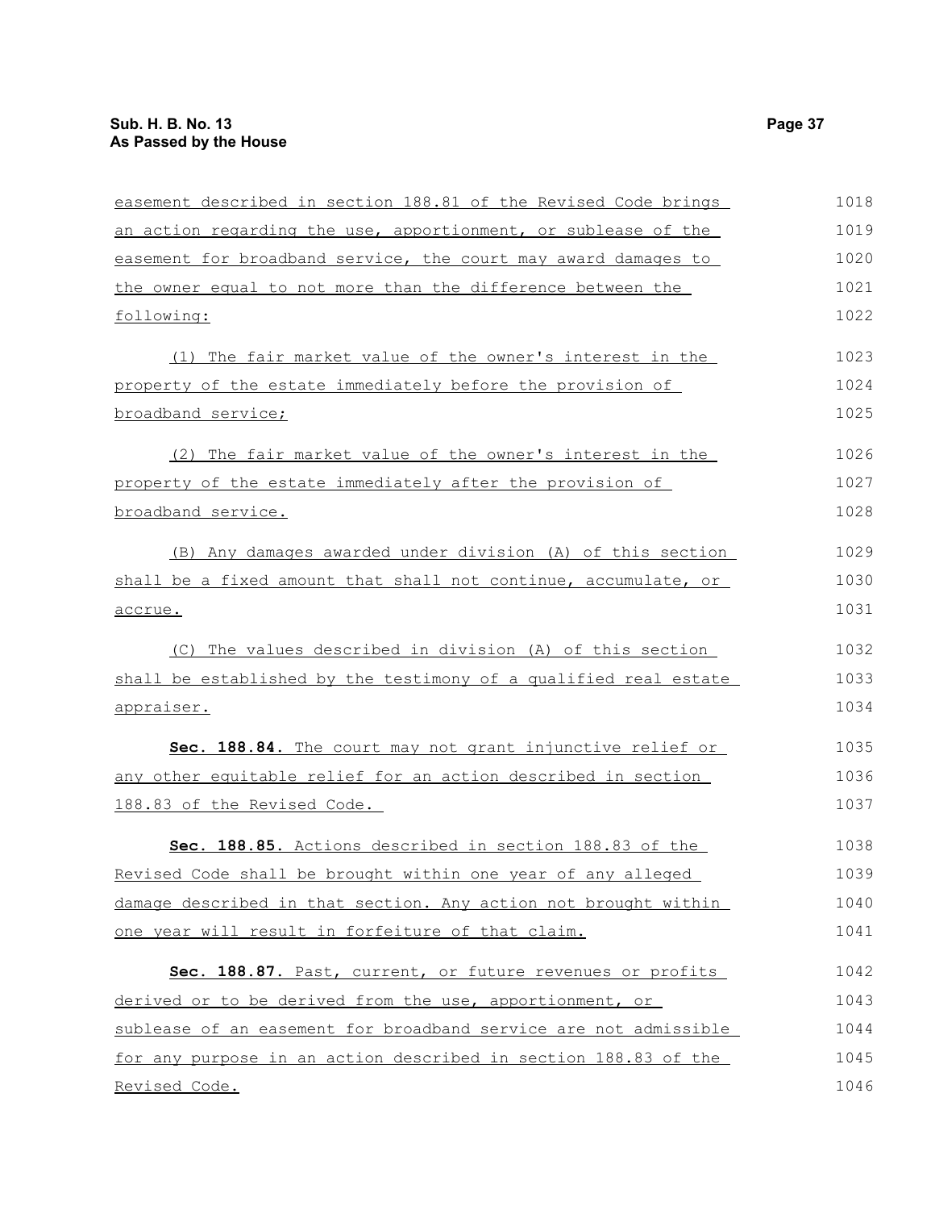easement described in section 188.81 of the Revised Code brings an action regarding the use, apportionment, or sublease of the easement for broadband service, the court may award damages to the owner equal to not more than the difference between the following:

(1) The fair market value of the owner's interest in the property of the estate immediately before the provision of broadband service;

(2) The fair market value of the owner's interest in the property of the estate immediately after the provision of broadband service.

(B) Any damages awarded under division (A) of this section shall be a fixed amount that shall not continue, accumulate, or accrue.

(C) The values described in division (A) of this section shall be established by the testimony of a qualified real estate appraiser.

**Sec. 188.84.** The court may not grant injunctive relief or any other equitable relief for an action described in section 188.83 of the Revised Code.

**Sec. 188.85.** Actions described in section 188.83 of the Revised Code shall be brought within one year of any alleged damage described in that section. Any action not brought within one year will result in forfeiture of that claim.

**Sec. 188.87.** Past, current, or future revenues or profits derived or to be derived from the use, apportionment, or sublease of an easement for broadband service are not admissible for any purpose in an action described in section 188.83 of the Revised Code.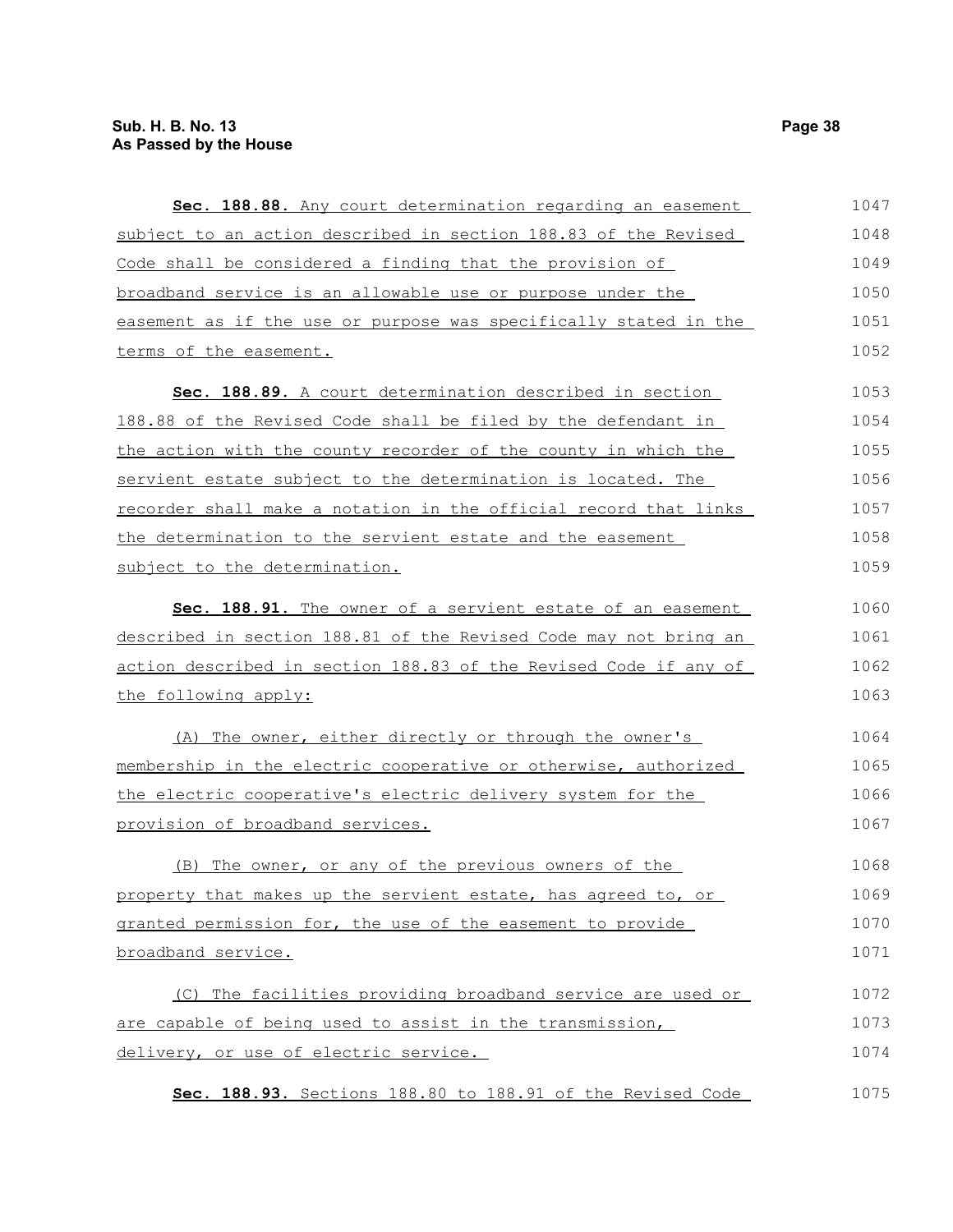**Sec. 188.88.** Any court determination regarding an easement subject to an action described in section 188.83 of the Revised Code shall be considered a finding that the provision of broadband service is an allowable use or purpose under the easement as if the use or purpose was specifically stated in the terms of the easement.

**Sec. 188.89.** A court determination described in section 188.88 of the Revised Code shall be filed by the defendant in the action with the county recorder of the county in which the servient estate subject to the determination is located. The recorder shall make a notation in the official record that links the determination to the servient estate and the easement subject to the determination.

**Sec. 188.91.** The owner of a servient estate of an easement described in section 188.81 of the Revised Code may not bring an action described in section 188.83 of the Revised Code if any of the following apply:

(A) The owner, either directly or through the owner's membership in the electric cooperative or otherwise, authorized the electric cooperative's electric delivery system for the provision of broadband services.

(B) The owner, or any of the previous owners of the property that makes up the servient estate, has agreed to, or granted permission for, the use of the easement to provide broadband service.

(C) The facilities providing broadband service are used or are capable of being used to assist in the transmission, delivery, or use of electric service.

**Sec. 188.93.** Sections 188.80 to 188.91 of the Revised Code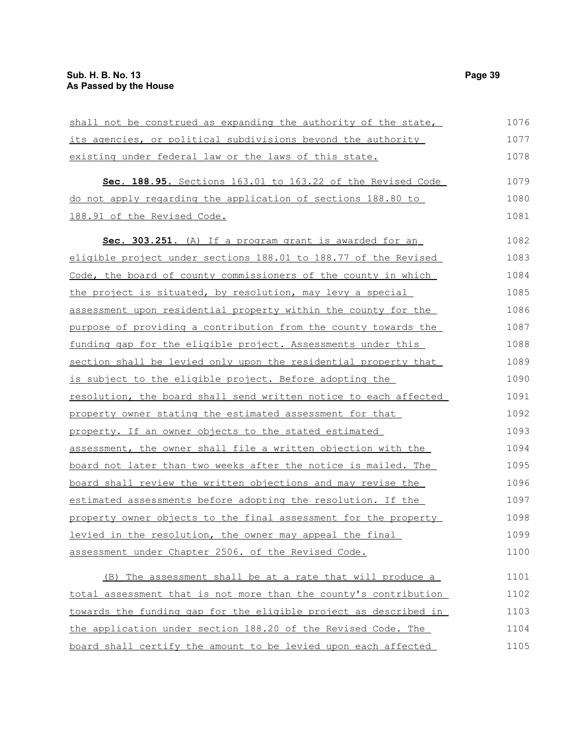shall not be construed as expanding the authority of the state, its agencies, or political subdivisions beyond the authority existing under federal law or the laws of this state.

**Sec. 188.95.** Sections 163.01 to 163.22 of the Revised Code do not apply regarding the application of sections 188.80 to 188.91 of the Revised Code.

**Sec. 303.251.** (A) If a program grant is awarded for an eligible project under sections 188.01 to 188.77 of the Revised Code, the board of county commissioners of the county in which the project is situated, by resolution, may levy a special assessment upon residential property within the county for the purpose of providing a contribution from the county towards the funding gap for the eligible project. Assessments under this section shall be levied only upon the residential property that is subject to the eligible project. Before adopting the resolution, the board shall send written notice to each affected property owner stating the estimated assessment for that property. If an owner objects to the stated estimated assessment, the owner shall file a written objection with the board not later than two weeks after the notice is mailed. The board shall review the written objections and may revise the estimated assessments before adopting the resolution. If the property owner objects to the final assessment for the property levied in the resolution, the owner may appeal the final assessment under Chapter 2506. of the Revised Code.

(B) The assessment shall be at a rate that will produce a total assessment that is not more than the county's contribution towards the funding gap for the eligible project as described in the application under section 188.20 of the Revised Code. The board shall certify the amount to be levied upon each affected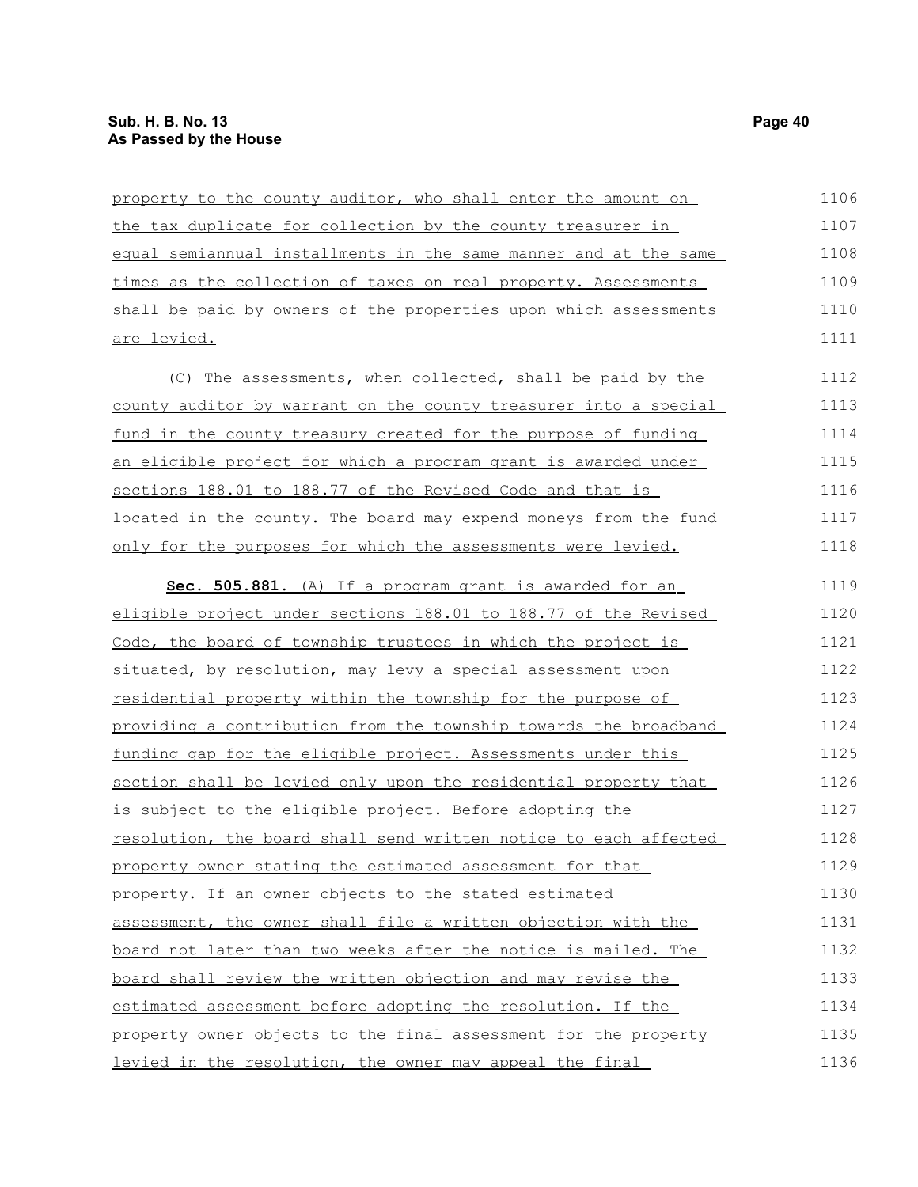property to the county auditor, who shall enter the amount on the tax duplicate for collection by the county treasurer in equal semiannual installments in the same manner and at the same times as the collection of taxes on real property. Assessments shall be paid by owners of the properties upon which assessments are levied.

(C) The assessments, when collected, shall be paid by the county auditor by warrant on the county treasurer into a special fund in the county treasury created for the purpose of funding an eligible project for which a program grant is awarded under sections 188.01 to 188.77 of the Revised Code and that is located in the county. The board may expend moneys from the fund only for the purposes for which the assessments were levied.

**Sec. 505.881.** (A) If a program grant is awarded for an eligible project under sections 188.01 to 188.77 of the Revised Code, the board of township trustees in which the project is situated, by resolution, may levy a special assessment upon residential property within the township for the purpose of providing a contribution from the township towards the broadband funding gap for the eligible project. Assessments under this section shall be levied only upon the residential property that is subject to the eligible project. Before adopting the resolution, the board shall send written notice to each affected property owner stating the estimated assessment for that property. If an owner objects to the stated estimated assessment, the owner shall file a written objection with the board not later than two weeks after the notice is mailed. The board shall review the written objection and may revise the estimated assessment before adopting the resolution. If the property owner objects to the final assessment for the property levied in the resolution, the owner may appeal the final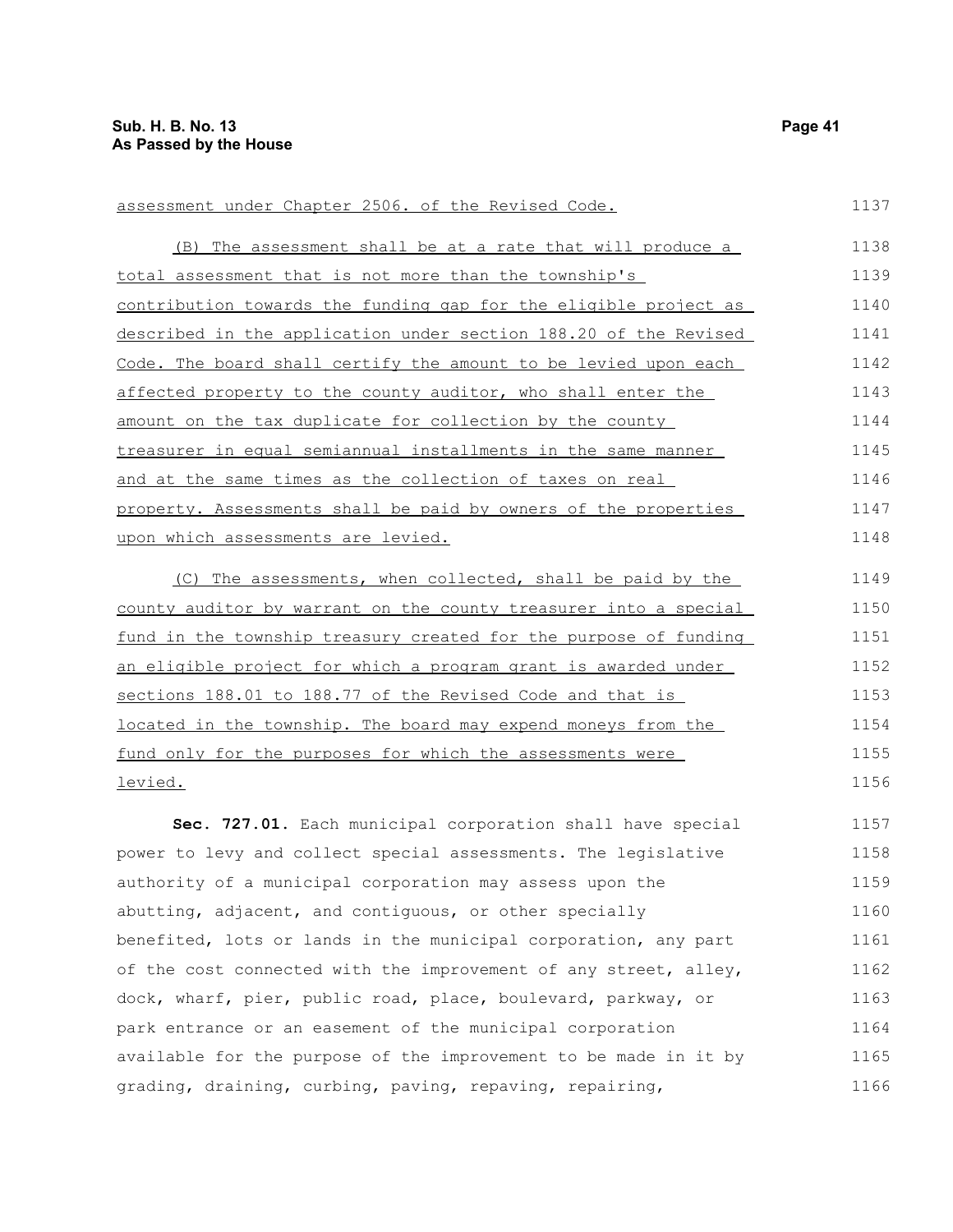assessment under Chapter 2506. of the Revised Code.

(B) The assessment shall be at a rate that will produce a total assessment that is not more than the township's contribution towards the funding gap for the eligible project as described in the application under section 188.20 of the Revised Code. The board shall certify the amount to be levied upon each affected property to the county auditor, who shall enter the amount on the tax duplicate for collection by the county treasurer in equal semiannual installments in the same manner and at the same times as the collection of taxes on real property. Assessments shall be paid by owners of the properties upon which assessments are levied.

(C) The assessments, when collected, shall be paid by the county auditor by warrant on the county treasurer into a special fund in the township treasury created for the purpose of funding an eligible project for which a program grant is awarded under sections 188.01 to 188.77 of the Revised Code and that is located in the township. The board may expend moneys from the fund only for the purposes for which the assessments were levied.

**Sec. 727.01.** Each municipal corporation shall have special power to levy and collect special assessments. The legislative authority of a municipal corporation may assess upon the abutting, adjacent, and contiguous, or other specially benefited, lots or lands in the municipal corporation, any part of the cost connected with the improvement of any street, alley, dock, wharf, pier, public road, place, boulevard, parkway, or park entrance or an easement of the municipal corporation available for the purpose of the improvement to be made in it by grading, draining, curbing, paving, repaving, repairing,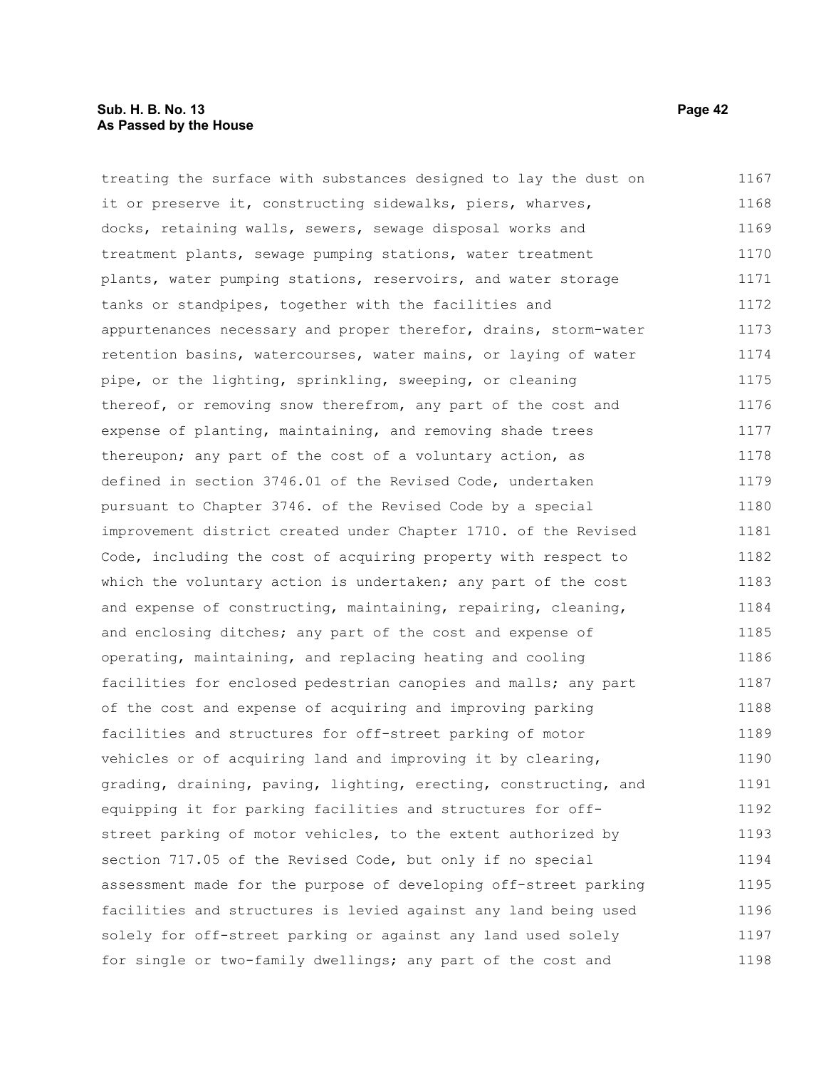treating the surface with substances designed to lay the dust on it or preserve it, constructing sidewalks, piers, wharves, docks, retaining walls, sewers, sewage disposal works and treatment plants, sewage pumping stations, water treatment plants, water pumping stations, reservoirs, and water storage tanks or standpipes, together with the facilities and appurtenances necessary and proper therefor, drains, storm-water retention basins, watercourses, water mains, or laying of water pipe, or the lighting, sprinkling, sweeping, or cleaning thereof, or removing snow therefrom, any part of the cost and expense of planting, maintaining, and removing shade trees thereupon; any part of the cost of a voluntary action, as defined in section 3746.01 of the Revised Code, undertaken pursuant to Chapter 3746. of the Revised Code by a special improvement district created under Chapter 1710. of the Revised Code, including the cost of acquiring property with respect to which the voluntary action is undertaken; any part of the cost and expense of constructing, maintaining, repairing, cleaning, and enclosing ditches; any part of the cost and expense of operating, maintaining, and replacing heating and cooling facilities for enclosed pedestrian canopies and malls; any part of the cost and expense of acquiring and improving parking facilities and structures for off-street parking of motor vehicles or of acquiring land and improving it by clearing, grading, draining, paving, lighting, erecting, constructing, and equipping it for parking facilities and structures for off-street parking of motor vehicles, to the extent authorized by section 717.05 of the Revised Code, but only if no special assessment made for the purpose of developing off-street parking facilities and structures is levied against any land being used solely for off-street parking or against any land used solely for single or two-family dwellings; any part of the cost and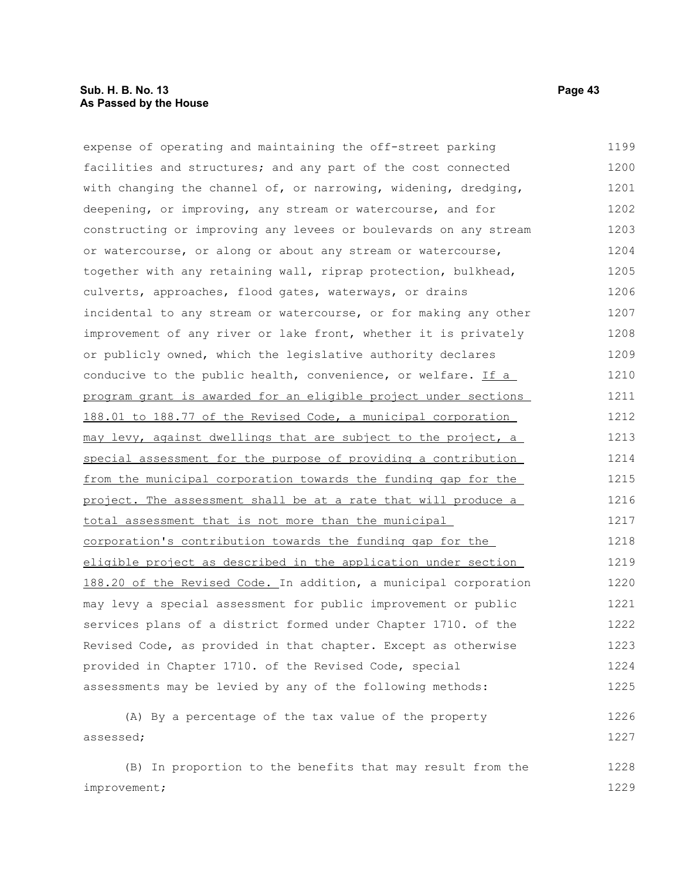expense of operating and maintaining the off-street parking facilities and structures; and any part of the cost connected with changing the channel of, or narrowing, widening, dredging, deepening, or improving, any stream or watercourse, and for constructing or improving any levees or boulevards on any stream or watercourse, or along or about any stream or watercourse, together with any retaining wall, riprap protection, bulkhead, culverts, approaches, flood gates, waterways, or drains incidental to any stream or watercourse, or for making any other improvement of any river or lake front, whether it is privately or publicly owned, which the legislative authority declares conducive to the public health, convenience, or welfare. <u>If a program grant is awarded for an eligible project under sections 188.01 to 188.77 of the Revised Code, a municipal corporation may levy, against dwellings that are subject to the project, a special assessment for the purpose of providing a contribution from the municipal corporation towards the funding gap for the project. The assessment shall be at a rate that will produce a total assessment that is not more than the municipal corporation's contribution towards the funding gap for the eligible project as described in the application under section 188.20 of the Revised Code.</u> In addition, a municipal corporation may levy a special assessment for public improvement or public services plans of a district formed under Chapter 1710. of the Revised Code, as provided in that chapter. Except as otherwise provided in Chapter 1710. of the Revised Code, special assessments may be levied by any of the following methods:

(A) By a percentage of the tax value of the property assessed;

(B) In proportion to the benefits that may result from the improvement;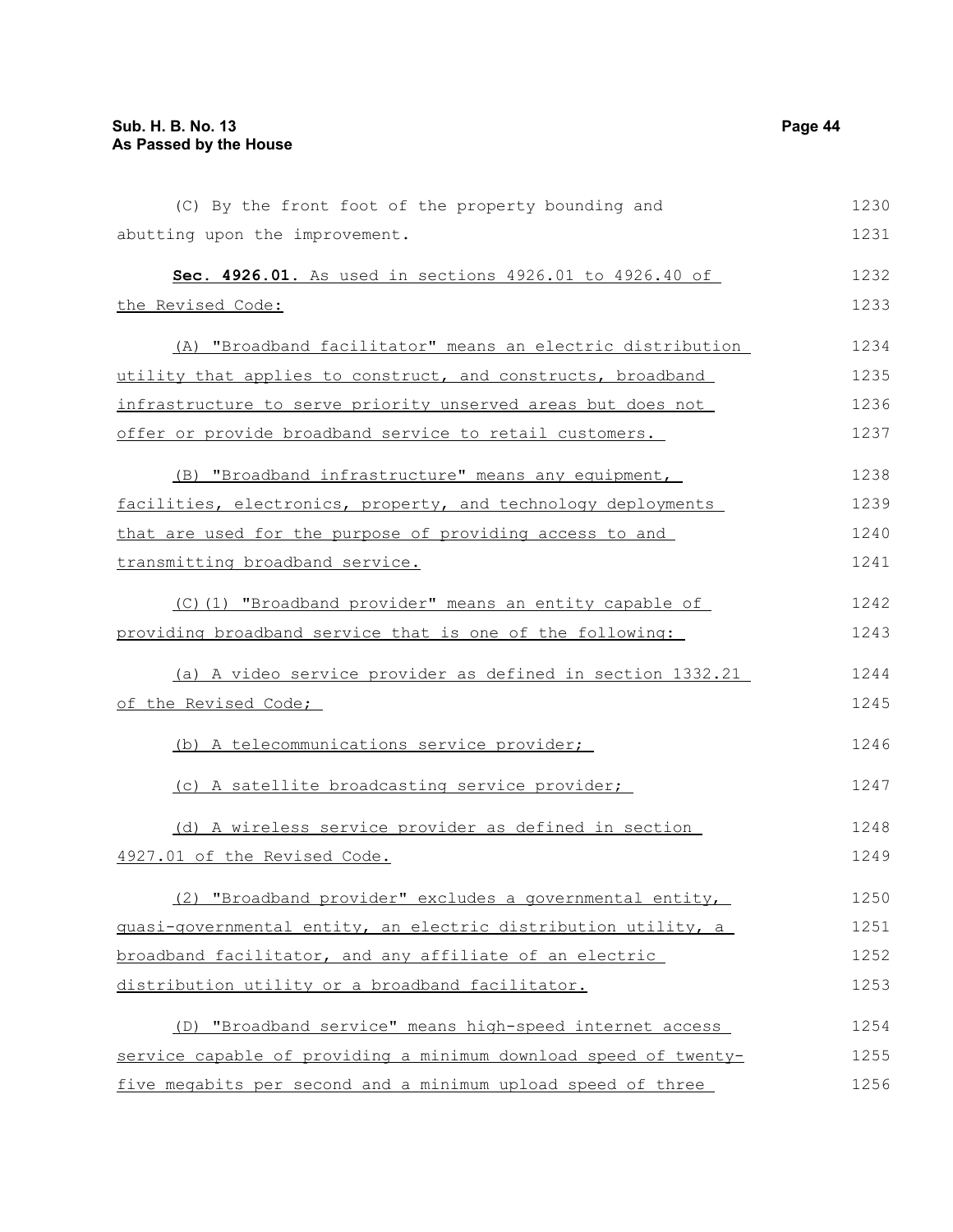(C) By the front foot of the property bounding and abutting upon the improvement.

**Sec. 4926.01.** As used in sections 4926.01 to 4926.40 of the Revised Code:

(A) "Broadband facilitator" means an electric distribution utility that applies to construct, and constructs, broadband infrastructure to serve priority unserved areas but does not offer or provide broadband service to retail customers.

(B) "Broadband infrastructure" means any equipment, facilities, electronics, property, and technology deployments that are used for the purpose of providing access to and transmitting broadband service.

(C)(1) "Broadband provider" means an entity capable of providing broadband service that is one of the following:

(a) A video service provider as defined in section 1332.21 of the Revised Code;

(b) A telecommunications service provider;

(c) A satellite broadcasting service provider;

(d) A wireless service provider as defined in section 4927.01 of the Revised Code.

(2) "Broadband provider" excludes a governmental entity, quasi-governmental entity, an electric distribution utility, a broadband facilitator, and any affiliate of an electric distribution utility or a broadband facilitator.

(D) "Broadband service" means high-speed internet access service capable of providing a minimum download speed of twenty-five megabits per second and a minimum upload speed of three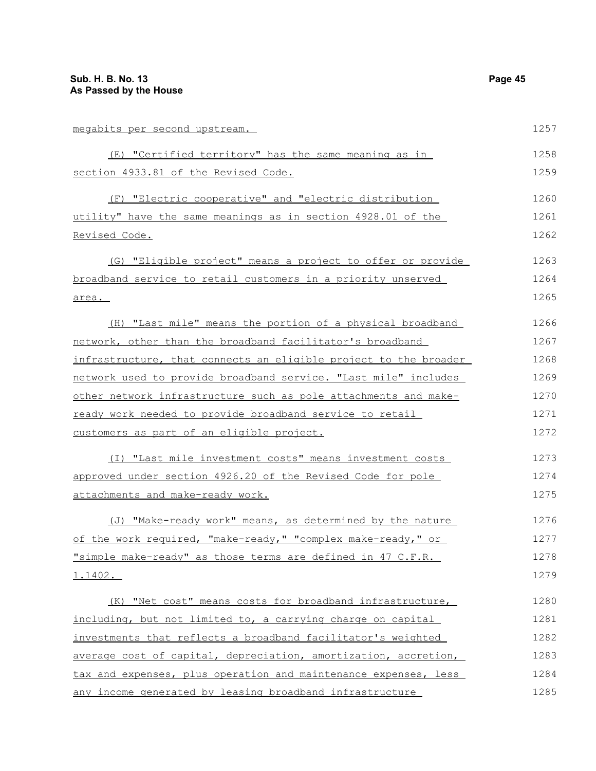megabits per second upstream.

(E) "Certified territory" has the same meaning as in section 4933.81 of the Revised Code.

(F) "Electric cooperative" and "electric distribution utility" have the same meanings as in section 4928.01 of the Revised Code.

(G) "Eligible project" means a project to offer or provide broadband service to retail customers in a priority unserved area.

(H) "Last mile" means the portion of a physical broadband network, other than the broadband facilitator's broadband infrastructure, that connects an eligible project to the broader network used to provide broadband service. "Last mile" includes other network infrastructure such as pole attachments and make-ready work needed to provide broadband service to retail customers as part of an eligible project.

(I) "Last mile investment costs" means investment costs approved under section 4926.20 of the Revised Code for pole attachments and make-ready work.

(J) "Make-ready work" means, as determined by the nature of the work required, "make-ready," "complex make-ready," or "simple make-ready" as those terms are defined in 47 C.F.R. 1.1402.

(K) "Net cost" means costs for broadband infrastructure, including, but not limited to, a carrying charge on capital investments that reflects a broadband facilitator's weighted average cost of capital, depreciation, amortization, accretion, tax and expenses, plus operation and maintenance expenses, less any income generated by leasing broadband infrastructure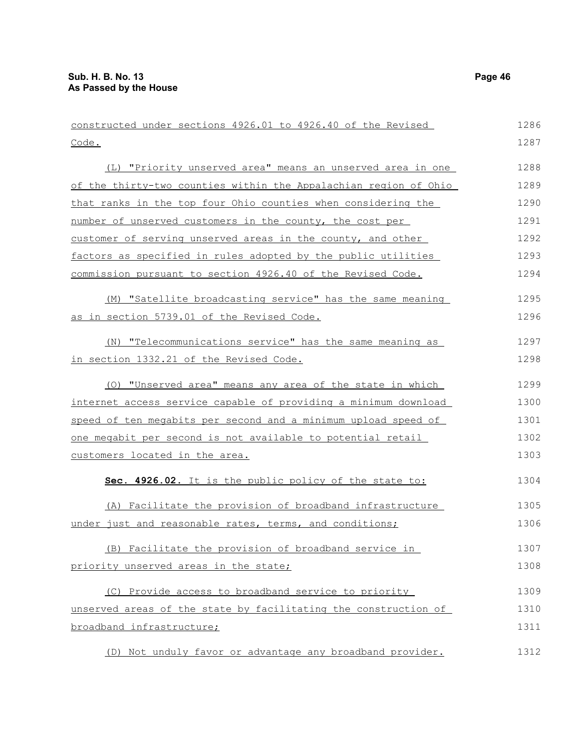constructed under sections 4926.01 to 4926.40 of the Revised Code.

(L) "Priority unserved area" means an unserved area in one of the thirty-two counties within the Appalachian region of Ohio that ranks in the top four Ohio counties when considering the number of unserved customers in the county, the cost per customer of serving unserved areas in the county, and other factors as specified in rules adopted by the public utilities commission pursuant to section 4926.40 of the Revised Code.

(M) "Satellite broadcasting service" has the same meaning as in section 5739.01 of the Revised Code.

(N) "Telecommunications service" has the same meaning as in section 1332.21 of the Revised Code.

(O) "Unserved area" means any area of the state in which internet access service capable of providing a minimum download speed of ten megabits per second and a minimum upload speed of one megabit per second is not available to potential retail customers located in the area.

**Sec. 4926.02.** It is the public policy of the state to:

(A) Facilitate the provision of broadband infrastructure under just and reasonable rates, terms, and conditions;

(B) Facilitate the provision of broadband service in priority unserved areas in the state;

(C) Provide access to broadband service to priority unserved areas of the state by facilitating the construction of broadband infrastructure;

(D) Not unduly favor or advantage any broadband provider.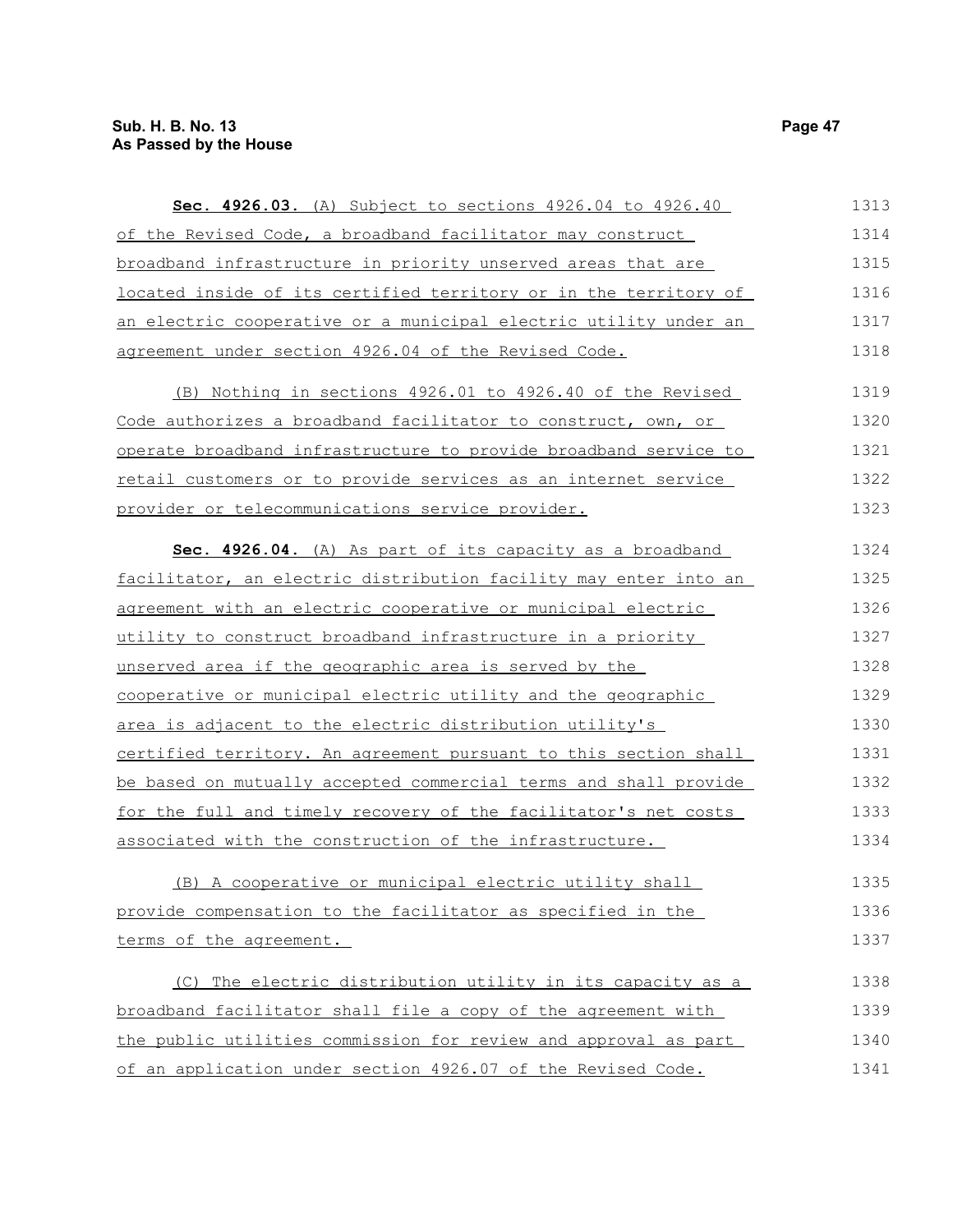**Sec. 4926.03.** (A) Subject to sections 4926.04 to 4926.40 of the Revised Code, a broadband facilitator may construct broadband infrastructure in priority unserved areas that are located inside of its certified territory or in the territory of an electric cooperative or a municipal electric utility under an agreement under section 4926.04 of the Revised Code.

(B) Nothing in sections 4926.01 to 4926.40 of the Revised Code authorizes a broadband facilitator to construct, own, or operate broadband infrastructure to provide broadband service to retail customers or to provide services as an internet service provider or telecommunications service provider.

**Sec. 4926.04.** (A) As part of its capacity as a broadband facilitator, an electric distribution facility may enter into an agreement with an electric cooperative or municipal electric utility to construct broadband infrastructure in a priority unserved area if the geographic area is served by the cooperative or municipal electric utility and the geographic area is adjacent to the electric distribution utility's certified territory. An agreement pursuant to this section shall be based on mutually accepted commercial terms and shall provide for the full and timely recovery of the facilitator's net costs associated with the construction of the infrastructure.

(B) A cooperative or municipal electric utility shall provide compensation to the facilitator as specified in the terms of the agreement.

(C) The electric distribution utility in its capacity as a broadband facilitator shall file a copy of the agreement with the public utilities commission for review and approval as part of an application under section 4926.07 of the Revised Code.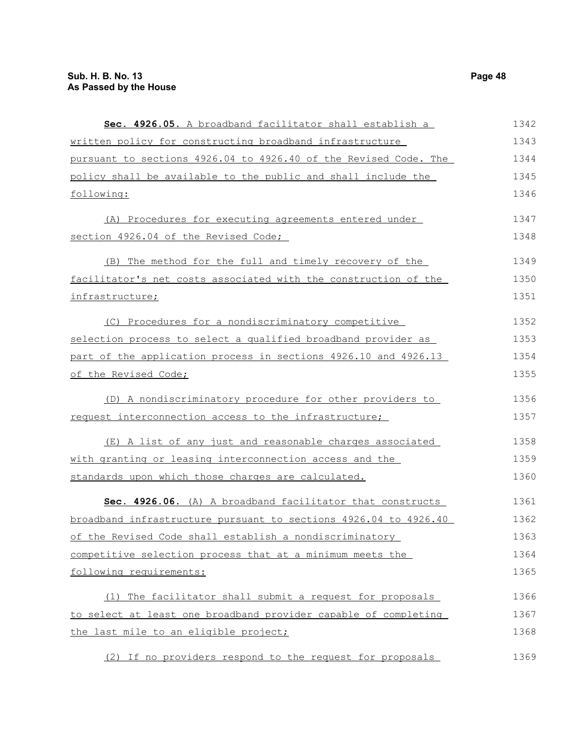**Sec. 4926.05.** A broadband facilitator shall establish a written policy for constructing broadband infrastructure pursuant to sections 4926.04 to 4926.40 of the Revised Code. The policy shall be available to the public and shall include the following:

(A) Procedures for executing agreements entered under section 4926.04 of the Revised Code;

(B) The method for the full and timely recovery of the facilitator's net costs associated with the construction of the infrastructure;

(C) Procedures for a nondiscriminatory competitive selection process to select a qualified broadband provider as part of the application process in sections 4926.10 and 4926.13 of the Revised Code;

(D) A nondiscriminatory procedure for other providers to request interconnection access to the infrastructure;

(E) A list of any just and reasonable charges associated with granting or leasing interconnection access and the standards upon which those charges are calculated.

**Sec. 4926.06.** (A) A broadband facilitator that constructs broadband infrastructure pursuant to sections 4926.04 to 4926.40 of the Revised Code shall establish a nondiscriminatory competitive selection process that at a minimum meets the following requirements:

(1) The facilitator shall submit a request for proposals to select at least one broadband provider capable of completing the last mile to an eligible project;

(2) If no providers respond to the request for proposals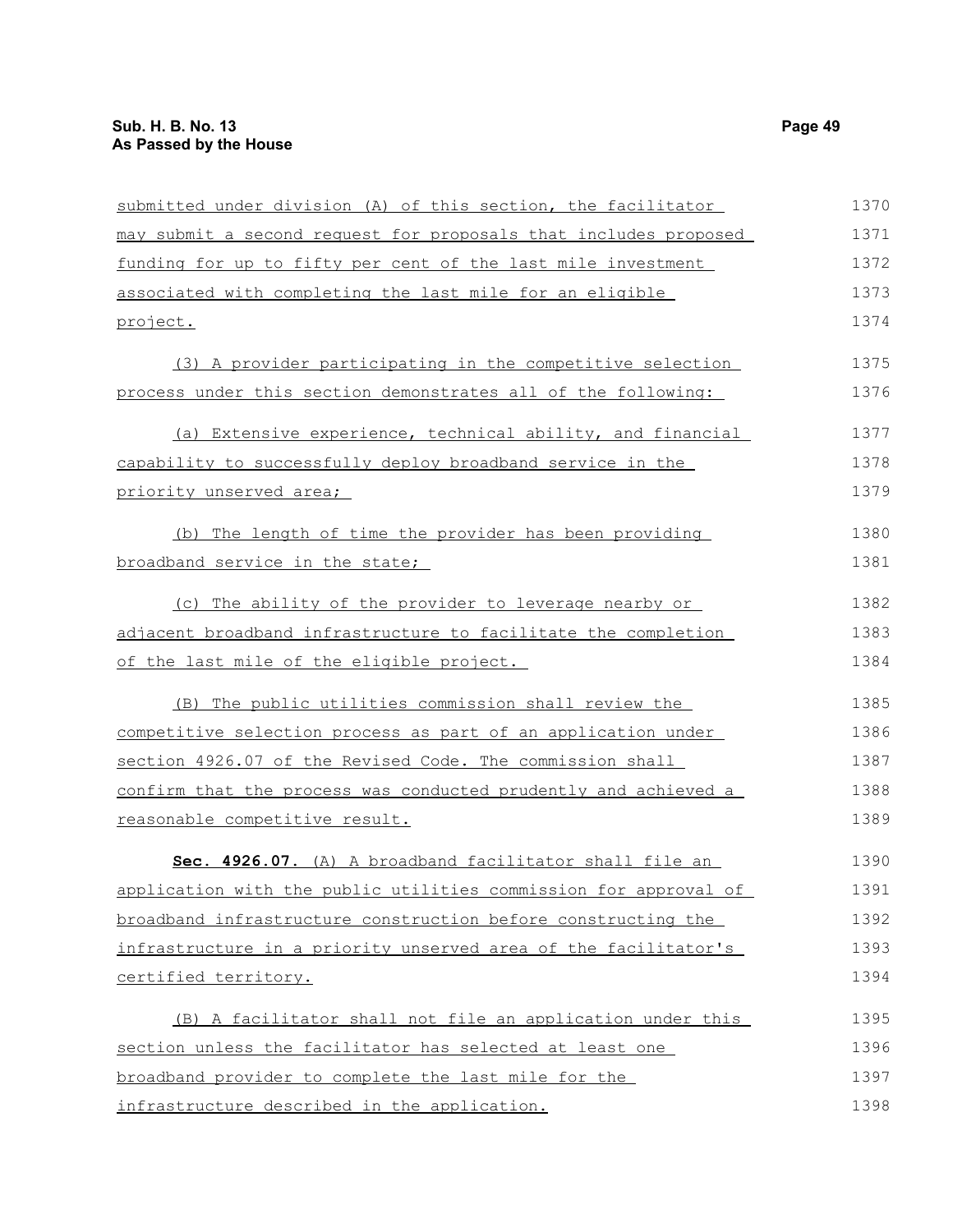submitted under division (A) of this section, the facilitator may submit a second request for proposals that includes proposed funding for up to fifty per cent of the last mile investment associated with completing the last mile for an eligible project.

(3) A provider participating in the competitive selection process under this section demonstrates all of the following:

(a) Extensive experience, technical ability, and financial capability to successfully deploy broadband service in the priority unserved area;

(b) The length of time the provider has been providing broadband service in the state;

(c) The ability of the provider to leverage nearby or adjacent broadband infrastructure to facilitate the completion of the last mile of the eligible project.

(B) The public utilities commission shall review the competitive selection process as part of an application under section 4926.07 of the Revised Code. The commission shall confirm that the process was conducted prudently and achieved a reasonable competitive result.

**Sec. 4926.07.** (A) A broadband facilitator shall file an application with the public utilities commission for approval of broadband infrastructure construction before constructing the infrastructure in a priority unserved area of the facilitator's certified territory.

(B) A facilitator shall not file an application under this section unless the facilitator has selected at least one broadband provider to complete the last mile for the infrastructure described in the application.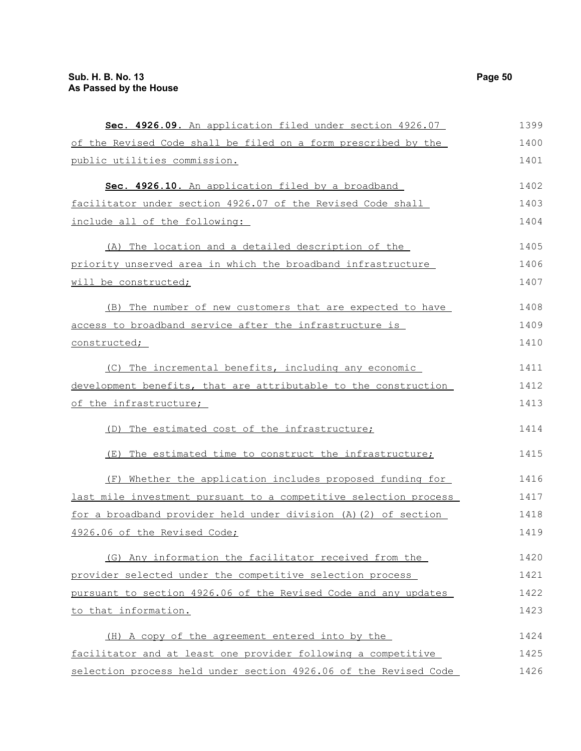**Sec. 4926.09.** An application filed under section 4926.07 of the Revised Code shall be filed on a form prescribed by the public utilities commission.

**Sec. 4926.10.** An application filed by a broadband facilitator under section 4926.07 of the Revised Code shall include all of the following:

(A) The location and a detailed description of the priority unserved area in which the broadband infrastructure will be constructed;

(B) The number of new customers that are expected to have access to broadband service after the infrastructure is constructed;

(C) The incremental benefits, including any economic development benefits, that are attributable to the construction of the infrastructure;

(D) The estimated cost of the infrastructure;

(E) The estimated time to construct the infrastructure;

(F) Whether the application includes proposed funding for last mile investment pursuant to a competitive selection process for a broadband provider held under division (A)(2) of section 4926.06 of the Revised Code;

(G) Any information the facilitator received from the provider selected under the competitive selection process pursuant to section 4926.06 of the Revised Code and any updates to that information.

(H) A copy of the agreement entered into by the facilitator and at least one provider following a competitive selection process held under section 4926.06 of the Revised Code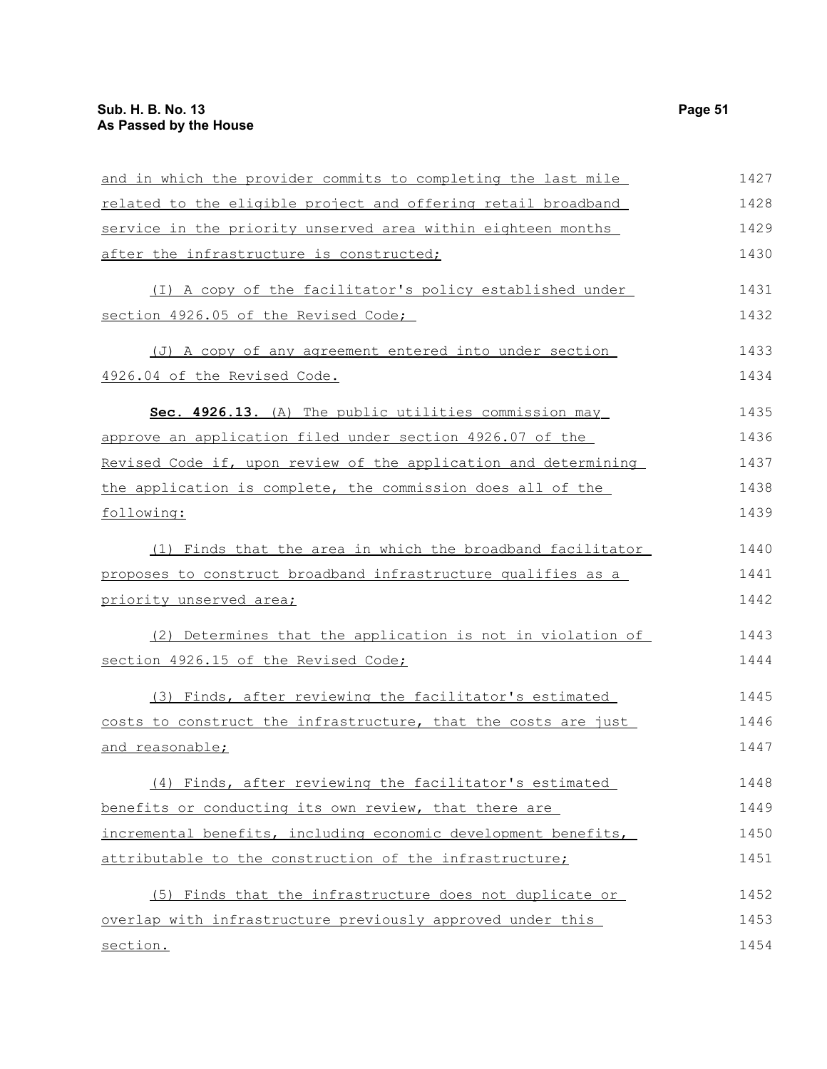and in which the provider commits to completing the last mile related to the eligible project and offering retail broadband service in the priority unserved area within eighteen months after the infrastructure is constructed;

(I) A copy of the facilitator's policy established under section 4926.05 of the Revised Code;

(J) A copy of any agreement entered into under section 4926.04 of the Revised Code.

**Sec. 4926.13.** (A) The public utilities commission may approve an application filed under section 4926.07 of the Revised Code if, upon review of the application and determining the application is complete, the commission does all of the following:

(1) Finds that the area in which the broadband facilitator proposes to construct broadband infrastructure qualifies as a priority unserved area;

(2) Determines that the application is not in violation of section 4926.15 of the Revised Code;

(3) Finds, after reviewing the facilitator's estimated costs to construct the infrastructure, that the costs are just and reasonable;

(4) Finds, after reviewing the facilitator's estimated benefits or conducting its own review, that there are incremental benefits, including economic development benefits, attributable to the construction of the infrastructure;

(5) Finds that the infrastructure does not duplicate or overlap with infrastructure previously approved under this section.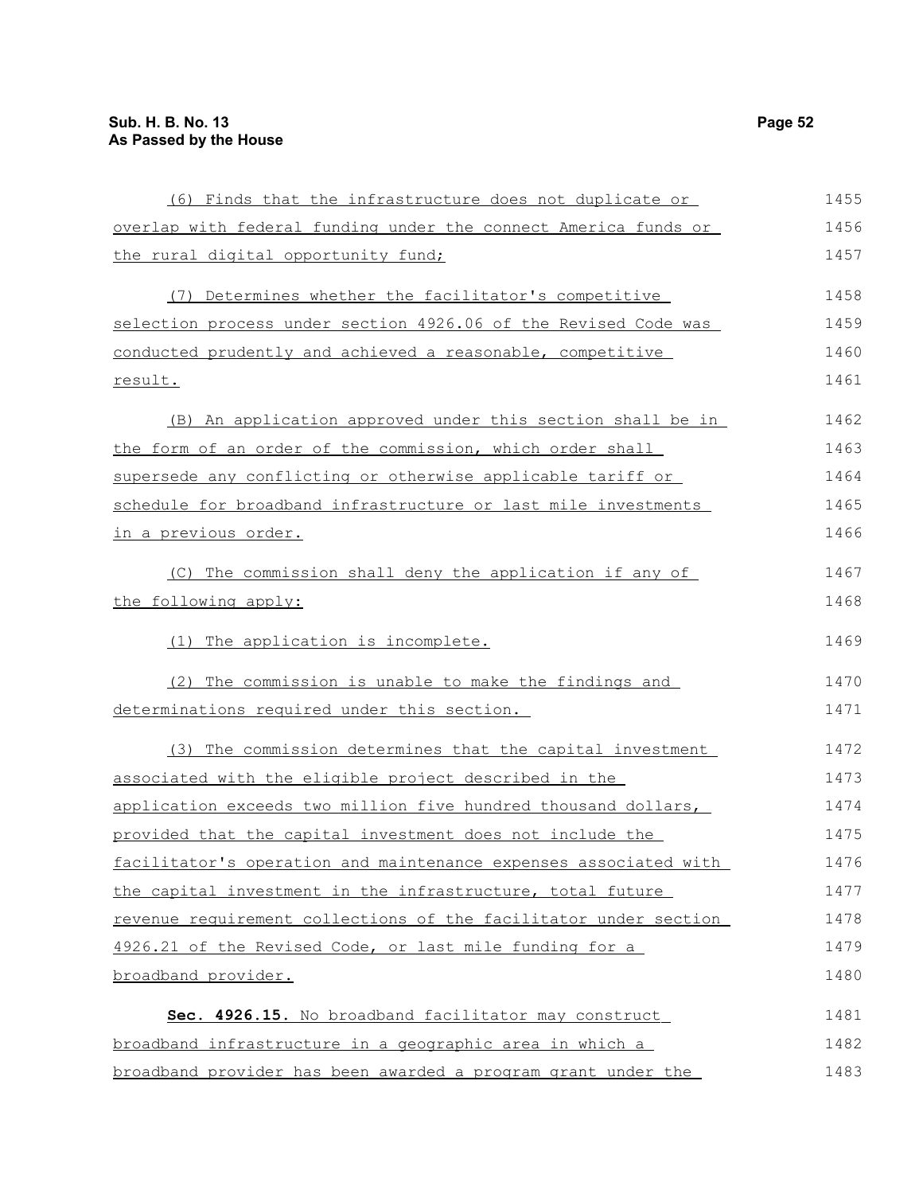(6) Finds that the infrastructure does not duplicate or overlap with federal funding under the connect America funds or the rural digital opportunity fund;

(7) Determines whether the facilitator's competitive selection process under section 4926.06 of the Revised Code was conducted prudently and achieved a reasonable, competitive result.

(B) An application approved under this section shall be in the form of an order of the commission, which order shall supersede any conflicting or otherwise applicable tariff or schedule for broadband infrastructure or last mile investments in a previous order.

(C) The commission shall deny the application if any of the following apply:

(1) The application is incomplete.

(2) The commission is unable to make the findings and determinations required under this section.

(3) The commission determines that the capital investment associated with the eligible project described in the application exceeds two million five hundred thousand dollars, provided that the capital investment does not include the facilitator's operation and maintenance expenses associated with the capital investment in the infrastructure, total future revenue requirement collections of the facilitator under section 4926.21 of the Revised Code, or last mile funding for a broadband provider.

**Sec. 4926.15.** No broadband facilitator may construct broadband infrastructure in a geographic area in which a broadband provider has been awarded a program grant under the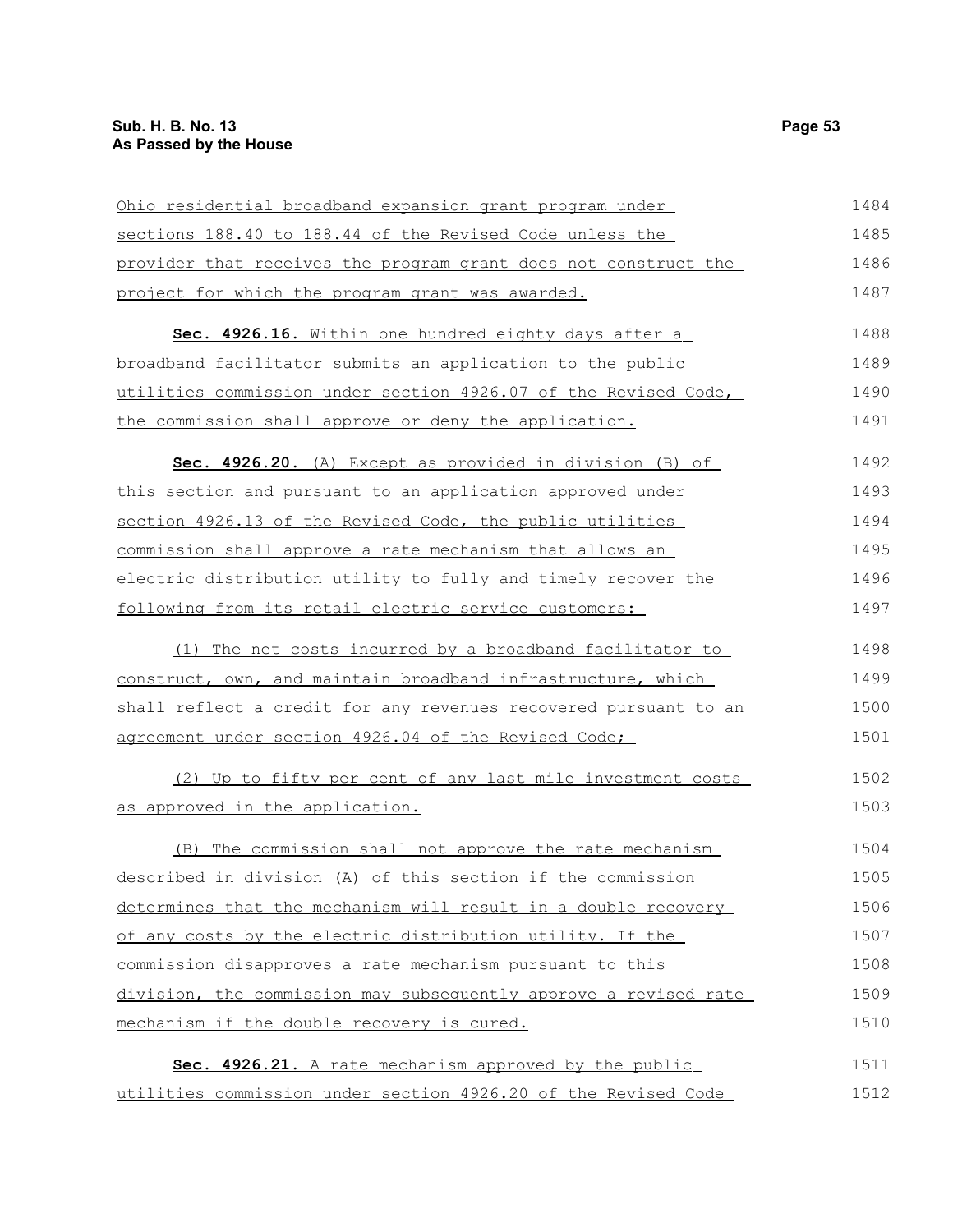Ohio residential broadband expansion grant program under sections 188.40 to 188.44 of the Revised Code unless the provider that receives the program grant does not construct the project for which the program grant was awarded.

**Sec. 4926.16.** Within one hundred eighty days after a broadband facilitator submits an application to the public utilities commission under section 4926.07 of the Revised Code, the commission shall approve or deny the application.

**Sec. 4926.20.** (A) Except as provided in division (B) of this section and pursuant to an application approved under section 4926.13 of the Revised Code, the public utilities commission shall approve a rate mechanism that allows an electric distribution utility to fully and timely recover the following from its retail electric service customers:

(1) The net costs incurred by a broadband facilitator to construct, own, and maintain broadband infrastructure, which shall reflect a credit for any revenues recovered pursuant to an agreement under section 4926.04 of the Revised Code;

(2) Up to fifty per cent of any last mile investment costs as approved in the application.

(B) The commission shall not approve the rate mechanism described in division (A) of this section if the commission determines that the mechanism will result in a double recovery of any costs by the electric distribution utility. If the commission disapproves a rate mechanism pursuant to this division, the commission may subsequently approve a revised rate mechanism if the double recovery is cured.

**Sec. 4926.21.** A rate mechanism approved by the public utilities commission under section 4926.20 of the Revised Code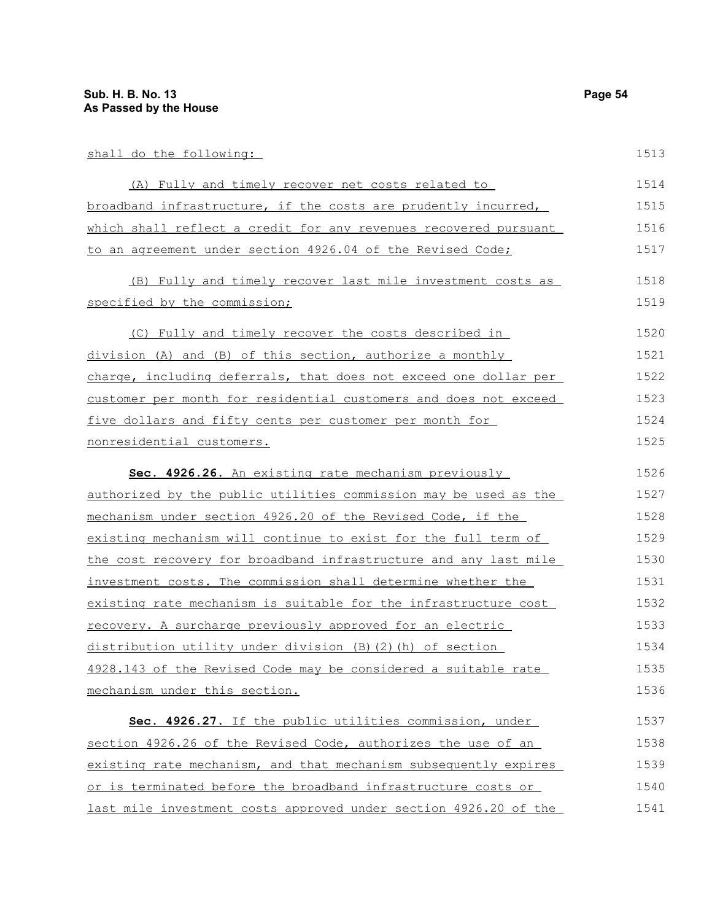shall do the following:

(A) Fully and timely recover net costs related to broadband infrastructure, if the costs are prudently incurred, which shall reflect a credit for any revenues recovered pursuant to an agreement under section 4926.04 of the Revised Code;

(B) Fully and timely recover last mile investment costs as specified by the commission;

(C) Fully and timely recover the costs described in division (A) and (B) of this section, authorize a monthly charge, including deferrals, that does not exceed one dollar per customer per month for residential customers and does not exceed five dollars and fifty cents per customer per month for nonresidential customers.

**Sec. 4926.26.** An existing rate mechanism previously authorized by the public utilities commission may be used as the mechanism under section 4926.20 of the Revised Code, if the existing mechanism will continue to exist for the full term of the cost recovery for broadband infrastructure and any last mile investment costs. The commission shall determine whether the existing rate mechanism is suitable for the infrastructure cost recovery. A surcharge previously approved for an electric distribution utility under division (B)(2)(h) of section 4928.143 of the Revised Code may be considered a suitable rate mechanism under this section.

**Sec. 4926.27.** If the public utilities commission, under section 4926.26 of the Revised Code, authorizes the use of an existing rate mechanism, and that mechanism subsequently expires or is terminated before the broadband infrastructure costs or last mile investment costs approved under section 4926.20 of the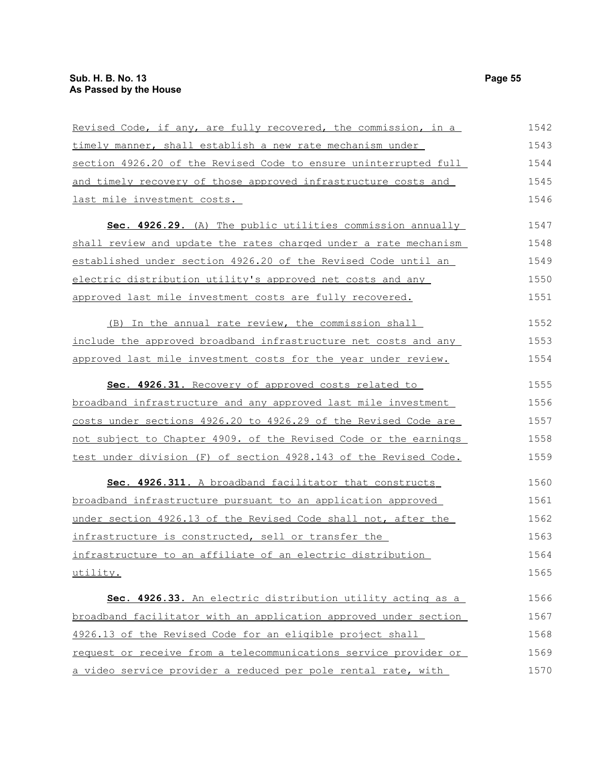Revised Code, if any, are fully recovered, the commission, in a timely manner, shall establish a new rate mechanism under section 4926.20 of the Revised Code to ensure uninterrupted full and timely recovery of those approved infrastructure costs and last mile investment costs.

**Sec. 4926.29.** (A) The public utilities commission annually shall review and update the rates charged under a rate mechanism established under section 4926.20 of the Revised Code until an electric distribution utility's approved net costs and any approved last mile investment costs are fully recovered.

(B) In the annual rate review, the commission shall include the approved broadband infrastructure net costs and any approved last mile investment costs for the year under review.

**Sec. 4926.31.** Recovery of approved costs related to broadband infrastructure and any approved last mile investment costs under sections 4926.20 to 4926.29 of the Revised Code are not subject to Chapter 4909. of the Revised Code or the earnings test under division (F) of section 4928.143 of the Revised Code.

**Sec. 4926.311.** A broadband facilitator that constructs broadband infrastructure pursuant to an application approved under section 4926.13 of the Revised Code shall not, after the infrastructure is constructed, sell or transfer the infrastructure to an affiliate of an electric distribution utility.

**Sec. 4926.33.** An electric distribution utility acting as a broadband facilitator with an application approved under section 4926.13 of the Revised Code for an eligible project shall request or receive from a telecommunications service provider or a video service provider a reduced per pole rental rate, with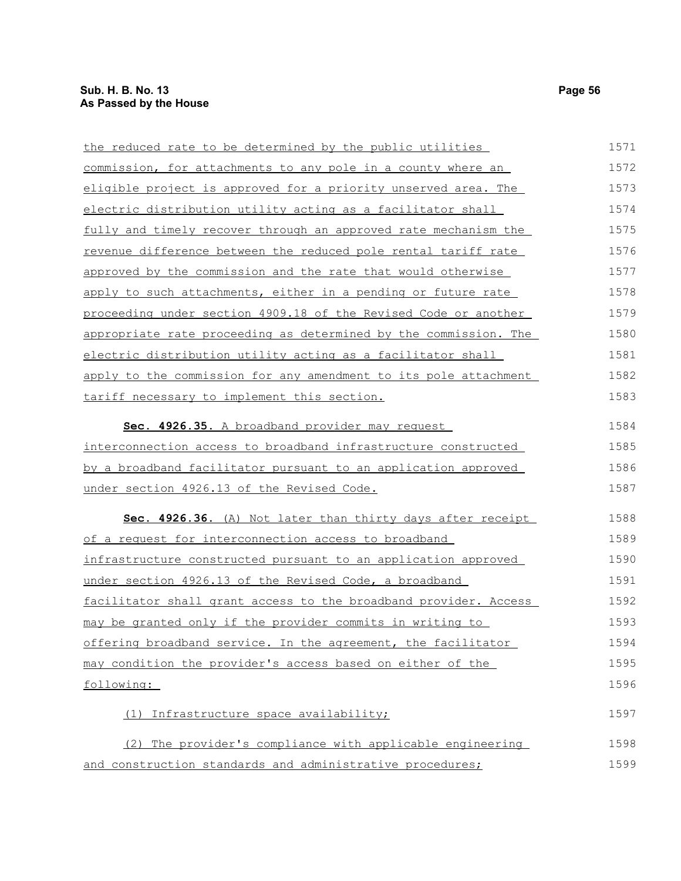the reduced rate to be determined by the public utilities commission, for attachments to any pole in a county where an eligible project is approved for a priority unserved area. The electric distribution utility acting as a facilitator shall fully and timely recover through an approved rate mechanism the revenue difference between the reduced pole rental tariff rate approved by the commission and the rate that would otherwise apply to such attachments, either in a pending or future rate proceeding under section 4909.18 of the Revised Code or another appropriate rate proceeding as determined by the commission. The electric distribution utility acting as a facilitator shall apply to the commission for any amendment to its pole attachment tariff necessary to implement this section.

**Sec. 4926.35.** A broadband provider may request interconnection access to broadband infrastructure constructed by a broadband facilitator pursuant to an application approved under section 4926.13 of the Revised Code.

**Sec. 4926.36.** (A) Not later than thirty days after receipt of a request for interconnection access to broadband infrastructure constructed pursuant to an application approved under section 4926.13 of the Revised Code, a broadband facilitator shall grant access to the broadband provider. Access may be granted only if the provider commits in writing to offering broadband service. In the agreement, the facilitator may condition the provider's access based on either of the following:

(1) Infrastructure space availability;

(2) The provider's compliance with applicable engineering and construction standards and administrative procedures;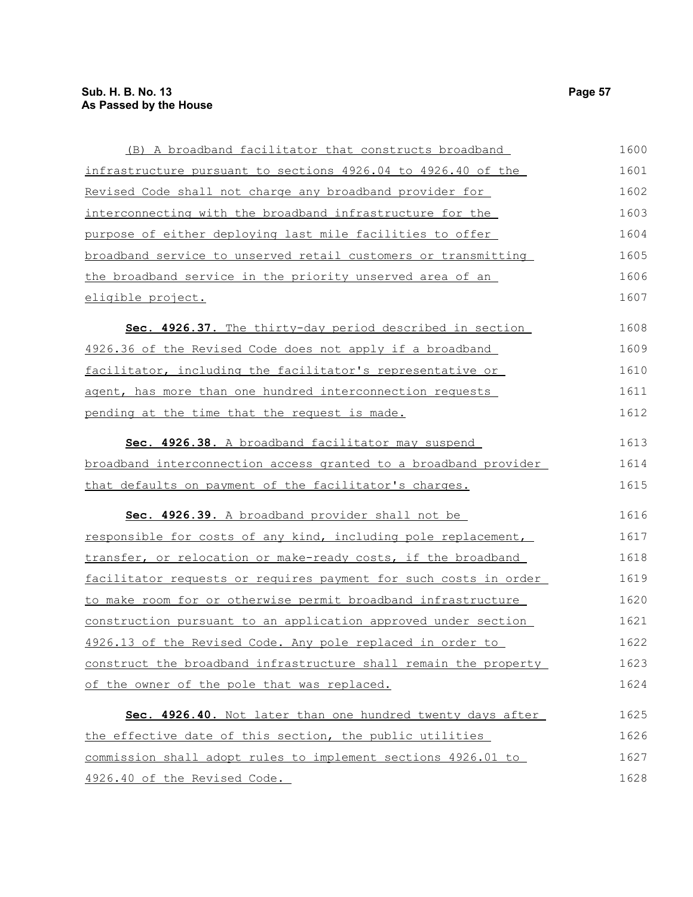(B) A broadband facilitator that constructs broadband infrastructure pursuant to sections 4926.04 to 4926.40 of the Revised Code shall not charge any broadband provider for interconnecting with the broadband infrastructure for the purpose of either deploying last mile facilities to offer broadband service to unserved retail customers or transmitting the broadband service in the priority unserved area of an eligible project.

**Sec. 4926.37.** The thirty-day period described in section 4926.36 of the Revised Code does not apply if a broadband facilitator, including the facilitator's representative or agent, has more than one hundred interconnection requests pending at the time that the request is made.

**Sec. 4926.38.** A broadband facilitator may suspend broadband interconnection access granted to a broadband provider that defaults on payment of the facilitator's charges.

**Sec. 4926.39.** A broadband provider shall not be responsible for costs of any kind, including pole replacement, transfer, or relocation or make-ready costs, if the broadband facilitator requests or requires payment for such costs in order to make room for or otherwise permit broadband infrastructure construction pursuant to an application approved under section 4926.13 of the Revised Code. Any pole replaced in order to construct the broadband infrastructure shall remain the property of the owner of the pole that was replaced.

**Sec. 4926.40.** Not later than one hundred twenty days after the effective date of this section, the public utilities commission shall adopt rules to implement sections 4926.01 to 4926.40 of the Revised Code.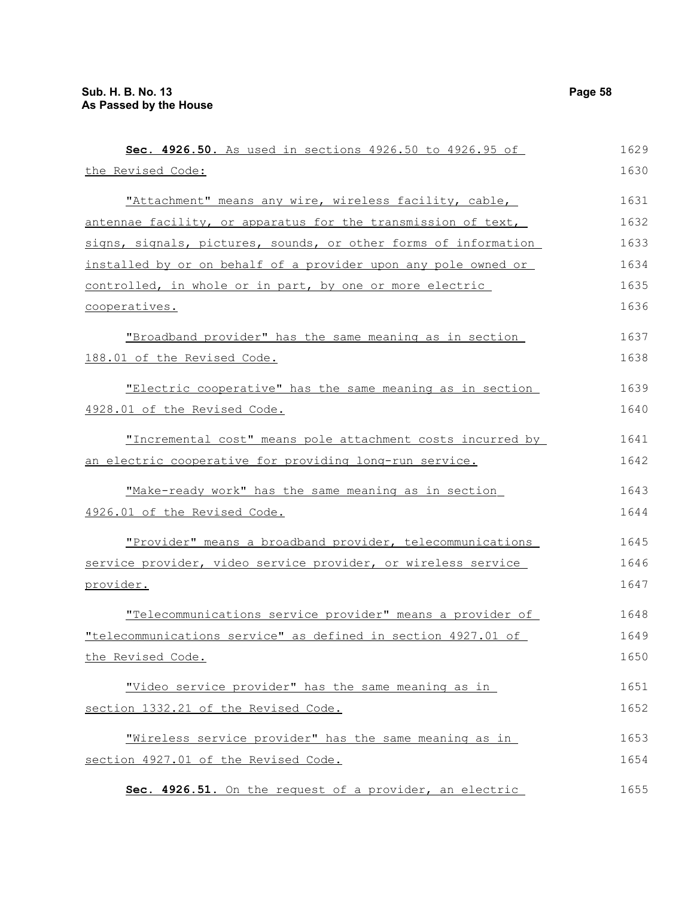**Sec. 4926.50.** As used in sections 4926.50 to 4926.95 of the Revised Code:

"Attachment" means any wire, wireless facility, cable, antennae facility, or apparatus for the transmission of text, signs, signals, pictures, sounds, or other forms of information installed by or on behalf of a provider upon any pole owned or controlled, in whole or in part, by one or more electric cooperatives.

"Broadband provider" has the same meaning as in section 188.01 of the Revised Code.

"Electric cooperative" has the same meaning as in section 4928.01 of the Revised Code.

"Incremental cost" means pole attachment costs incurred by an electric cooperative for providing long-run service.

"Make-ready work" has the same meaning as in section 4926.01 of the Revised Code.

"Provider" means a broadband provider, telecommunications service provider, video service provider, or wireless service provider.

"Telecommunications service provider" means a provider of "telecommunications service" as defined in section 4927.01 of the Revised Code.

"Video service provider" has the same meaning as in section 1332.21 of the Revised Code.

"Wireless service provider" has the same meaning as in section 4927.01 of the Revised Code.

**Sec. 4926.51.** On the request of a provider, an electric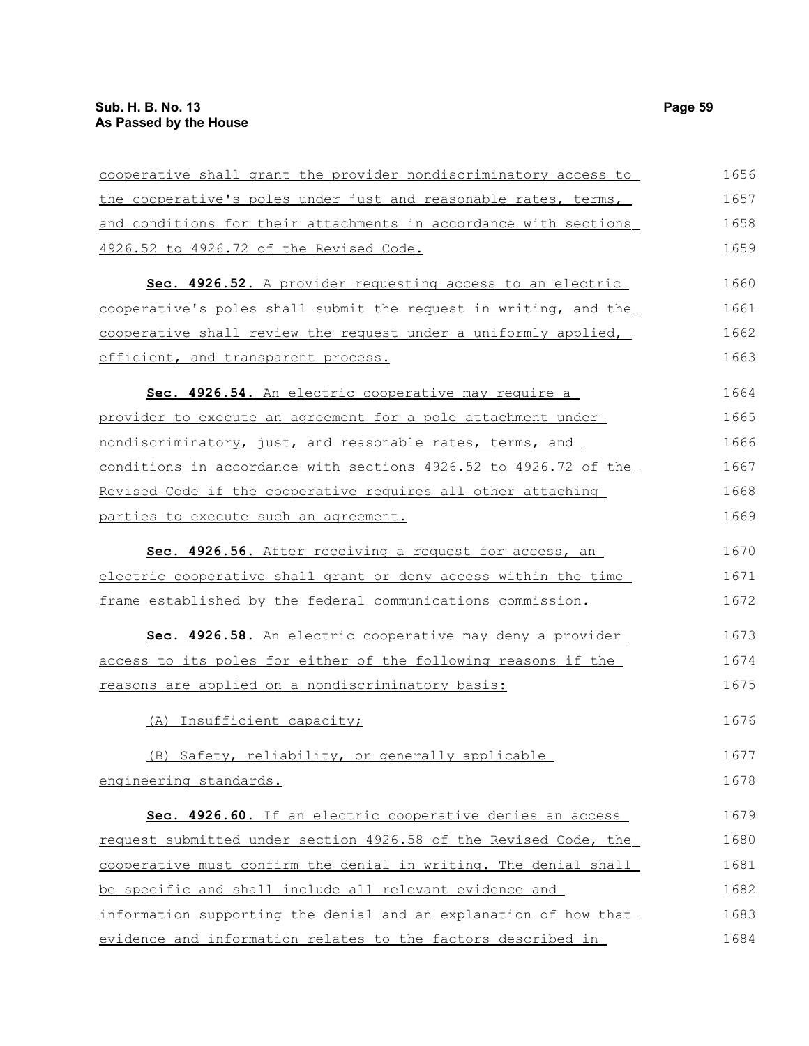cooperative shall grant the provider nondiscriminatory access to the cooperative's poles under just and reasonable rates, terms, and conditions for their attachments in accordance with sections 4926.52 to 4926.72 of the Revised Code.

**Sec. 4926.52.** A provider requesting access to an electric cooperative's poles shall submit the request in writing, and the cooperative shall review the request under a uniformly applied, efficient, and transparent process.

**Sec. 4926.54.** An electric cooperative may require a provider to execute an agreement for a pole attachment under nondiscriminatory, just, and reasonable rates, terms, and conditions in accordance with sections 4926.52 to 4926.72 of the Revised Code if the cooperative requires all other attaching parties to execute such an agreement.

**Sec. 4926.56.** After receiving a request for access, an electric cooperative shall grant or deny access within the time frame established by the federal communications commission.

**Sec. 4926.58.** An electric cooperative may deny a provider access to its poles for either of the following reasons if the reasons are applied on a nondiscriminatory basis:

(A) Insufficient capacity;

(B) Safety, reliability, or generally applicable engineering standards.

**Sec. 4926.60.** If an electric cooperative denies an access request submitted under section 4926.58 of the Revised Code, the cooperative must confirm the denial in writing. The denial shall be specific and shall include all relevant evidence and information supporting the denial and an explanation of how that evidence and information relates to the factors described in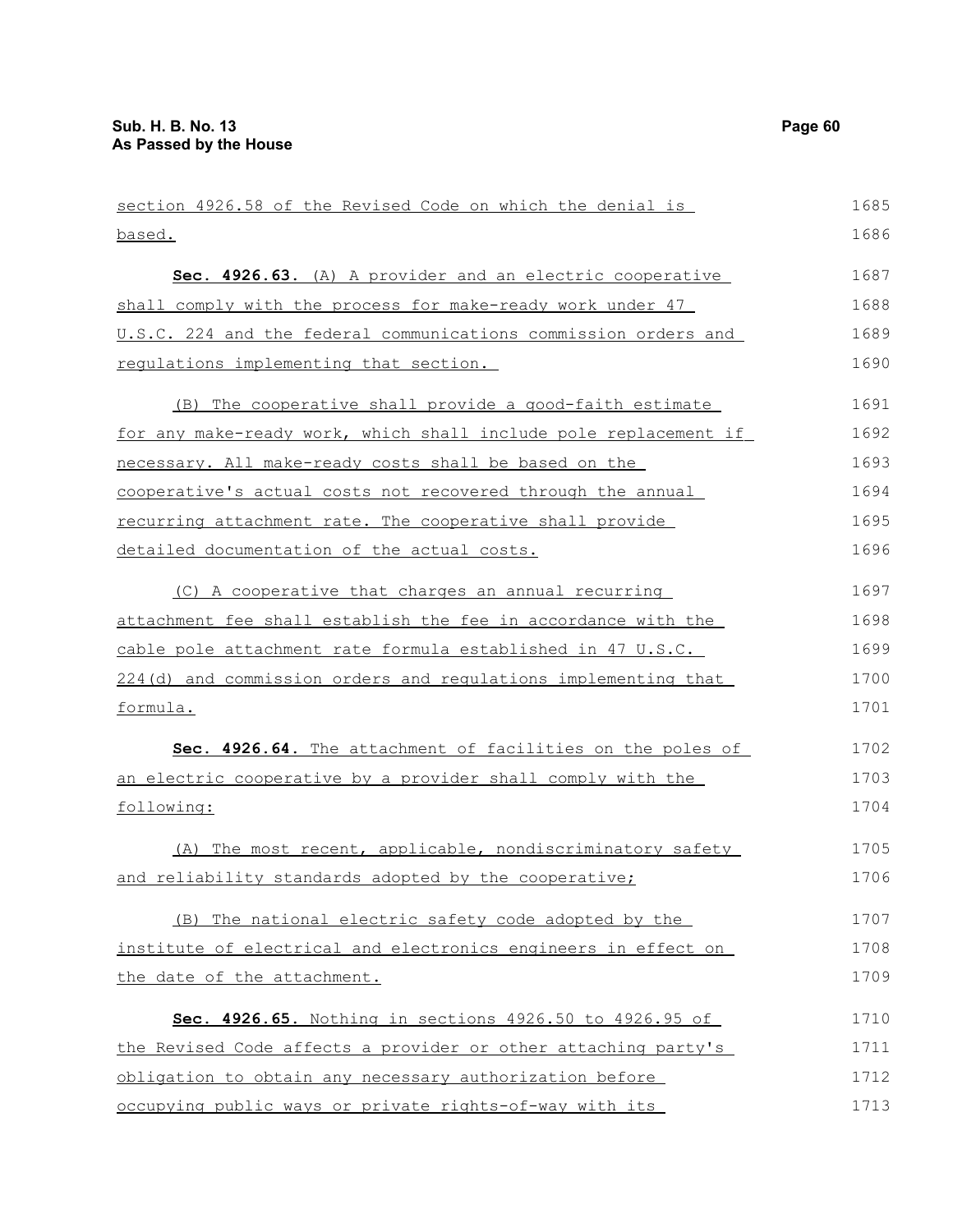section 4926.58 of the Revised Code on which the denial is based.

**Sec. 4926.63.** (A) A provider and an electric cooperative shall comply with the process for make-ready work under 47 U.S.C. 224 and the federal communications commission orders and regulations implementing that section.

(B) The cooperative shall provide a good-faith estimate for any make-ready work, which shall include pole replacement if necessary. All make-ready costs shall be based on the cooperative's actual costs not recovered through the annual recurring attachment rate. The cooperative shall provide detailed documentation of the actual costs.

(C) A cooperative that charges an annual recurring attachment fee shall establish the fee in accordance with the cable pole attachment rate formula established in 47 U.S.C. 224(d) and commission orders and regulations implementing that formula.

**Sec. 4926.64.** The attachment of facilities on the poles of an electric cooperative by a provider shall comply with the following:

(A) The most recent, applicable, nondiscriminatory safety and reliability standards adopted by the cooperative;

(B) The national electric safety code adopted by the institute of electrical and electronics engineers in effect on the date of the attachment.

**Sec. 4926.65.** Nothing in sections 4926.50 to 4926.95 of the Revised Code affects a provider or other attaching party's obligation to obtain any necessary authorization before occupying public ways or private rights-of-way with its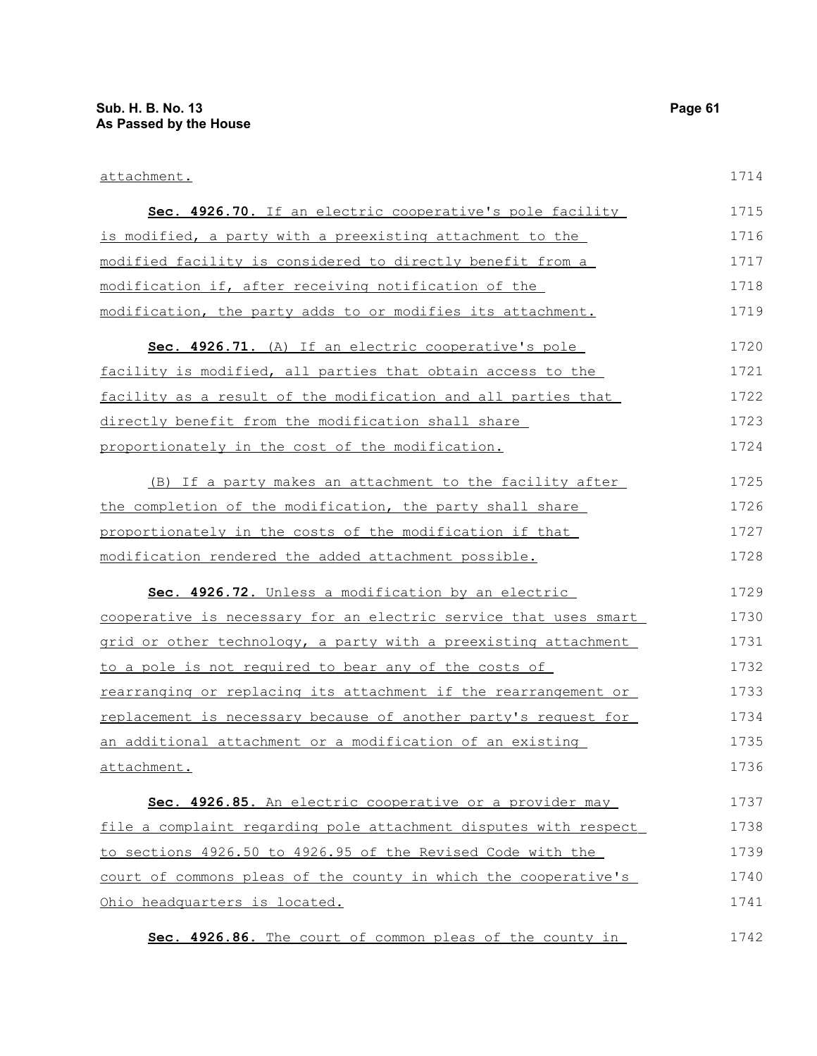attachment.

**Sec. 4926.70.** If an electric cooperative's pole facility is modified, a party with a preexisting attachment to the modified facility is considered to directly benefit from a modification if, after receiving notification of the modification, the party adds to or modifies its attachment.

**Sec. 4926.71.** (A) If an electric cooperative's pole facility is modified, all parties that obtain access to the facility as a result of the modification and all parties that directly benefit from the modification shall share proportionately in the cost of the modification.

(B) If a party makes an attachment to the facility after the completion of the modification, the party shall share proportionately in the costs of the modification if that modification rendered the added attachment possible.

**Sec. 4926.72.** Unless a modification by an electric cooperative is necessary for an electric service that uses smart grid or other technology, a party with a preexisting attachment to a pole is not required to bear any of the costs of rearranging or replacing its attachment if the rearrangement or replacement is necessary because of another party's request for an additional attachment or a modification of an existing attachment.

**Sec. 4926.85.** An electric cooperative or a provider may file a complaint regarding pole attachment disputes with respect to sections 4926.50 to 4926.95 of the Revised Code with the court of commons pleas of the county in which the cooperative's Ohio headquarters is located.

**Sec. 4926.86.** The court of common pleas of the county in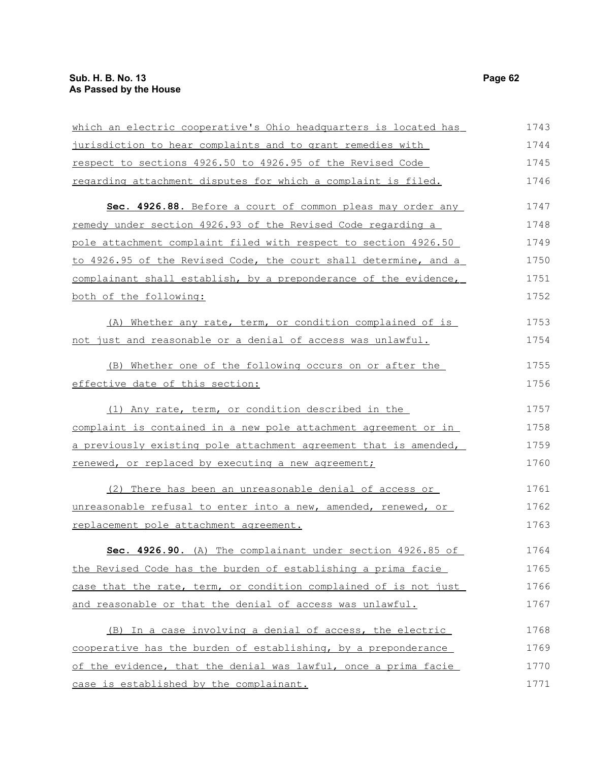which an electric cooperative's Ohio headquarters is located has jurisdiction to hear complaints and to grant remedies with respect to sections 4926.50 to 4926.95 of the Revised Code regarding attachment disputes for which a complaint is filed.

**Sec. 4926.88.** Before a court of common pleas may order any remedy under section 4926.93 of the Revised Code regarding a pole attachment complaint filed with respect to section 4926.50 to 4926.95 of the Revised Code, the court shall determine, and a complainant shall establish, by a preponderance of the evidence, both of the following:

(A) Whether any rate, term, or condition complained of is not just and reasonable or a denial of access was unlawful.

(B) Whether one of the following occurs on or after the effective date of this section:

(1) Any rate, term, or condition described in the complaint is contained in a new pole attachment agreement or in a previously existing pole attachment agreement that is amended, renewed, or replaced by executing a new agreement;

(2) There has been an unreasonable denial of access or unreasonable refusal to enter into a new, amended, renewed, or replacement pole attachment agreement.

**Sec. 4926.90.** (A) The complainant under section 4926.85 of the Revised Code has the burden of establishing a prima facie case that the rate, term, or condition complained of is not just and reasonable or that the denial of access was unlawful.

(B) In a case involving a denial of access, the electric cooperative has the burden of establishing, by a preponderance of the evidence, that the denial was lawful, once a prima facie case is established by the complainant.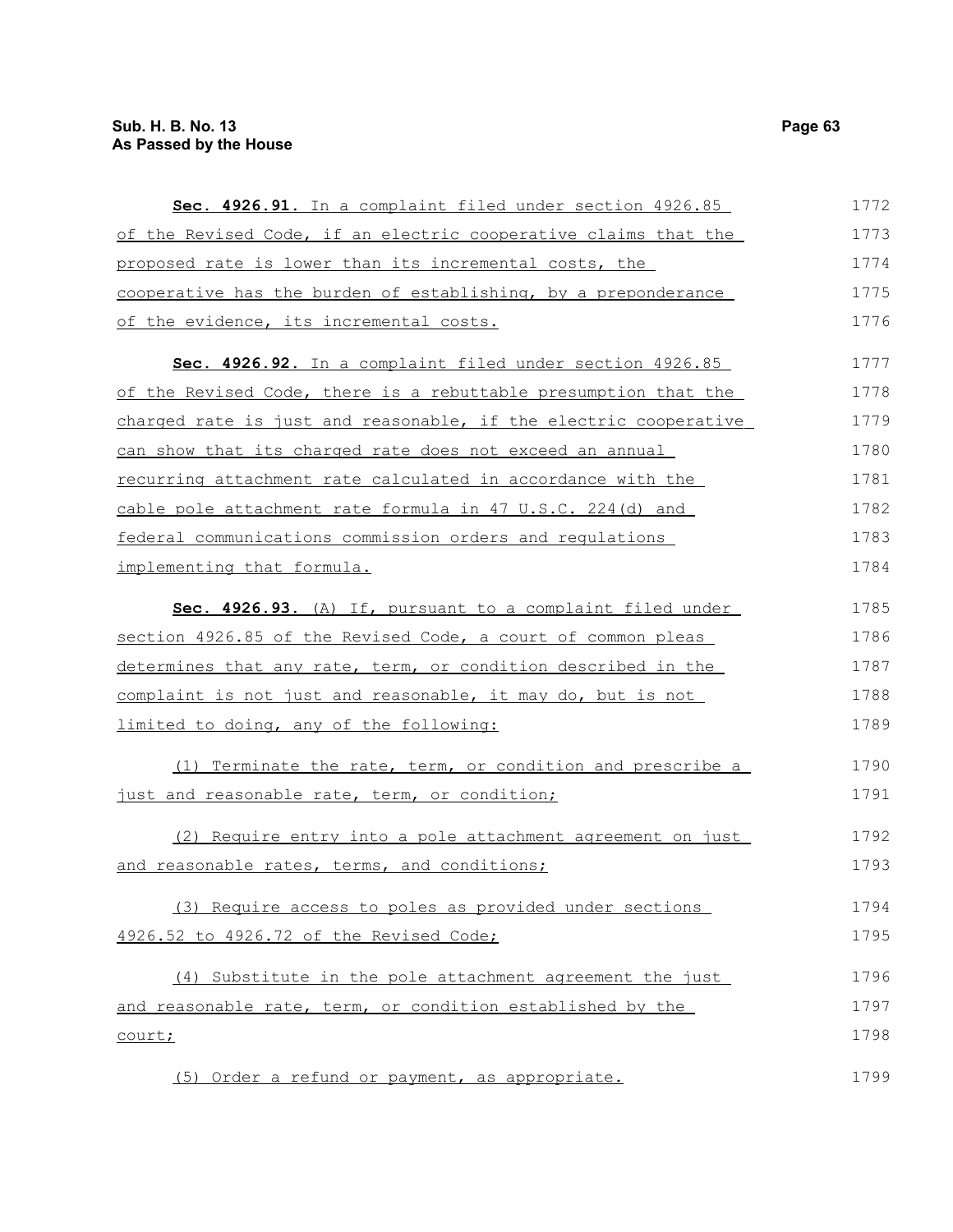**Sec. 4926.91.** In a complaint filed under section 4926.85 of the Revised Code, if an electric cooperative claims that the proposed rate is lower than its incremental costs, the cooperative has the burden of establishing, by a preponderance of the evidence, its incremental costs.

**Sec. 4926.92.** In a complaint filed under section 4926.85 of the Revised Code, there is a rebuttable presumption that the charged rate is just and reasonable, if the electric cooperative can show that its charged rate does not exceed an annual recurring attachment rate calculated in accordance with the cable pole attachment rate formula in 47 U.S.C. 224(d) and federal communications commission orders and regulations implementing that formula.

**Sec. 4926.93.** (A) If, pursuant to a complaint filed under section 4926.85 of the Revised Code, a court of common pleas determines that any rate, term, or condition described in the complaint is not just and reasonable, it may do, but is not limited to doing, any of the following:

(1) Terminate the rate, term, or condition and prescribe a just and reasonable rate, term, or condition;

(2) Require entry into a pole attachment agreement on just and reasonable rates, terms, and conditions;

(3) Require access to poles as provided under sections 4926.52 to 4926.72 of the Revised Code;

(4) Substitute in the pole attachment agreement the just and reasonable rate, term, or condition established by the court;

(5) Order a refund or payment, as appropriate.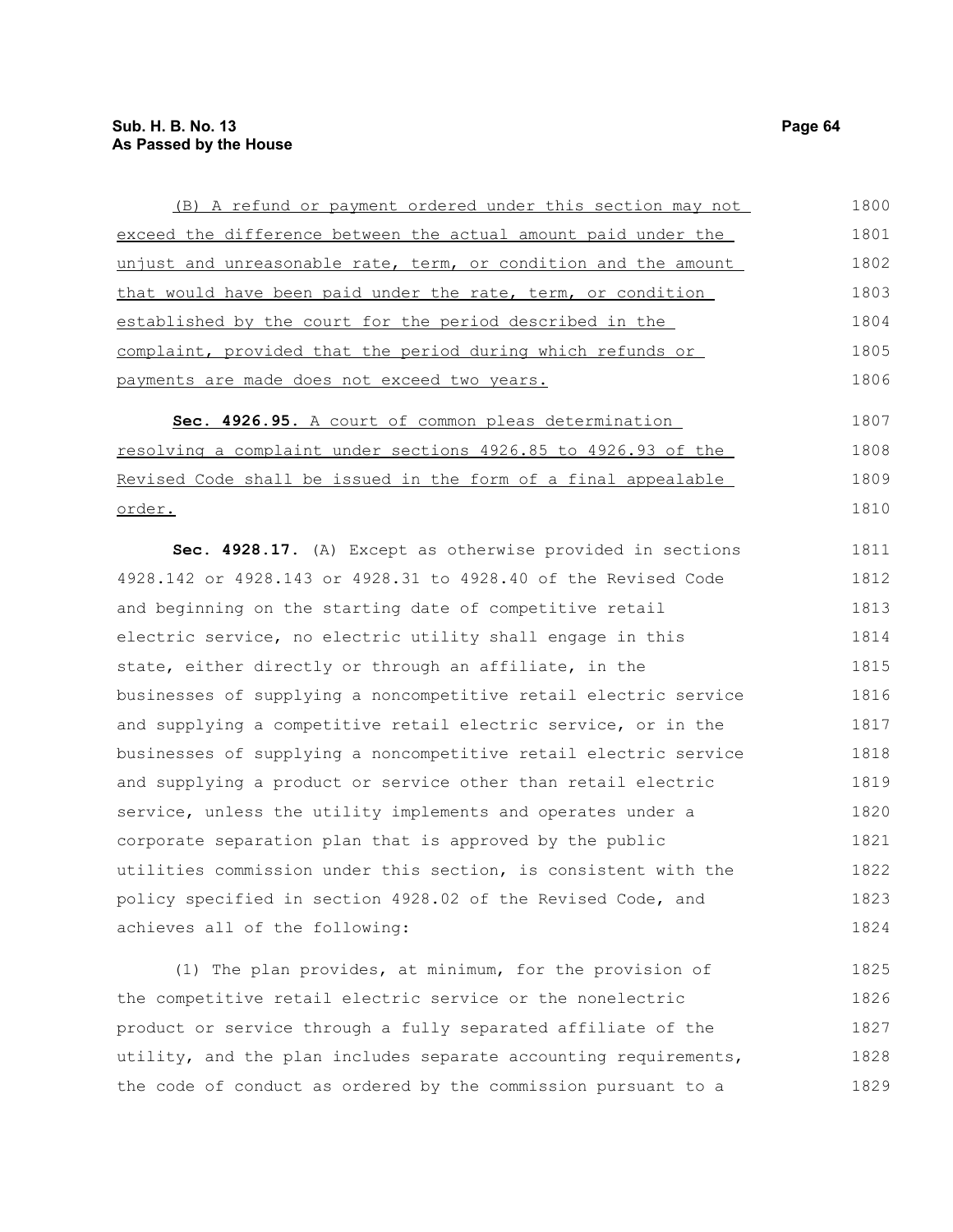(B) A refund or payment ordered under this section may not exceed the difference between the actual amount paid under the unjust and unreasonable rate, term, or condition and the amount that would have been paid under the rate, term, or condition established by the court for the period described in the complaint, provided that the period during which refunds or payments are made does not exceed two years.

**Sec. 4926.95.** A court of common pleas determination resolving a complaint under sections 4926.85 to 4926.93 of the Revised Code shall be issued in the form of a final appealable order.

**Sec. 4928.17.** (A) Except as otherwise provided in sections 4928.142 or 4928.143 or 4928.31 to 4928.40 of the Revised Code and beginning on the starting date of competitive retail electric service, no electric utility shall engage in this state, either directly or through an affiliate, in the businesses of supplying a noncompetitive retail electric service and supplying a competitive retail electric service, or in the businesses of supplying a noncompetitive retail electric service and supplying a product or service other than retail electric service, unless the utility implements and operates under a corporate separation plan that is approved by the public utilities commission under this section, is consistent with the policy specified in section 4928.02 of the Revised Code, and achieves all of the following:

(1) The plan provides, at minimum, for the provision of the competitive retail electric service or the nonelectric product or service through a fully separated affiliate of the utility, and the plan includes separate accounting requirements, the code of conduct as ordered by the commission pursuant to a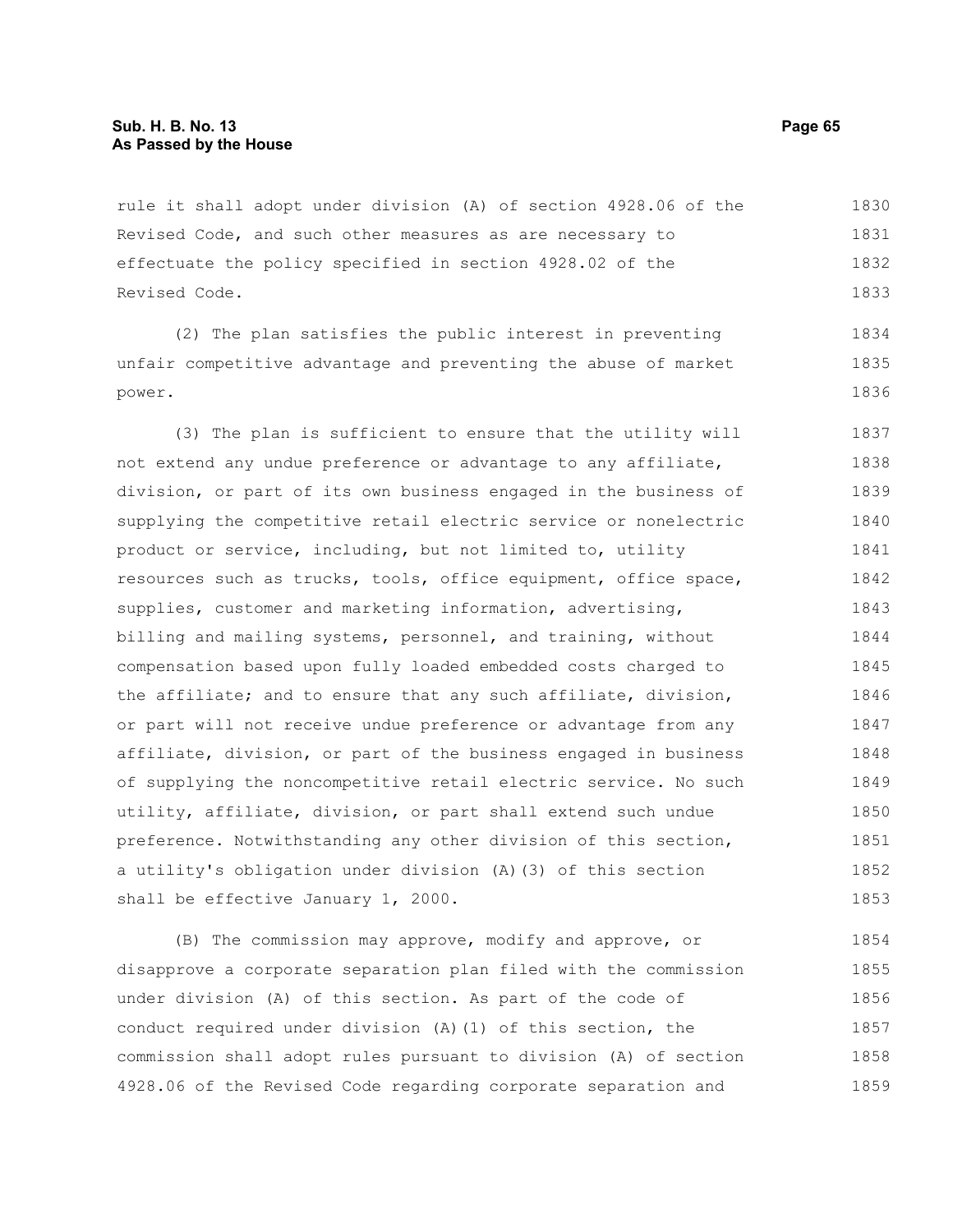rule it shall adopt under division (A) of section 4928.06 of the Revised Code, and such other measures as are necessary to effectuate the policy specified in section 4928.02 of the Revised Code.

(2) The plan satisfies the public interest in preventing unfair competitive advantage and preventing the abuse of market power.

(3) The plan is sufficient to ensure that the utility will not extend any undue preference or advantage to any affiliate, division, or part of its own business engaged in the business of supplying the competitive retail electric service or nonelectric product or service, including, but not limited to, utility resources such as trucks, tools, office equipment, office space, supplies, customer and marketing information, advertising, billing and mailing systems, personnel, and training, without compensation based upon fully loaded embedded costs charged to the affiliate; and to ensure that any such affiliate, division, or part will not receive undue preference or advantage from any affiliate, division, or part of the business engaged in business of supplying the noncompetitive retail electric service. No such utility, affiliate, division, or part shall extend such undue preference. Notwithstanding any other division of this section, a utility's obligation under division (A)(3) of this section shall be effective January 1, 2000.

(B) The commission may approve, modify and approve, or disapprove a corporate separation plan filed with the commission under division (A) of this section. As part of the code of conduct required under division (A)(1) of this section, the commission shall adopt rules pursuant to division (A) of section 4928.06 of the Revised Code regarding corporate separation and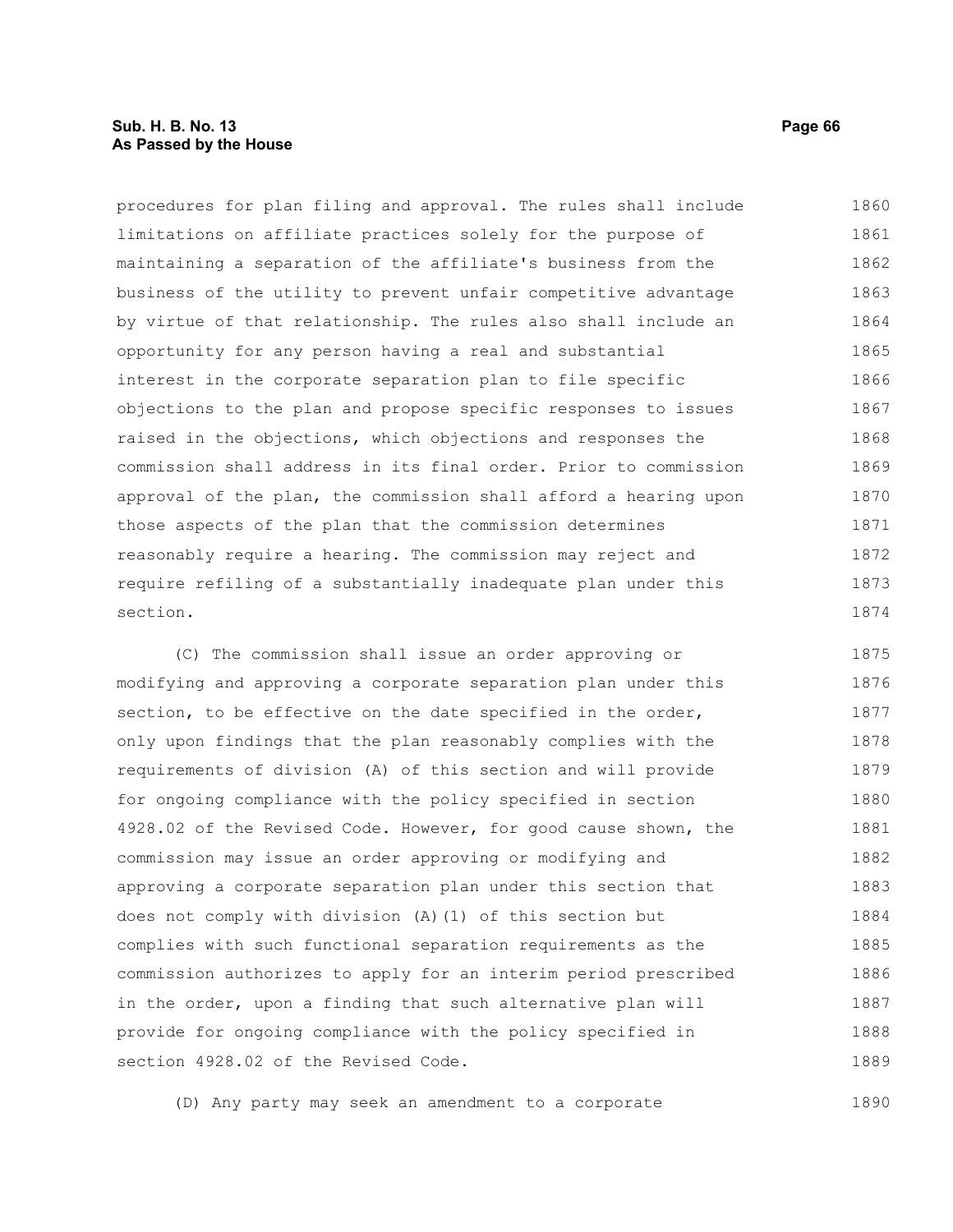procedures for plan filing and approval. The rules shall include limitations on affiliate practices solely for the purpose of maintaining a separation of the affiliate's business from the business of the utility to prevent unfair competitive advantage by virtue of that relationship. The rules also shall include an opportunity for any person having a real and substantial interest in the corporate separation plan to file specific objections to the plan and propose specific responses to issues raised in the objections, which objections and responses the commission shall address in its final order. Prior to commission approval of the plan, the commission shall afford a hearing upon those aspects of the plan that the commission determines reasonably require a hearing. The commission may reject and require refiling of a substantially inadequate plan under this section.

(C) The commission shall issue an order approving or modifying and approving a corporate separation plan under this section, to be effective on the date specified in the order, only upon findings that the plan reasonably complies with the requirements of division (A) of this section and will provide for ongoing compliance with the policy specified in section 4928.02 of the Revised Code. However, for good cause shown, the commission may issue an order approving or modifying and approving a corporate separation plan under this section that does not comply with division (A)(1) of this section but complies with such functional separation requirements as the commission authorizes to apply for an interim period prescribed in the order, upon a finding that such alternative plan will provide for ongoing compliance with the policy specified in section 4928.02 of the Revised Code.

(D) Any party may seek an amendment to a corporate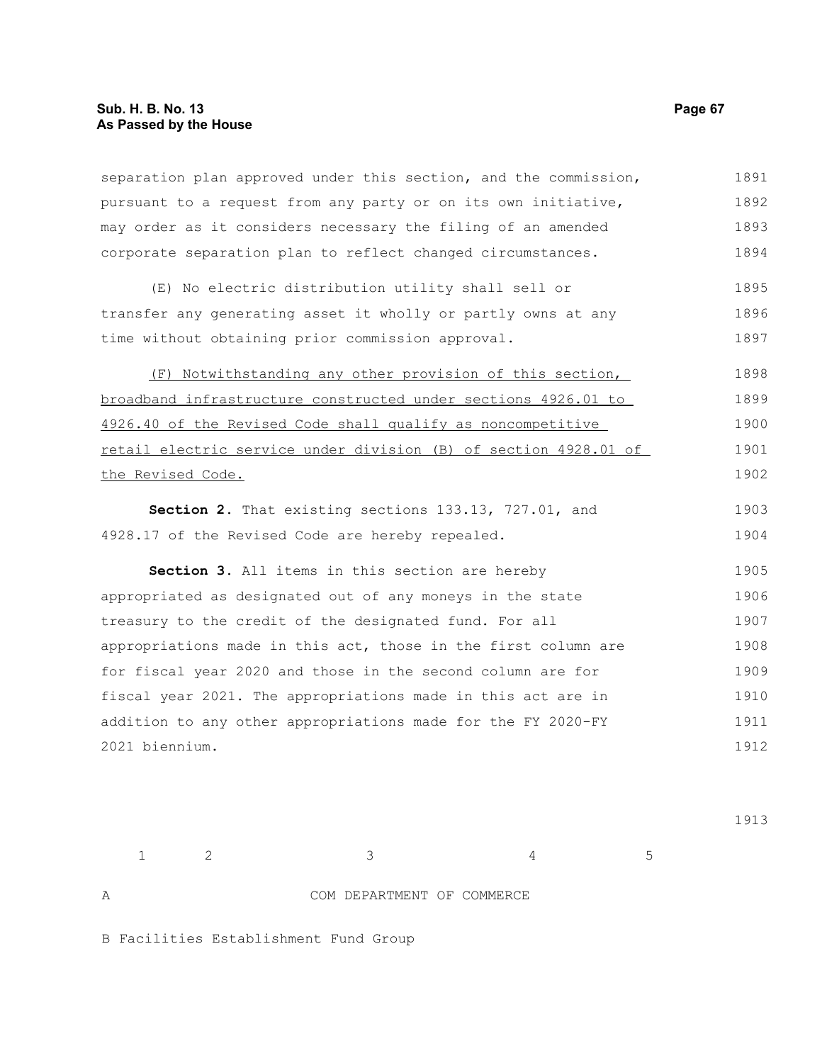separation plan approved under this section, and the commission, pursuant to a request from any party or on its own initiative, may order as it considers necessary the filing of an amended corporate separation plan to reflect changed circumstances.

(E) No electric distribution utility shall sell or transfer any generating asset it wholly or partly owns at any time without obtaining prior commission approval.

(F) Notwithstanding any other provision of this section, broadband infrastructure constructed under sections 4926.01 to 4926.40 of the Revised Code shall qualify as noncompetitive retail electric service under division (B) of section 4928.01 of the Revised Code.

**Section 2.** That existing sections 133.13, 727.01, and 4928.17 of the Revised Code are hereby repealed.

**Section 3.** All items in this section are hereby appropriated as designated out of any moneys in the state treasury to the credit of the designated fund. For all appropriations made in this act, those in the first column are for fiscal year 2020 and those in the second column are for fiscal year 2021. The appropriations made in this act are in addition to any other appropriations made for the FY 2020-FY 2021 biennium.

| | 1 | 2 | 3 | 4 | 5 |
|---|---|---|---|---|---|
| A | | | COM DEPARTMENT OF COMMERCE | | |
| B | Facilities Establishment Fund Group | | | | |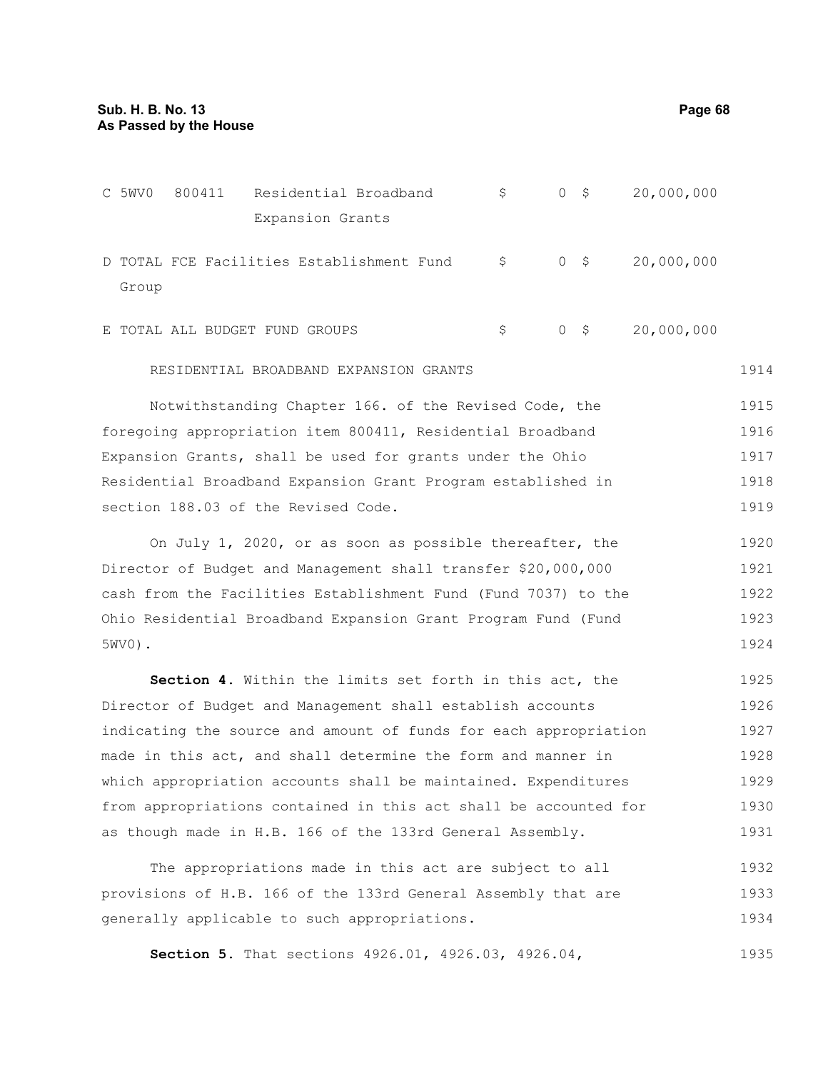| | | | | | |
|---|---|---|---|---|---|
| C | 5WV0 | 800411 | Residential Broadband Expansion Grants | $ 0 | $ 20,000,000 |
| D | TOTAL FCE Facilities Establishment Fund Group | | | $ 0 | $ 20,000,000 |
| E | TOTAL ALL BUDGET FUND GROUPS | | | $ 0 | $ 20,000,000 |

RESIDENTIAL BROADBAND EXPANSION GRANTS

Notwithstanding Chapter 166. of the Revised Code, the foregoing appropriation item 800411, Residential Broadband Expansion Grants, shall be used for grants under the Ohio Residential Broadband Expansion Grant Program established in section 188.03 of the Revised Code.

On July 1, 2020, or as soon as possible thereafter, the Director of Budget and Management shall transfer $20,000,000 cash from the Facilities Establishment Fund (Fund 7037) to the Ohio Residential Broadband Expansion Grant Program Fund (Fund 5WV0).

**Section 4.** Within the limits set forth in this act, the Director of Budget and Management shall establish accounts indicating the source and amount of funds for each appropriation made in this act, and shall determine the form and manner in which appropriation accounts shall be maintained. Expenditures from appropriations contained in this act shall be accounted for as though made in H.B. 166 of the 133rd General Assembly.

The appropriations made in this act are subject to all provisions of H.B. 166 of the 133rd General Assembly that are generally applicable to such appropriations.

**Section 5.** That sections 4926.01, 4926.03, 4926.04,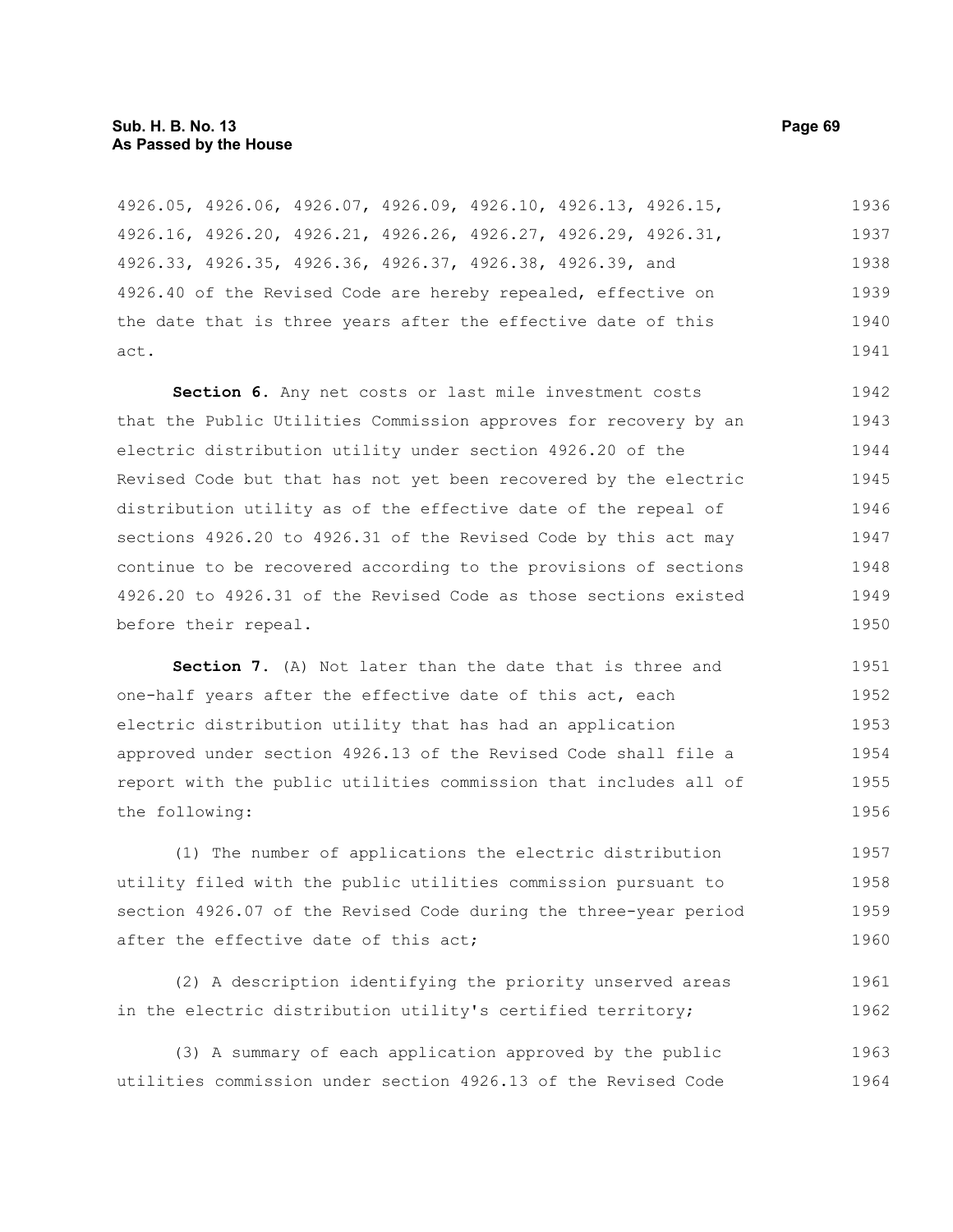4926.05, 4926.06, 4926.07, 4926.09, 4926.10, 4926.13, 4926.15, 4926.16, 4926.20, 4926.21, 4926.26, 4926.27, 4926.29, 4926.31, 4926.33, 4926.35, 4926.36, 4926.37, 4926.38, 4926.39, and 4926.40 of the Revised Code are hereby repealed, effective on the date that is three years after the effective date of this act.

**Section 6.** Any net costs or last mile investment costs that the Public Utilities Commission approves for recovery by an electric distribution utility under section 4926.20 of the Revised Code but that has not yet been recovered by the electric distribution utility as of the effective date of the repeal of sections 4926.20 to 4926.31 of the Revised Code by this act may continue to be recovered according to the provisions of sections 4926.20 to 4926.31 of the Revised Code as those sections existed before their repeal.

**Section 7.** (A) Not later than the date that is three and one-half years after the effective date of this act, each electric distribution utility that has had an application approved under section 4926.13 of the Revised Code shall file a report with the public utilities commission that includes all of the following:

(1) The number of applications the electric distribution utility filed with the public utilities commission pursuant to section 4926.07 of the Revised Code during the three-year period after the effective date of this act;

(2) A description identifying the priority unserved areas in the electric distribution utility's certified territory;

(3) A summary of each application approved by the public utilities commission under section 4926.13 of the Revised Code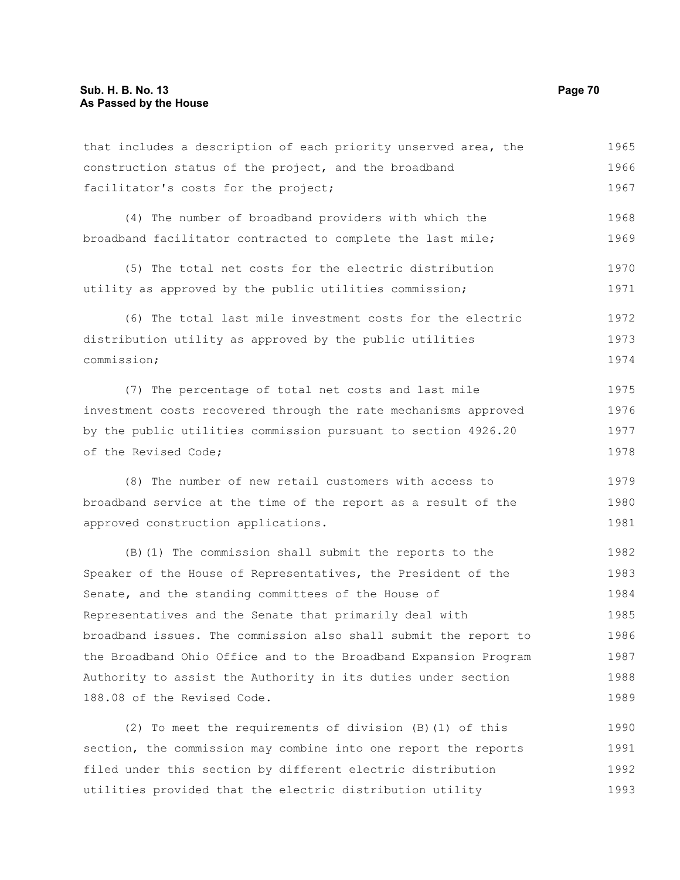that includes a description of each priority unserved area, the construction status of the project, and the broadband facilitator's costs for the project;

(4) The number of broadband providers with which the broadband facilitator contracted to complete the last mile;

(5) The total net costs for the electric distribution utility as approved by the public utilities commission;

(6) The total last mile investment costs for the electric distribution utility as approved by the public utilities commission;

(7) The percentage of total net costs and last mile investment costs recovered through the rate mechanisms approved by the public utilities commission pursuant to section 4926.20 of the Revised Code;

(8) The number of new retail customers with access to broadband service at the time of the report as a result of the approved construction applications.

(B)(1) The commission shall submit the reports to the Speaker of the House of Representatives, the President of the Senate, and the standing committees of the House of Representatives and the Senate that primarily deal with broadband issues. The commission also shall submit the report to the Broadband Ohio Office and to the Broadband Expansion Program Authority to assist the Authority in its duties under section 188.08 of the Revised Code.

(2) To meet the requirements of division (B)(1) of this section, the commission may combine into one report the reports filed under this section by different electric distribution utilities provided that the electric distribution utility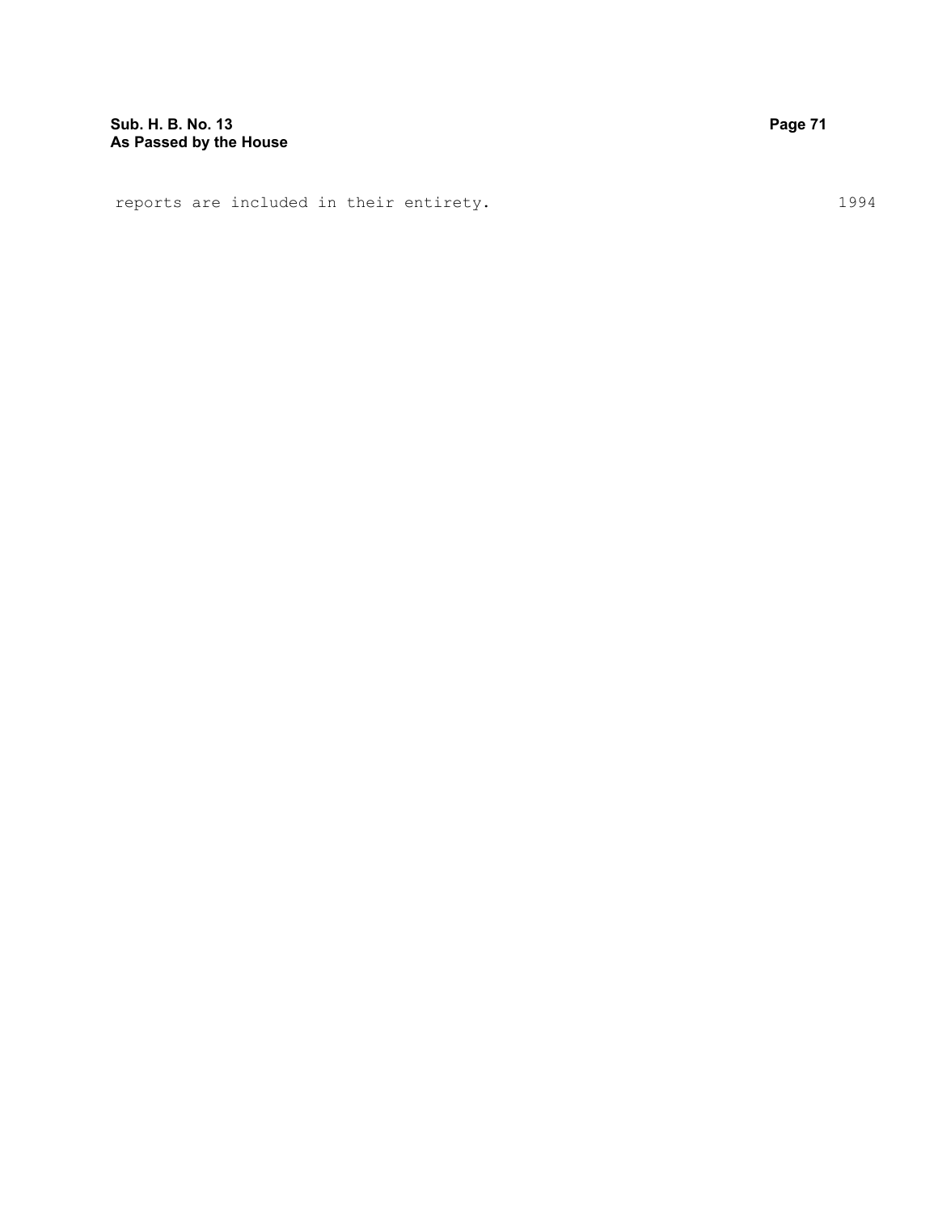reports are included in their entirety. 1994